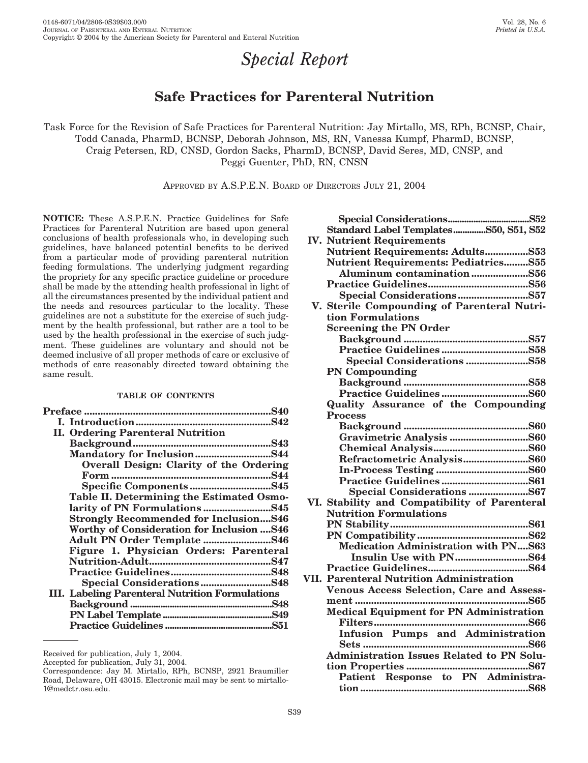# Special Report

## Safe Practices for Parenteral Nutrition

Task Force for the Revision of Safe Practices for Parenteral Nutrition: Jay Mirtallo, MS, RPh, BCNSP, Chair, Todd Canada, PharmD, BCNSP, Deborah Johnson, MS, RN, Vanessa Kumpf, PharmD, BCNSP, Craig Petersen, RD, CNSD, Gordon Sacks, PharmD, BCNSP, David Seres, MD, CNSP, and Peggi Guenter, PhD, RN, CNSN

APPROVED BY A.S.P.E.N. BOARD OF DIRECTORS JULY 21, 2004

**NOTICE:** These A.S.P.E.N. Practice Guidelines for Safe Practices for Parenteral Nutrition are based upon general conclusions of health professionals who, in developing such guidelines, have balanced potential benefits to be derived from a particular mode of providing parenteral nutrition feeding formulations. The underlying judgment regarding the propriety for any specific practice guideline or procedure shall be made by the attending health professional in light of all the circumstances presented by the individual patient and the needs and resources particular to the locality. These guidelines are not a substitute for the exercise of such judgment by the health professional, but rather are a tool to be used by the health professional in the exercise of such judgment. These guidelines are voluntary and should not be deemed inclusive of all proper methods of care or exclusive of methods of care reasonably directed toward obtaining the same result.

**TABLE OF CONTENTS**

- **Preface** .... S40
- **I. Introduction** .... S42
- **II. Ordering Parenteral Nutrition**
  - **Background** .... S43
  - **Mandatory for Inclusion** .... S44
    - **Overall Design: Clarity of the Ordering Form** .... S44
    - **Specific Components** .... S45
  - **Table II. Determining the Estimated Osmolarity of PN Formulations** .... S45
  - **Strongly Recommended for Inclusion** .... S46
  - **Worthy of Consideration for Inclusion** .... S46
  - **Adult PN Order Template** .... S46
  - **Figure 1. Physician Orders: Parenteral Nutrition-Adult** .... S47
  - **Practice Guidelines** .... S48
    - **Special Considerations** .... S48
- **III. Labeling Parenteral Nutrition Formulations**
  - **Background** .... S48
  - **PN Label Template** .... S49
  - **Practice Guidelines** .... S51
    - **Special Considerations** .... S52
  - **Standard Label Templates** .... S50, S51, S52
- **IV. Nutrient Requirements**
  - **Nutrient Requirements: Adults** .... S53
  - **Nutrient Requirements: Pediatrics** .... S55
    - **Aluminum contamination** .... S56
  - **Practice Guidelines** .... S56
    - **Special Considerations** .... S57
- **V. Sterile Compounding of Parenteral Nutrition Formulations**
  - **Screening the PN Order**
    - **Background** .... S57
    - **Practice Guidelines** .... S58
      - **Special Considerations** .... S58
  - **PN Compounding**
    - **Background** .... S58
    - **Practice Guidelines** .... S60
  - **Quality Assurance of the Compounding Process**
    - **Background** .... S60
    - **Gravimetric Analysis** .... S60
    - **Chemical Analysis** .... S60
    - **Refractometric Analysis** .... S60
    - **In-Process Testing** .... S60
    - **Practice Guidelines** .... S61
      - **Special Considerations** .... S67
- **VI. Stability and Compatibility of Parenteral Nutrition Formulations**
  - **PN Stability** .... S61
  - **PN Compatibility** .... S62
    - **Medication Administration with PN** .... S63
      - **Insulin Use with PN** .... S64
  - **Practice Guidelines** .... S64
- **VII. Parenteral Nutrition Administration**
  - **Venous Access Selection, Care and Assessment** .... S65
  - **Medical Equipment for PN Administration**
    - **Filters** .... S66
    - **Infusion Pumps and Administration Sets** .... S66
  - **Administration Issues Related to PN Solution Properties** .... S67
    - **Patient Response to PN Administration** .... S68

---

Received for publication, July 1, 2004.
Accepted for publication, July 31, 2004.
Correspondence: Jay M. Mirtallo, RPh, BCNSP, 2921 Braumiller Road, Delaware, OH 43015. Electronic mail may be sent to mirtallo-1@medctr.osu.edu.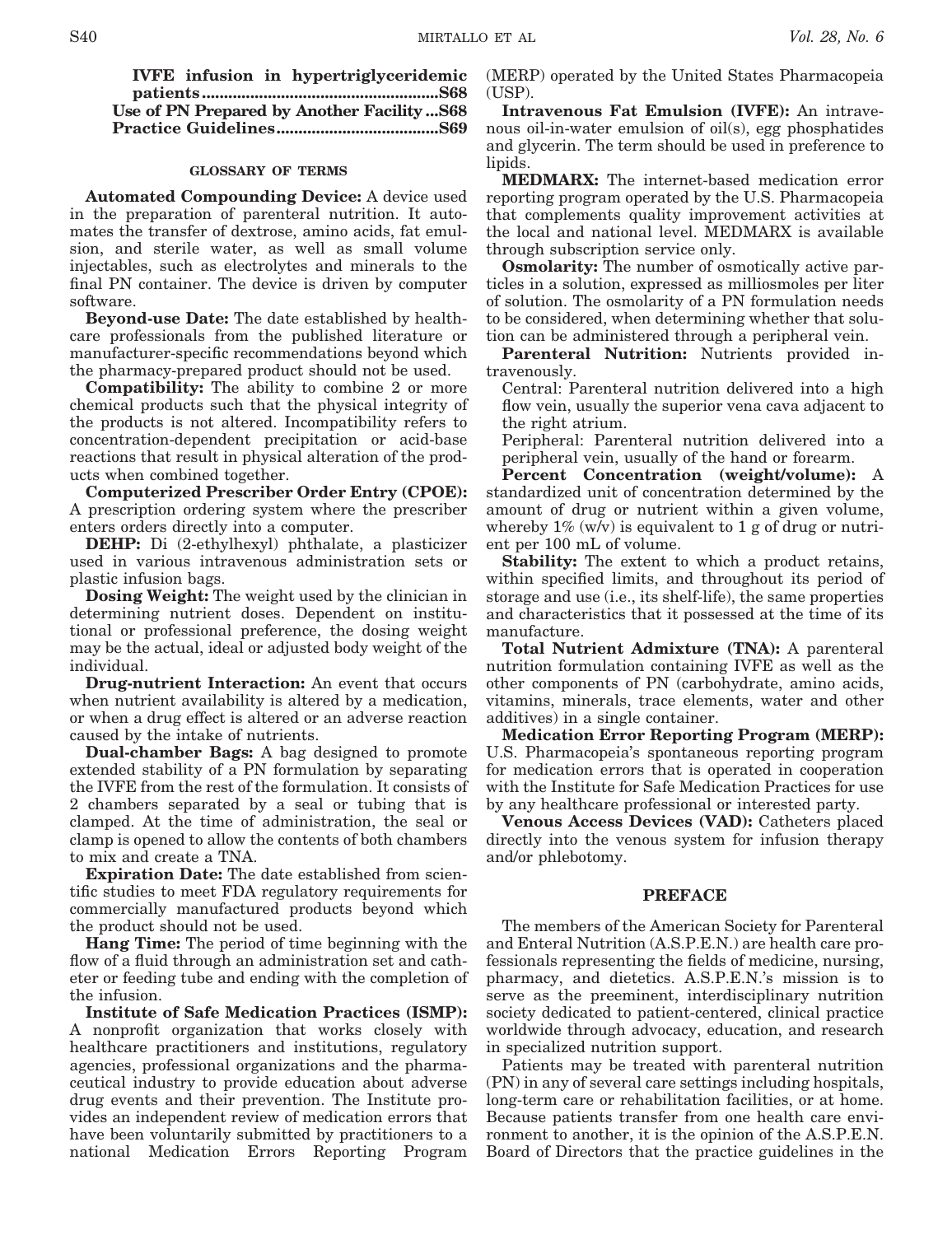IVFE infusion in hypertriglyceridemic patients ..................................................S68
Use of PN Prepared by Another Facility ...S68
Practice Guidelines ....................................S69

## GLOSSARY OF TERMS

**Automated Compounding Device:** A device used in the preparation of parenteral nutrition. It automates the transfer of dextrose, amino acids, fat emulsion, and sterile water, as well as small volume injectables, such as electrolytes and minerals to the final PN container. The device is driven by computer software.

**Beyond-use Date:** The date established by healthcare professionals from the published literature or manufacturer-specific recommendations beyond which the pharmacy-prepared product should not be used.

**Compatibility:** The ability to combine 2 or more chemical products such that the physical integrity of the products is not altered. Incompatibility refers to concentration-dependent precipitation or acid-base reactions that result in physical alteration of the products when combined together.

**Computerized Prescriber Order Entry (CPOE):** A prescription ordering system where the prescriber enters orders directly into a computer.

**DEHP:** Di (2-ethylhexyl) phthalate, a plasticizer used in various intravenous administration sets or plastic infusion bags.

**Dosing Weight:** The weight used by the clinician in determining nutrient doses. Dependent on institutional or professional preference, the dosing weight may be the actual, ideal or adjusted body weight of the individual.

**Drug-nutrient Interaction:** An event that occurs when nutrient availability is altered by a medication, or when a drug effect is altered or an adverse reaction caused by the intake of nutrients.

**Dual-chamber Bags:** A bag designed to promote extended stability of a PN formulation by separating the IVFE from the rest of the formulation. It consists of 2 chambers separated by a seal or tubing that is clamped. At the time of administration, the seal or clamp is opened to allow the contents of both chambers to mix and create a TNA.

**Expiration Date:** The date established from scientific studies to meet FDA regulatory requirements for commercially manufactured products beyond which the product should not be used.

**Hang Time:** The period of time beginning with the flow of a fluid through an administration set and catheter or feeding tube and ending with the completion of the infusion.

**Institute of Safe Medication Practices (ISMP):** A nonprofit organization that works closely with healthcare practitioners and institutions, regulatory agencies, professional organizations and the pharmaceutical industry to provide education about adverse drug events and their prevention. The Institute provides an independent review of medication errors that have been voluntarily submitted by practitioners to a national Medication Errors Reporting Program (MERP) operated by the United States Pharmacopeia (USP).

**Intravenous Fat Emulsion (IVFE):** An intravenous oil-in-water emulsion of oil(s), egg phosphatides and glycerin. The term should be used in preference to lipids.

**MEDMARX:** The internet-based medication error reporting program operated by the U.S. Pharmacopeia that complements quality improvement activities at the local and national level. MEDMARX is available through subscription service only.

**Osmolarity:** The number of osmotically active particles in a solution, expressed as milliosmoles per liter of solution. The osmolarity of a PN formulation needs to be considered, when determining whether that solution can be administered through a peripheral vein.

**Parenteral Nutrition:** Nutrients provided intravenously.

Central: Parenteral nutrition delivered into a high flow vein, usually the superior vena cava adjacent to the right atrium.

Peripheral: Parenteral nutrition delivered into a peripheral vein, usually of the hand or forearm.

**Percent Concentration (weight/volume):** A standardized unit of concentration determined by the amount of drug or nutrient within a given volume, whereby 1% (w/v) is equivalent to 1 g of drug or nutrient per 100 mL of volume.

**Stability:** The extent to which a product retains, within specified limits, and throughout its period of storage and use (i.e., its shelf-life), the same properties and characteristics that it possessed at the time of its manufacture.

**Total Nutrient Admixture (TNA):** A parenteral nutrition formulation containing IVFE as well as the other components of PN (carbohydrate, amino acids, vitamins, minerals, trace elements, water and other additives) in a single container.

**Medication Error Reporting Program (MERP):** U.S. Pharmacopeia's spontaneous reporting program for medication errors that is operated in cooperation with the Institute for Safe Medication Practices for use by any healthcare professional or interested party.

**Venous Access Devices (VAD):** Catheters placed directly into the venous system for infusion therapy and/or phlebotomy.

## PREFACE

The members of the American Society for Parenteral and Enteral Nutrition (A.S.P.E.N.) are health care professionals representing the fields of medicine, nursing, pharmacy, and dietetics. A.S.P.E.N.'s mission is to serve as the preeminent, interdisciplinary nutrition society dedicated to patient-centered, clinical practice worldwide through advocacy, education, and research in specialized nutrition support.

Patients may be treated with parenteral nutrition (PN) in any of several care settings including hospitals, long-term care or rehabilitation facilities, or at home. Because patients transfer from one health care environment to another, it is the opinion of the A.S.P.E.N. Board of Directors that the practice guidelines in the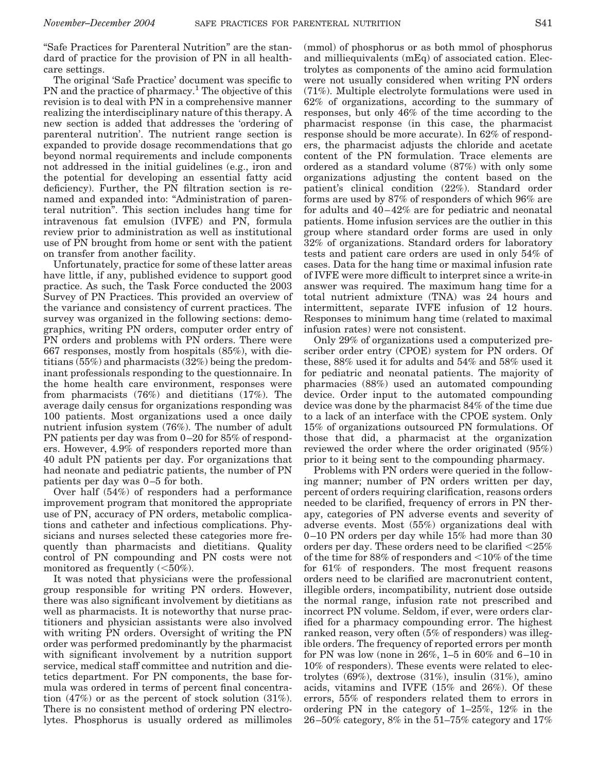"Safe Practices for Parenteral Nutrition" are the standard of practice for the provision of PN in all healthcare settings.

The original 'Safe Practice' document was specific to PN and the practice of pharmacy.[1] The objective of this revision is to deal with PN in a comprehensive manner realizing the interdisciplinary nature of this therapy. A new section is added that addresses the 'ordering of parenteral nutrition'. The nutrient range section is expanded to provide dosage recommendations that go beyond normal requirements and include components not addressed in the initial guidelines (e.g., iron and the potential for developing an essential fatty acid deficiency). Further, the PN filtration section is renamed and expanded into: "Administration of parenteral nutrition". This section includes hang time for intravenous fat emulsion (IVFE) and PN, formula review prior to administration as well as institutional use of PN brought from home or sent with the patient on transfer from another facility.

Unfortunately, practice for some of these latter areas have little, if any, published evidence to support good practice. As such, the Task Force conducted the 2003 Survey of PN Practices. This provided an overview of the variance and consistency of current practices. The survey was organized in the following sections: demographics, writing PN orders, computer order entry of PN orders and problems with PN orders. There were 667 responses, mostly from hospitals (85%), with dietitians (55%) and pharmacists (32%) being the predominant professionals responding to the questionnaire. In the home health care environment, responses were from pharmacists (76%) and dietitians (17%). The average daily census for organizations responding was 100 patients. Most organizations used a once daily nutrient infusion system (76%). The number of adult PN patients per day was from 0–20 for 85% of responders. However, 4.9% of responders reported more than 40 adult PN patients per day. For organizations that had neonate and pediatric patients, the number of PN patients per day was 0–5 for both.

Over half (54%) of responders had a performance improvement program that monitored the appropriate use of PN, accuracy of PN orders, metabolic complications and catheter and infectious complications. Physicians and nurses selected these categories more frequently than pharmacists and dietitians. Quality control of PN compounding and PN costs were not monitored as frequently (<50%).

It was noted that physicians were the professional group responsible for writing PN orders. However, there was also significant involvement by dietitians as well as pharmacists. It is noteworthy that nurse practitioners and physician assistants were also involved with writing PN orders. Oversight of writing the PN order was performed predominantly by the pharmacist with significant involvement by a nutrition support service, medical staff committee and nutrition and dietetics department. For PN components, the base formula was ordered in terms of percent final concentration (47%) or as the percent of stock solution (31%). There is no consistent method of ordering PN electrolytes. Phosphorus is usually ordered as millimoles (mmol) of phosphorus or as both mmol of phosphorus and milliequivalents (mEq) of associated cation. Electrolytes as components of the amino acid formulation were not usually considered when writing PN orders (71%). Multiple electrolyte formulations were used in 62% of organizations, according to the summary of responses, but only 46% of the time according to the pharmacist response (in this case, the pharmacist response should be more accurate). In 62% of responders, the pharmacist adjusts the chloride and acetate content of the PN formulation. Trace elements are ordered as a standard volume (87%) with only some organizations adjusting the content based on the patient's clinical condition (22%). Standard order forms are used by 87% of responders of which 96% are for adults and 40–42% are for pediatric and neonatal patients. Home infusion services are the outlier in this group where standard order forms are used in only 32% of organizations. Standard orders for laboratory tests and patient care orders are used in only 54% of cases. Data for the hang time or maximal infusion rate of IVFE were more difficult to interpret since a write-in answer was required. The maximum hang time for a total nutrient admixture (TNA) was 24 hours and intermittent, separate IVFE infusion of 12 hours. Responses to minimum hang time (related to maximal infusion rates) were not consistent.

Only 29% of organizations used a computerized prescriber order entry (CPOE) system for PN orders. Of these, 88% used it for adults and 54% and 58% used it for pediatric and neonatal patients. The majority of pharmacies (88%) used an automated compounding device. Order input to the automated compounding device was done by the pharmacist 84% of the time due to a lack of an interface with the CPOE system. Only 15% of organizations outsourced PN formulations. Of those that did, a pharmacist at the organization reviewed the order where the order originated (95%) prior to it being sent to the compounding pharmacy.

Problems with PN orders were queried in the following manner; number of PN orders written per day, percent of orders requiring clarification, reasons orders needed to be clarified, frequency of errors in PN therapy, categories of PN adverse events and severity of adverse events. Most (55%) organizations deal with 0–10 PN orders per day while 15% had more than 30 orders per day. These orders need to be clarified <25% of the time for 88% of responders and <10% of the time for 61% of responders. The most frequent reasons orders need to be clarified are macronutrient content, illegible orders, incompatibility, nutrient dose outside the normal range, infusion rate not prescribed and incorrect PN volume. Seldom, if ever, were orders clarified for a pharmacy compounding error. The highest ranked reason, very often (5% of responders) was illegible orders. The frequency of reported errors per month for PN was low (none in 26%, 1–5 in 60% and 6–10 in 10% of responders). These events were related to electrolytes (69%), dextrose (31%), insulin (31%), amino acids, vitamins and IVFE (15% and 26%). Of these errors, 55% of responders related them to errors in ordering PN in the category of 1–25%, 12% in the 26–50% category, 8% in the 51–75% category and 17%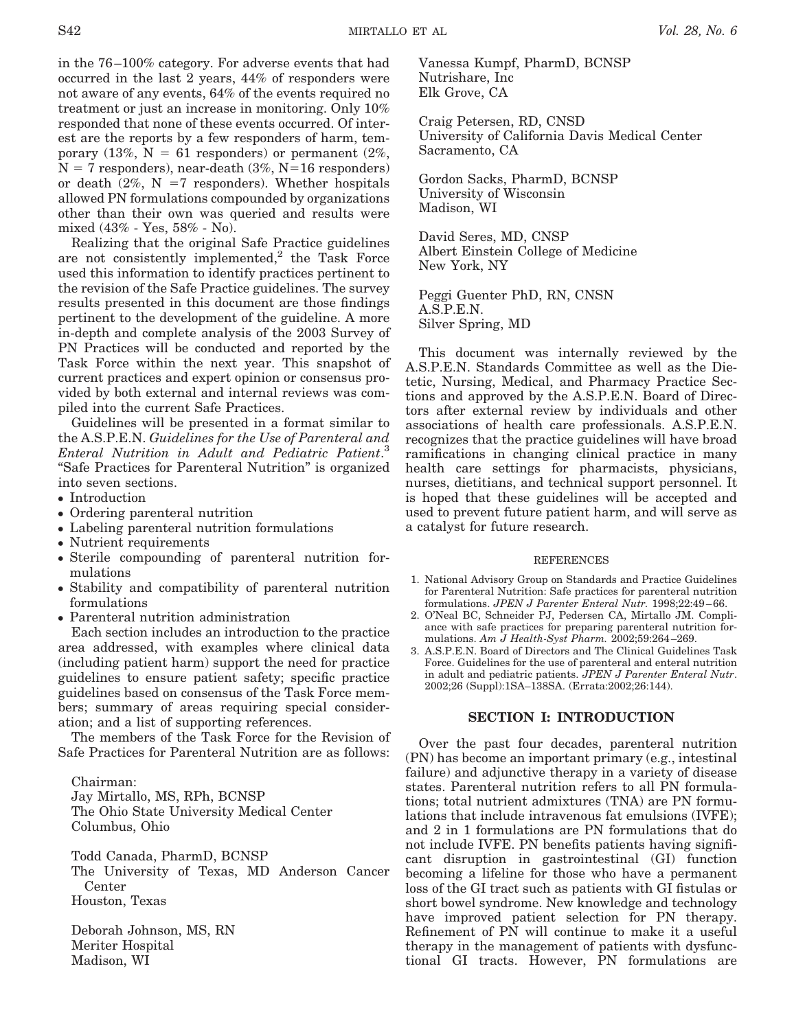in the 76–100% category. For adverse events that had occurred in the last 2 years, 44% of responders were not aware of any events, 64% of the events required no treatment or just an increase in monitoring. Only 10% responded that none of these events occurred. Of interest are the reports by a few responders of harm, temporary (13%, N = 61 responders) or permanent (2%, N = 7 responders), near-death (3%, N=16 responders) or death (2%, N =7 responders). Whether hospitals allowed PN formulations compounded by organizations other than their own was queried and results were mixed (43% - Yes, 58% - No).

Realizing that the original Safe Practice guidelines are not consistently implemented,[2] the Task Force used this information to identify practices pertinent to the revision of the Safe Practice guidelines. The survey results presented in this document are those findings pertinent to the development of the guideline. A more in-depth and complete analysis of the 2003 Survey of PN Practices will be conducted and reported by the Task Force within the next year. This snapshot of current practices and expert opinion or consensus provided by both external and internal reviews was compiled into the current Safe Practices.

Guidelines will be presented in a format similar to the A.S.P.E.N. *Guidelines for the Use of Parenteral and Enteral Nutrition in Adult and Pediatric Patient*.[3] "Safe Practices for Parenteral Nutrition" is organized into seven sections.

- Introduction
- Ordering parenteral nutrition
- Labeling parenteral nutrition formulations
- Nutrient requirements
- Sterile compounding of parenteral nutrition formulations
- Stability and compatibility of parenteral nutrition formulations
- Parenteral nutrition administration

Each section includes an introduction to the practice area addressed, with examples where clinical data (including patient harm) support the need for practice guidelines to ensure patient safety; specific practice guidelines based on consensus of the Task Force members; summary of areas requiring special consideration; and a list of supporting references.

The members of the Task Force for the Revision of Safe Practices for Parenteral Nutrition are as follows:

Chairman:
Jay Mirtallo, MS, RPh, BCNSP
The Ohio State University Medical Center
Columbus, Ohio

Todd Canada, PharmD, BCNSP
The University of Texas, MD Anderson Cancer Center
Houston, Texas

Deborah Johnson, MS, RN
Meriter Hospital
Madison, WI

Vanessa Kumpf, PharmD, BCNSP
Nutrishare, Inc
Elk Grove, CA

Craig Petersen, RD, CNSD
University of California Davis Medical Center
Sacramento, CA

Gordon Sacks, PharmD, BCNSP
University of Wisconsin
Madison, WI

David Seres, MD, CNSP
Albert Einstein College of Medicine
New York, NY

Peggi Guenter PhD, RN, CNSN
A.S.P.E.N.
Silver Spring, MD

This document was internally reviewed by the A.S.P.E.N. Standards Committee as well as the Dietetic, Nursing, Medical, and Pharmacy Practice Sections and approved by the A.S.P.E.N. Board of Directors after external review by individuals and other associations of health care professionals. A.S.P.E.N. recognizes that the practice guidelines will have broad ramifications in changing clinical practice in many health care settings for pharmacists, physicians, nurses, dietitians, and technical support personnel. It is hoped that these guidelines will be accepted and used to prevent future patient harm, and will serve as a catalyst for future research.

REFERENCES

1. National Advisory Group on Standards and Practice Guidelines for Parenteral Nutrition: Safe practices for parenteral nutrition formulations. *JPEN J Parenter Enteral Nutr.* 1998;22:49–66.
2. O'Neal BC, Schneider PJ, Pedersen CA, Mirtallo JM. Compliance with safe practices for preparing parenteral nutrition formulations. *Am J Health-Syst Pharm.* 2002;59:264–269.
3. A.S.P.E.N. Board of Directors and The Clinical Guidelines Task Force. Guidelines for the use of parenteral and enteral nutrition in adult and pediatric patients. *JPEN J Parenter Enteral Nutr*. 2002;26 (Suppl):1SA–138SA. (Errata:2002;26:144).

## SECTION I: INTRODUCTION

Over the past four decades, parenteral nutrition (PN) has become an important primary (e.g., intestinal failure) and adjunctive therapy in a variety of disease states. Parenteral nutrition refers to all PN formulations; total nutrient admixtures (TNA) are PN formulations that include intravenous fat emulsions (IVFE); and 2 in 1 formulations are PN formulations that do not include IVFE. PN benefits patients having significant disruption in gastrointestinal (GI) function becoming a lifeline for those who have a permanent loss of the GI tract such as patients with GI fistulas or short bowel syndrome. New knowledge and technology have improved patient selection for PN therapy. Refinement of PN will continue to make it a useful therapy in the management of patients with dysfunctional GI tracts. However, PN formulations are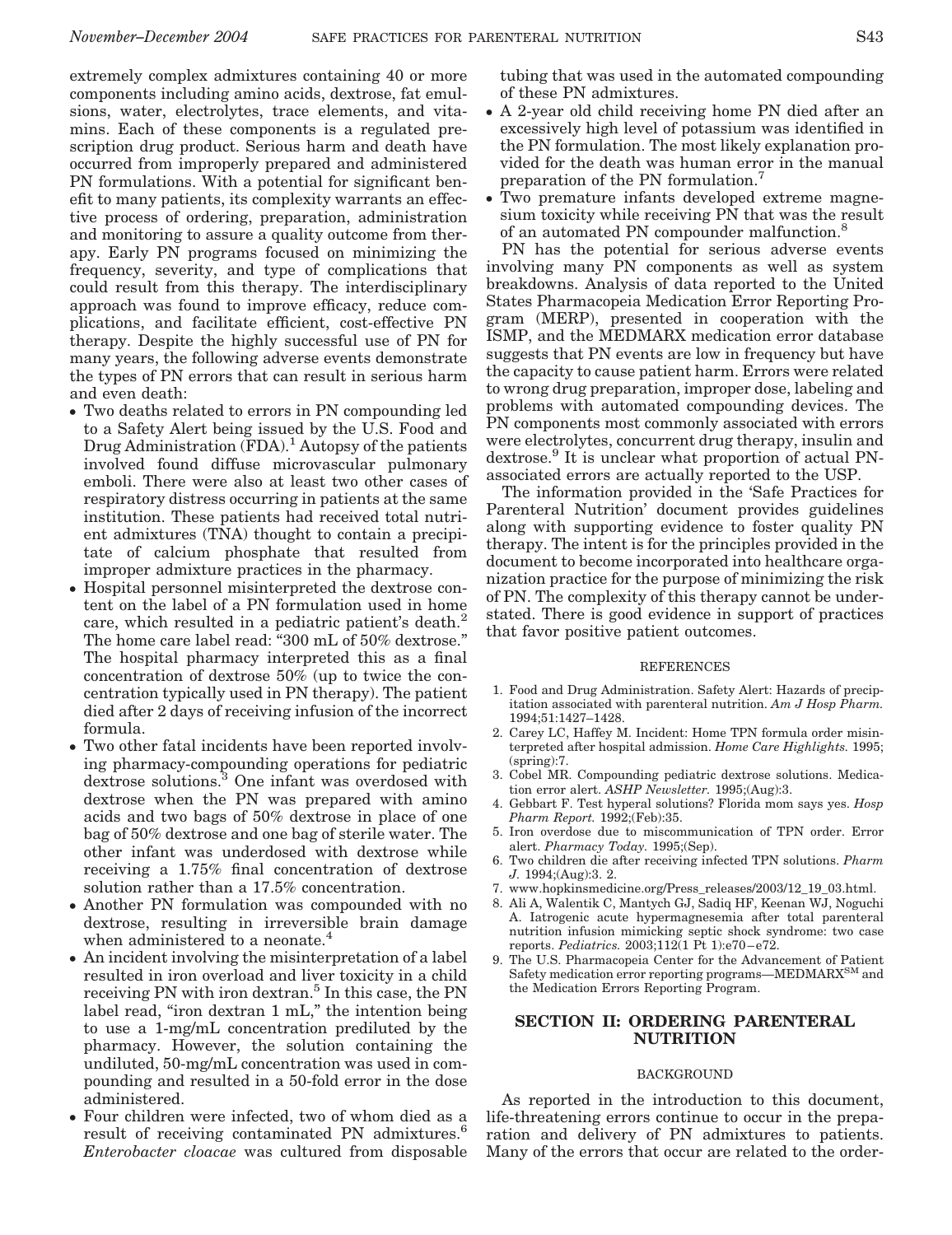extremely complex admixtures containing 40 or more components including amino acids, dextrose, fat emulsions, water, electrolytes, trace elements, and vitamins. Each of these components is a regulated prescription drug product. Serious harm and death have occurred from improperly prepared and administered PN formulations. With a potential for significant benefit to many patients, its complexity warrants an effective process of ordering, preparation, administration and monitoring to assure a quality outcome from therapy. Early PN programs focused on minimizing the frequency, severity, and type of complications that could result from this therapy. The interdisciplinary approach was found to improve efficacy, reduce complications, and facilitate efficient, cost-effective PN therapy. Despite the highly successful use of PN for many years, the following adverse events demonstrate the types of PN errors that can result in serious harm and even death:

- Two deaths related to errors in PN compounding led to a Safety Alert being issued by the U.S. Food and Drug Administration (FDA).[1] Autopsy of the patients involved found diffuse microvascular pulmonary emboli. There were also at least two other cases of respiratory distress occurring in patients at the same institution. These patients had received total nutrient admixtures (TNA) thought to contain a precipitate of calcium phosphate that resulted from improper admixture practices in the pharmacy.
- Hospital personnel misinterpreted the dextrose content on the label of a PN formulation used in home care, which resulted in a pediatric patient's death.[2] The home care label read: "300 mL of 50% dextrose." The hospital pharmacy interpreted this as a final concentration of dextrose 50% (up to twice the concentration typically used in PN therapy). The patient died after 2 days of receiving infusion of the incorrect formula.
- Two other fatal incidents have been reported involving pharmacy-compounding operations for pediatric dextrose solutions.[3] One infant was overdosed with dextrose when the PN was prepared with amino acids and two bags of 50% dextrose in place of one bag of 50% dextrose and one bag of sterile water. The other infant was underdosed with dextrose while receiving a 1.75% final concentration of dextrose solution rather than a 17.5% concentration.
- Another PN formulation was compounded with no dextrose, resulting in irreversible brain damage when administered to a neonate.[4]
- An incident involving the misinterpretation of a label resulted in iron overload and liver toxicity in a child receiving PN with iron dextran.[5] In this case, the PN label read, "iron dextran 1 mL," the intention being to use a 1-mg/mL concentration prediluted by the pharmacy. However, the solution containing the undiluted, 50-mg/mL concentration was used in compounding and resulted in a 50-fold error in the dose administered.
- Four children were infected, two of whom died as a result of receiving contaminated PN admixtures.[6] *Enterobacter cloacae* was cultured from disposable tubing that was used in the automated compounding of these PN admixtures.
- A 2-year old child receiving home PN died after an excessively high level of potassium was identified in the PN formulation. The most likely explanation provided for the death was human error in the manual preparation of the PN formulation.[7]
- Two premature infants developed extreme magnesium toxicity while receiving PN that was the result of an automated PN compounder malfunction.[8]

PN has the potential for serious adverse events involving many PN components as well as system breakdowns. Analysis of data reported to the United States Pharmacopeia Medication Error Reporting Program (MERP), presented in cooperation with the ISMP, and the MEDMARX medication error database suggests that PN events are low in frequency but have the capacity to cause patient harm. Errors were related to wrong drug preparation, improper dose, labeling and problems with automated compounding devices. The PN components most commonly associated with errors were electrolytes, concurrent drug therapy, insulin and dextrose.[9] It is unclear what proportion of actual PN-associated errors are actually reported to the USP.

The information provided in the 'Safe Practices for Parenteral Nutrition' document provides guidelines along with supporting evidence to foster quality PN therapy. The intent is for the principles provided in the document to become incorporated into healthcare organization practice for the purpose of minimizing the risk of PN. The complexity of this therapy cannot be understated. There is good evidence in support of practices that favor positive patient outcomes.

### REFERENCES

1. Food and Drug Administration. Safety Alert: Hazards of precipitation associated with parenteral nutrition. *Am J Hosp Pharm.* 1994;51:1427–1428.
2. Carey LC, Haffey M. Incident: Home TPN formula order misinterpreted after hospital admission. *Home Care Highlights.* 1995;(spring):7.
3. Cobel MR. Compounding pediatric dextrose solutions. Medication error alert. *ASHP Newsletter.* 1995;(Aug):3.
4. Gebbart F. Test hyperal solutions? Florida mom says yes. *Hosp Pharm Report.* 1992;(Feb):35.
5. Iron overdose due to miscommunication of TPN order. Error alert. *Pharmacy Today.* 1995;(Sep).
6. Two children die after receiving infected TPN solutions. *Pharm J.* 1994;(Aug):3. 2.
7. www.hopkinsmedicine.org/Press_releases/2003/12_19_03.html.
8. Ali A, Walentik C, Mantych GJ, Sadiq HF, Keenan WJ, Noguchi A. Iatrogenic acute hypermagnesemia after total parenteral nutrition infusion mimicking septic shock syndrome: two case reports. *Pediatrics.* 2003;112(1 Pt 1):e70–e72.
9. The U.S. Pharmacopeia Center for the Advancement of Patient Safety medication error reporting programs—MEDMARX[SM] and the Medication Errors Reporting Program.

## SECTION II: ORDERING PARENTERAL NUTRITION

### BACKGROUND

As reported in the introduction to this document, life-threatening errors continue to occur in the preparation and delivery of PN admixtures to patients. Many of the errors that occur are related to the order-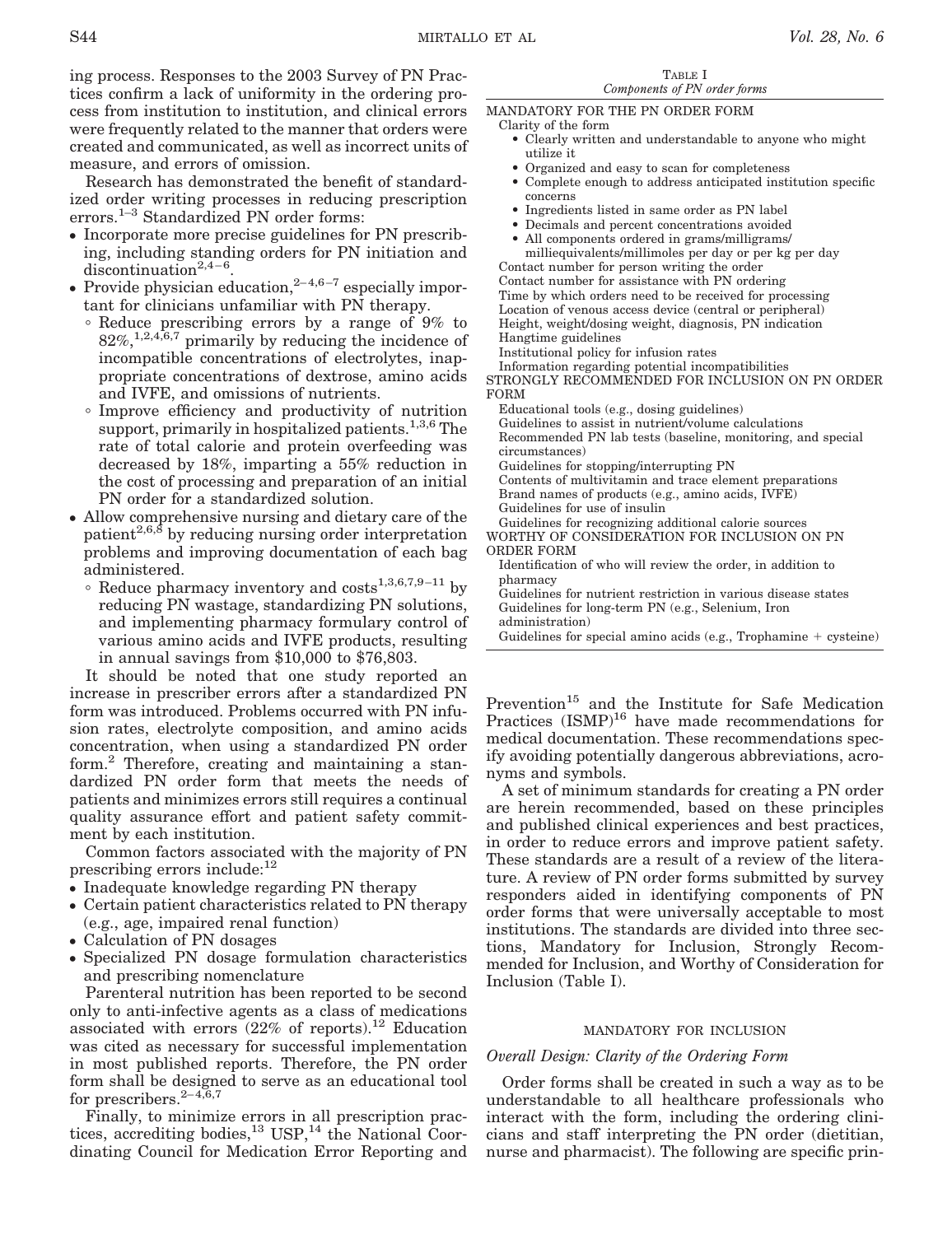ing process. Responses to the 2003 Survey of PN Practices confirm a lack of uniformity in the ordering process from institution to institution, and clinical errors were frequently related to the manner that orders were created and communicated, as well as incorrect units of measure, and errors of omission.

Research has demonstrated the benefit of standardized order writing processes in reducing prescription errors.[1–3] Standardized PN order forms:

- Incorporate more precise guidelines for PN prescribing, including standing orders for PN initiation and discontinuation[2,4–6].
- Provide physician education,[2–4,6–7] especially important for clinicians unfamiliar with PN therapy.
  - Reduce prescribing errors by a range of 9% to 82%,[1,2,4,6,7] primarily by reducing the incidence of incompatible concentrations of electrolytes, inappropriate concentrations of dextrose, amino acids and IVFE, and omissions of nutrients.
  - Improve efficiency and productivity of nutrition support, primarily in hospitalized patients.[1,3,6] The rate of total calorie and protein overfeeding was decreased by 18%, imparting a 55% reduction in the cost of processing and preparation of an initial PN order for a standardized solution.
- Allow comprehensive nursing and dietary care of the patient[2,6,8] by reducing nursing order interpretation problems and improving documentation of each bag administered.
  - Reduce pharmacy inventory and costs[1,3,6,7,9–11] by reducing PN wastage, standardizing PN solutions, and implementing pharmacy formulary control of various amino acids and IVFE products, resulting in annual savings from $10,000 to $76,803.

It should be noted that one study reported an increase in prescriber errors after a standardized PN form was introduced. Problems occurred with PN infusion rates, electrolyte composition, and amino acids concentration, when using a standardized PN order form.[2] Therefore, creating and maintaining a standardized PN order form that meets the needs of patients and minimizes errors still requires a continual quality assurance effort and patient safety commitment by each institution.

Common factors associated with the majority of PN prescribing errors include:[12]

- Inadequate knowledge regarding PN therapy
- Certain patient characteristics related to PN therapy (e.g., age, impaired renal function)
- Calculation of PN dosages
- Specialized PN dosage formulation characteristics and prescribing nomenclature

Parenteral nutrition has been reported to be second only to anti-infective agents as a class of medications associated with errors (22% of reports).[12] Education was cited as necessary for successful implementation in most published reports. Therefore, the PN order form shall be designed to serve as an educational tool for prescribers.[2–4,6,7]

Finally, to minimize errors in all prescription practices, accrediting bodies,[13] USP,[14] the National Coordinating Council for Medication Error Reporting and Prevention[15] and the Institute for Safe Medication Practices (ISMP)[16] have made recommendations for medical documentation. These recommendations specify avoiding potentially dangerous abbreviations, acronyms and symbols.

A set of minimum standards for creating a PN order are herein recommended, based on these principles and published clinical experiences and best practices, in order to reduce errors and improve patient safety. These standards are a result of a review of the literature. A review of PN order forms submitted by survey responders aided in identifying components of PN order forms that were universally acceptable to most institutions. The standards are divided into three sections, Mandatory for Inclusion, Strongly Recommended for Inclusion, and Worthy of Consideration for Inclusion (Table I).

TABLE I
*Components of PN order forms*

| |
|---|
| MANDATORY FOR THE PN ORDER FORM |
| Clarity of the form |
| • Clearly written and understandable to anyone who might utilize it |
| • Organized and easy to scan for completeness |
| • Complete enough to address anticipated institution specific concerns |
| • Ingredients listed in same order as PN label |
| • Decimals and percent concentrations avoided |
| • All components ordered in grams/milligrams/milliequivalents/millimoles per day or per kg per day |
| Contact number for person writing the order |
| Contact number for assistance with PN ordering |
| Time by which orders need to be received for processing |
| Location of venous access device (central or peripheral) |
| Height, weight/dosing weight, diagnosis, PN indication |
| Hangtime guidelines |
| Institutional policy for infusion rates |
| Information regarding potential incompatibilities |
| STRONGLY RECOMMENDED FOR INCLUSION ON PN ORDER FORM |
| Educational tools (e.g., dosing guidelines) |
| Guidelines to assist in nutrient/volume calculations |
| Recommended PN lab tests (baseline, monitoring, and special circumstances) |
| Guidelines for stopping/interrupting PN |
| Contents of multivitamin and trace element preparations |
| Brand names of products (e.g., amino acids, IVFE) |
| Guidelines for use of insulin |
| Guidelines for recognizing additional calorie sources |
| WORTHY OF CONSIDERATION FOR INCLUSION ON PN ORDER FORM |
| Identification of who will review the order, in addition to pharmacy |
| Guidelines for nutrient restriction in various disease states |
| Guidelines for long-term PN (e.g., Selenium, Iron administration) |
| Guidelines for special amino acids (e.g., Trophamine + cysteine) |

## MANDATORY FOR INCLUSION

### *Overall Design: Clarity of the Ordering Form*

Order forms shall be created in such a way as to be understandable to all healthcare professionals who interact with the form, including the ordering clinicians and staff interpreting the PN order (dietitian, nurse and pharmacist). The following are specific prin-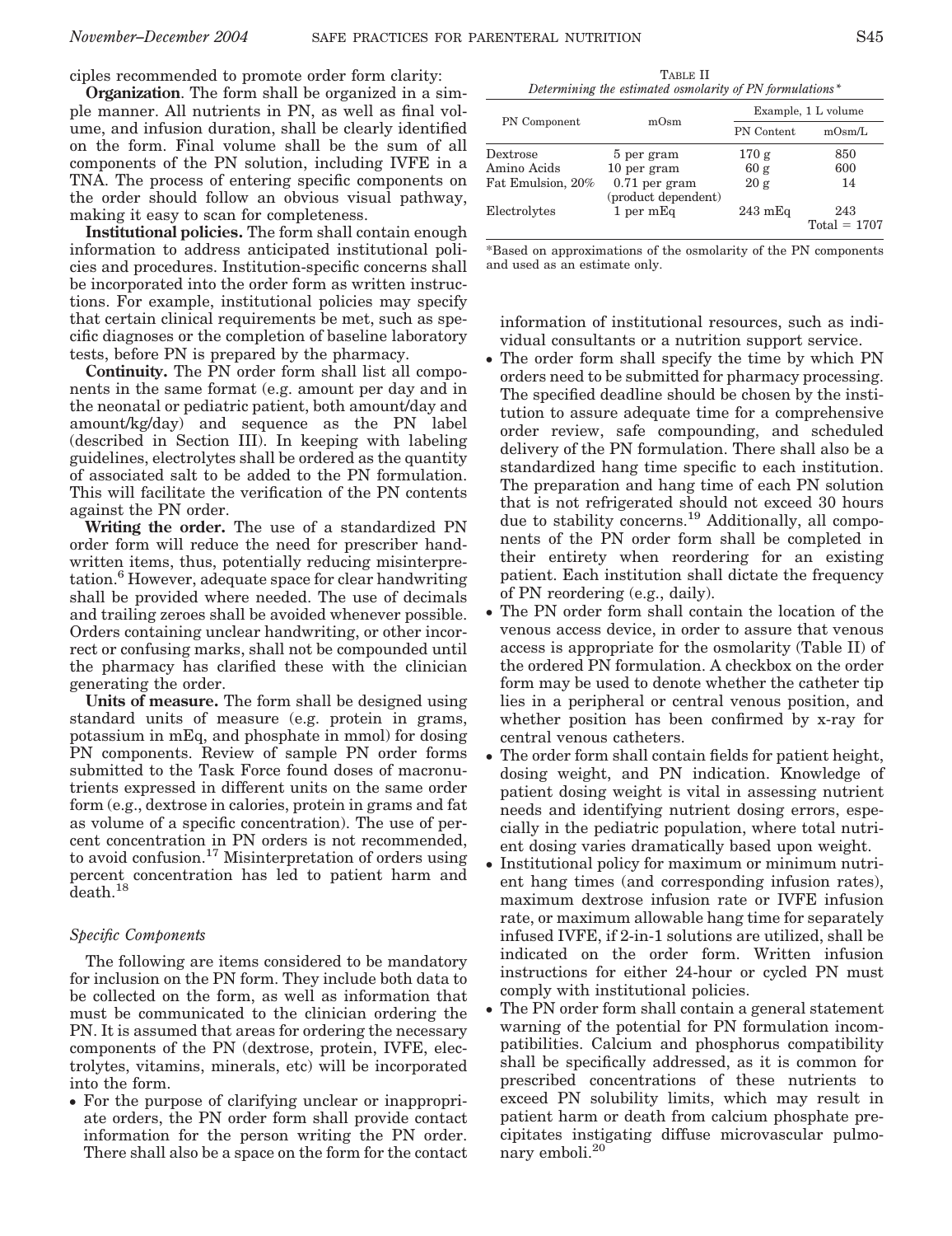ciples recommended to promote order form clarity:

**Organization**. The form shall be organized in a simple manner. All nutrients in PN, as well as final volume, and infusion duration, shall be clearly identified on the form. Final volume shall be the sum of all components of the PN solution, including IVFE in a TNA. The process of entering specific components on the order should follow an obvious visual pathway, making it easy to scan for completeness.

**Institutional policies.** The form shall contain enough information to address anticipated institutional policies and procedures. Institution-specific concerns shall be incorporated into the order form as written instructions. For example, institutional policies may specify that certain clinical requirements be met, such as specific diagnoses or the completion of baseline laboratory tests, before PN is prepared by the pharmacy.

**Continuity.** The PN order form shall list all components in the same format (e.g. amount per day and in the neonatal or pediatric patient, both amount/day and amount/kg/day) and sequence as the PN label (described in Section III). In keeping with labeling guidelines, electrolytes shall be ordered as the quantity of associated salt to be added to the PN formulation. This will facilitate the verification of the PN contents against the PN order.

**Writing the order.** The use of a standardized PN order form will reduce the need for prescriber handwritten items, thus, potentially reducing misinterpretation.[6] However, adequate space for clear handwriting shall be provided where needed. The use of decimals and trailing zeroes shall be avoided whenever possible. Orders containing unclear handwriting, or other incorrect or confusing marks, shall not be compounded until the pharmacy has clarified these with the clinician generating the order.

**Units of measure.** The form shall be designed using standard units of measure (e.g. protein in grams, potassium in mEq, and phosphate in mmol) for dosing PN components. Review of sample PN order forms submitted to the Task Force found doses of macronutrients expressed in different units on the same order form (e.g., dextrose in calories, protein in grams and fat as volume of a specific concentration). The use of percent concentration in PN orders is not recommended, to avoid confusion.[17] Misinterpretation of orders using percent concentration has led to patient harm and death.[18]

*Specific Components*

The following are items considered to be mandatory for inclusion on the PN form. They include both data to be collected on the form, as well as information that must be communicated to the clinician ordering the PN. It is assumed that areas for ordering the necessary components of the PN (dextrose, protein, IVFE, electrolytes, vitamins, minerals, etc) will be incorporated into the form.

- For the purpose of clarifying unclear or inappropriate orders, the PN order form shall provide contact information for the person writing the PN order. There shall also be a space on the form for the contact information of institutional resources, such as individual consultants or a nutrition support service.
- The order form shall specify the time by which PN orders need to be submitted for pharmacy processing. The specified deadline should be chosen by the institution to assure adequate time for a comprehensive order review, safe compounding, and scheduled delivery of the PN formulation. There shall also be a standardized hang time specific to each institution. The preparation and hang time of each PN solution that is not refrigerated should not exceed 30 hours due to stability concerns.[19] Additionally, all components of the PN order form shall be completed in their entirety when reordering for an existing patient. Each institution shall dictate the frequency of PN reordering (e.g., daily).
- The PN order form shall contain the location of the venous access device, in order to assure that venous access is appropriate for the osmolarity (Table II) of the ordered PN formulation. A checkbox on the order form may be used to denote whether the catheter tip lies in a peripheral or central venous position, and whether position has been confirmed by x-ray for central venous catheters.
- The order form shall contain fields for patient height, dosing weight, and PN indication. Knowledge of patient dosing weight is vital in assessing nutrient needs and identifying nutrient dosing errors, especially in the pediatric population, where total nutrient dosing varies dramatically based upon weight.
- Institutional policy for maximum or minimum nutrient hang times (and corresponding infusion rates), maximum dextrose infusion rate or IVFE infusion rate, or maximum allowable hang time for separately infused IVFE, if 2-in-1 solutions are utilized, shall be indicated on the order form. Written infusion instructions for either 24-hour or cycled PN must comply with institutional policies.
- The PN order form shall contain a general statement warning of the potential for PN formulation incompatibilities. Calcium and phosphorus compatibility shall be specifically addressed, as it is common for prescribed concentrations of these nutrients to exceed PN solubility limits, which may result in patient harm or death from calcium phosphate precipitates instigating diffuse microvascular pulmonary emboli.[20]

TABLE II
*Determining the estimated osmolarity of PN formulations**

| PN Component | mOsm | Example, 1 L volume | |
|---|---|---|---|
| | | PN Content | mOsm/L |
| Dextrose | 5 per gram | 170 g | 850 |
| Amino Acids | 10 per gram | 60 g | 600 |
| Fat Emulsion, 20% | 0.71 per gram (product dependent) | 20 g | 14 |
| Electrolytes | 1 per mEq | 243 mEq | 243 |
| | | | Total = 1707 |

*Based on approximations of the osmolarity of the PN components and used as an estimate only.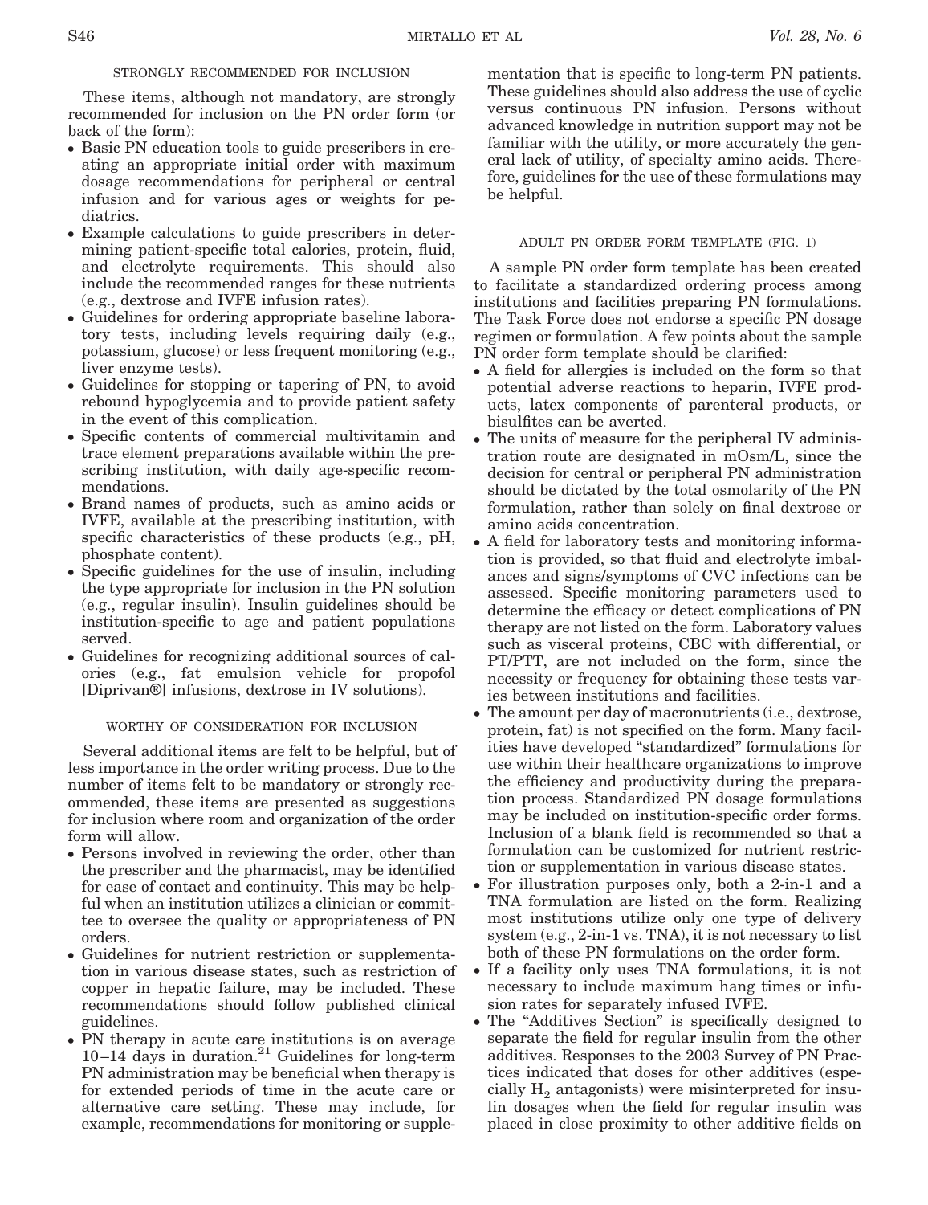### STRONGLY RECOMMENDED FOR INCLUSION

These items, although not mandatory, are strongly recommended for inclusion on the PN order form (or back of the form):

- Basic PN education tools to guide prescribers in creating an appropriate initial order with maximum dosage recommendations for peripheral or central infusion and for various ages or weights for pediatrics.
- Example calculations to guide prescribers in determining patient-specific total calories, protein, fluid, and electrolyte requirements. This should also include the recommended ranges for these nutrients (e.g., dextrose and IVFE infusion rates).
- Guidelines for ordering appropriate baseline laboratory tests, including levels requiring daily (e.g., potassium, glucose) or less frequent monitoring (e.g., liver enzyme tests).
- Guidelines for stopping or tapering of PN, to avoid rebound hypoglycemia and to provide patient safety in the event of this complication.
- Specific contents of commercial multivitamin and trace element preparations available within the prescribing institution, with daily age-specific recommendations.
- Brand names of products, such as amino acids or IVFE, available at the prescribing institution, with specific characteristics of these products (e.g., pH, phosphate content).
- Specific guidelines for the use of insulin, including the type appropriate for inclusion in the PN solution (e.g., regular insulin). Insulin guidelines should be institution-specific to age and patient populations served.
- Guidelines for recognizing additional sources of calories (e.g., fat emulsion vehicle for propofol [Diprivan®] infusions, dextrose in IV solutions).

### WORTHY OF CONSIDERATION FOR INCLUSION

Several additional items are felt to be helpful, but of less importance in the order writing process. Due to the number of items felt to be mandatory or strongly recommended, these items are presented as suggestions for inclusion where room and organization of the order form will allow.

- Persons involved in reviewing the order, other than the prescriber and the pharmacist, may be identified for ease of contact and continuity. This may be helpful when an institution utilizes a clinician or committee to oversee the quality or appropriateness of PN orders.
- Guidelines for nutrient restriction or supplementation in various disease states, such as restriction of copper in hepatic failure, may be included. These recommendations should follow published clinical guidelines.
- PN therapy in acute care institutions is on average 10–14 days in duration.[21] Guidelines for long-term PN administration may be beneficial when therapy is for extended periods of time in the acute care or alternative care setting. These may include, for example, recommendations for monitoring or supplementation that is specific to long-term PN patients. These guidelines should also address the use of cyclic versus continuous PN infusion. Persons without advanced knowledge in nutrition support may not be familiar with the utility, or more accurately the general lack of utility, of specialty amino acids. Therefore, guidelines for the use of these formulations may be helpful.

### ADULT PN ORDER FORM TEMPLATE (FIG. 1)

A sample PN order form template has been created to facilitate a standardized ordering process among institutions and facilities preparing PN formulations. The Task Force does not endorse a specific PN dosage regimen or formulation. A few points about the sample PN order form template should be clarified:

- A field for allergies is included on the form so that potential adverse reactions to heparin, IVFE products, latex components of parenteral products, or bisulfites can be averted.
- The units of measure for the peripheral IV administration route are designated in mOsm/L, since the decision for central or peripheral PN administration should be dictated by the total osmolarity of the PN formulation, rather than solely on final dextrose or amino acids concentration.
- A field for laboratory tests and monitoring information is provided, so that fluid and electrolyte imbalances and signs/symptoms of CVC infections can be assessed. Specific monitoring parameters used to determine the efficacy or detect complications of PN therapy are not listed on the form. Laboratory values such as visceral proteins, CBC with differential, or PT/PTT, are not included on the form, since the necessity or frequency for obtaining these tests varies between institutions and facilities.
- The amount per day of macronutrients (i.e., dextrose, protein, fat) is not specified on the form. Many facilities have developed "standardized" formulations for use within their healthcare organizations to improve the efficiency and productivity during the preparation process. Standardized PN dosage formulations may be included on institution-specific order forms. Inclusion of a blank field is recommended so that a formulation can be customized for nutrient restriction or supplementation in various disease states.
- For illustration purposes only, both a 2-in-1 and a TNA formulation are listed on the form. Realizing most institutions utilize only one type of delivery system (e.g., 2-in-1 vs. TNA), it is not necessary to list both of these PN formulations on the order form.
- If a facility only uses TNA formulations, it is not necessary to include maximum hang times or infusion rates for separately infused IVFE.
- The "Additives Section" is specifically designed to separate the field for regular insulin from the other additives. Responses to the 2003 Survey of PN Practices indicated that doses for other additives (especially $H_2$ antagonists) were misinterpreted for insulin dosages when the field for regular insulin was placed in close proximity to other additive fields on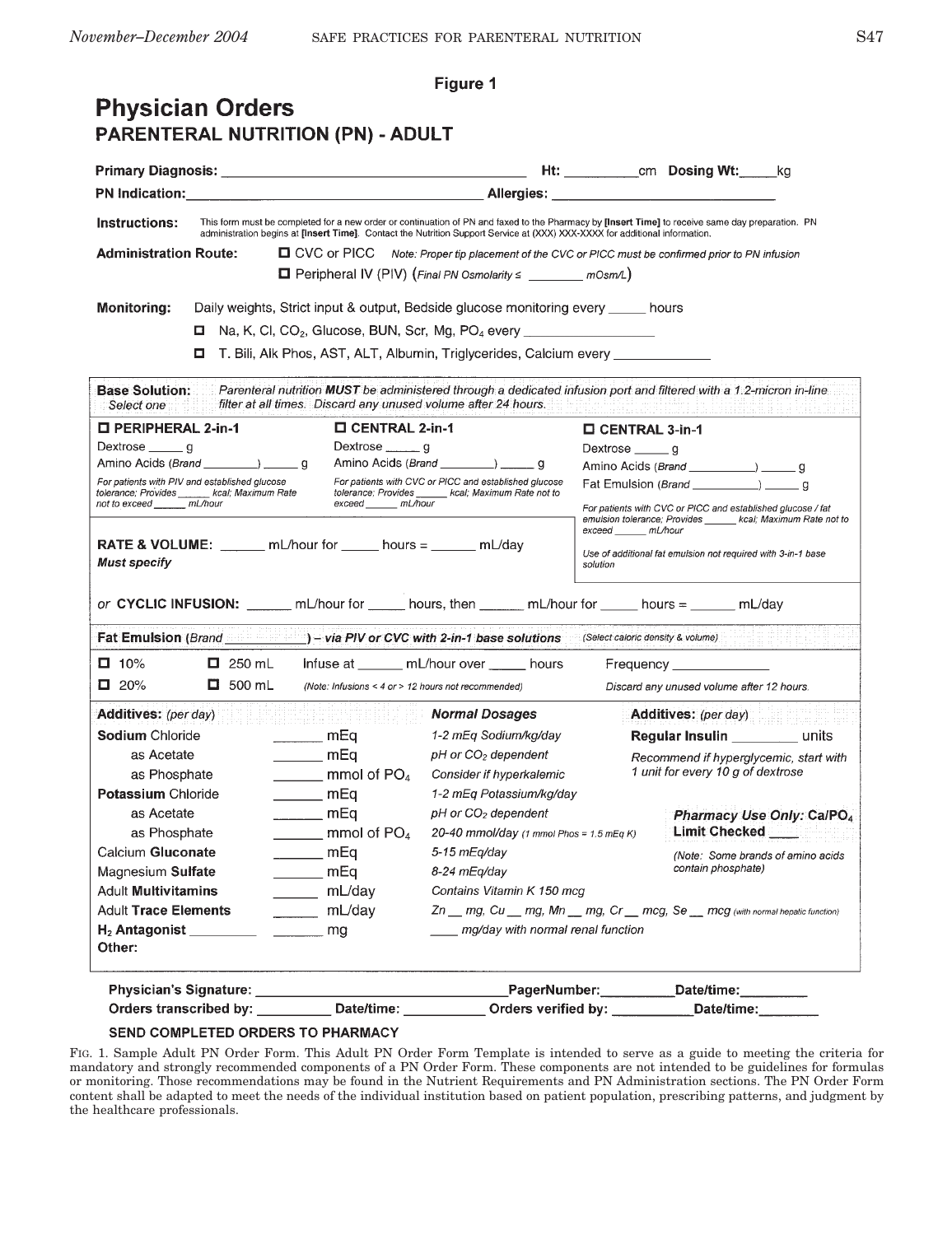Figure 1

# Physician Orders

## PARENTERAL NUTRITION (PN) - ADULT

**Primary Diagnosis:** ________________________________________ **Ht:** __________cm **Dosing Wt:**_____kg

**PN Indication:**________________________________________ **Allergies:** ______________________________

**Instructions:** This form must be completed for a new order or continuation of PN and faxed to the Pharmacy by **[Insert Time]** to receive same day preparation. PN administration begins at **[Insert Time]**. Contact the Nutrition Support Service at (XXX) XXX-XXXX for additional information.

**Administration Route:** ☐ CVC or PICC *Note: Proper tip placement of the CVC or PICC must be confirmed prior to PN infusion*

☐ Peripheral IV (PIV) (*Final PN Osmolarity ≤ ________ mOsm/L*)

**Monitoring:** Daily weights, Strict input & output, Bedside glucose monitoring every _____ hours

☐ Na, K, Cl, $CO_2$, Glucose, BUN, Scr, Mg, $PO_4$ every __________________

☐ T. Bili, Alk Phos, AST, ALT, Albumin, Triglycerides, Calcium every _____________

**Base Solution:** *Select one* — *Parenteral nutrition **MUST** be administered through a dedicated infusion port and filtered with a 1.2-micron in-line filter at all times. Discard any unused volume after 24 hours.*

| ☐ **PERIPHERAL 2-in-1** | ☐ **CENTRAL 2-in-1** | ☐ **CENTRAL 3-in-1** |
|---|---|---|
| Dextrose _____ g | Dextrose _____ g | Dextrose _____ g |
| Amino Acids (*Brand* ________) _____ g | Amino Acids (*Brand* ________) _____ g | Amino Acids (*Brand* __________) _____ g |
| *For patients with PIV and established glucose tolerance; Provides _____ kcal; Maximum Rate not to exceed _____ mL/hour* | *For patients with CVC or PICC and established glucose tolerance; Provides _____ kcal; Maximum Rate not to exceed _____ mL/hour* | Fat Emulsion (*Brand* __________) _____ g |
| | | *For patients with CVC or PICC and established glucose / fat emulsion tolerance; Provides _____ kcal; Maximum Rate not to exceed _____ mL/hour* |
| | | *Use of additional fat emulsion not required with 3-in-1 base solution* |

**RATE & VOLUME:** ______ mL/hour for _____ hours = ______ mL/day
***Must specify***

*or* **CYCLIC INFUSION:** ______ mL/hour for _____ hours, then ______ mL/hour for _____ hours = ______ mL/day

**Fat Emulsion** (*Brand* ___________) **– via PIV or CVC with 2-in-1 base solutions** *(Select caloric density & volume)*

| | | | |
|---|---|---|---|
| ☐ 10% | ☐ 250 mL | Infuse at ______ mL/hour over _____ hours | Frequency _____________ |
| ☐ 20% | ☐ 500 mL | *(Note: Infusions < 4 or > 12 hours not recommended)* | *Discard any unused volume after 12 hours.* |

| **Additives:** *(per day)* | | ***Normal Dosages*** |
|---|---|---|
| **Sodium** Chloride | _______ mEq | *1-2 mEq Sodium/kg/day* |
| as Acetate | _______ mEq | *pH or $CO_2$ dependent* |
| as Phosphate | _______ mmol of $PO_4$ | *Consider if hyperkalemic* |
| **Potassium** Chloride | _______ mEq | *1-2 mEq Potassium/kg/day* |
| as Acetate | _______ mEq | *pH or $CO_2$ dependent* |
| as Phosphate | _______ mmol of $PO_4$ | *20-40 mmol/day (1 mmol Phos = 1.5 mEq K)* |
| Calcium **Gluconate** | _______ mEq | *5-15 mEq/day* |
| Magnesium **Sulfate** | _______ mEq | *8-24 mEq/day* |
| Adult **Multivitamins** | ______ mL/day | *Contains Vitamin K 150 mcg* |
| Adult **Trace Elements** | ______ mL/day | *Zn __ mg, Cu __ mg, Mn __ mg, Cr __ mcg, Se __ mcg (with normal hepatic function)* |
| $H_2$ **Antagonist** _________ | _______ mg | *____ mg/day with normal renal function* |
| **Other:** | | |

**Additives:** *(per day)*
**Regular Insulin** _________ units
*Recommend if hyperglycemic, start with 1 unit for every 10 g of dextrose*

***Pharmacy Use Only:* Ca/$PO_4$ Limit Checked** ____
*(Note: Some brands of amino acids contain phosphate)*

**Physician's Signature:** ________________________________ **PagerNumber:**__________ **Date/time:**_________

**Orders transcribed by:** __________ **Date/time:** ___________ **Orders verified by:** ___________ **Date/time:**________

**SEND COMPLETED ORDERS TO PHARMACY**

FIG. 1. Sample Adult PN Order Form. This Adult PN Order Form Template is intended to serve as a guide to meeting the criteria for mandatory and strongly recommended components of a PN Order Form. These components are not intended to be guidelines for formulas or monitoring. Those recommendations may be found in the Nutrient Requirements and PN Administration sections. The PN Order Form content shall be adapted to meet the needs of the individual institution based on patient population, prescribing patterns, and judgment by the healthcare professionals.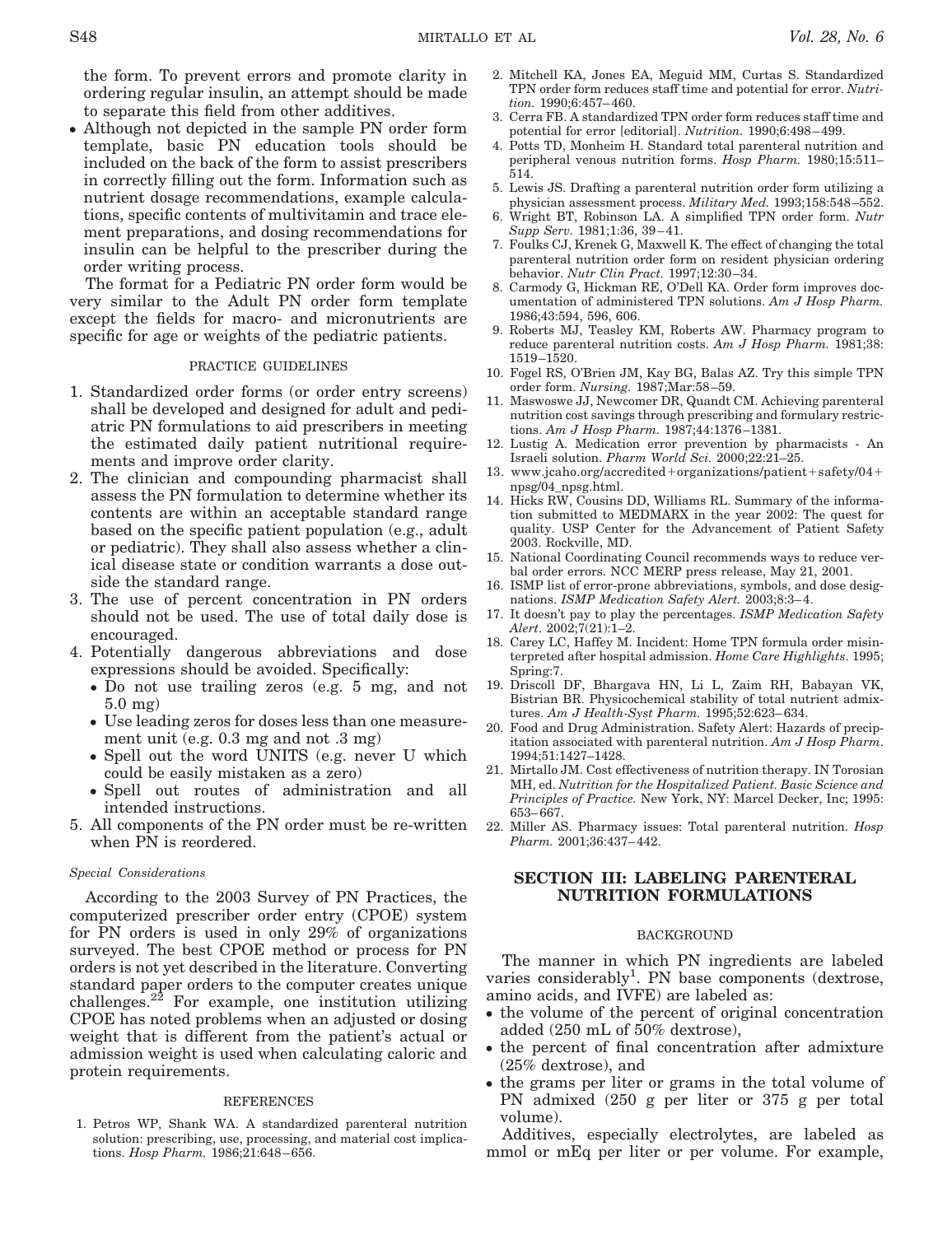the form. To prevent errors and promote clarity in ordering regular insulin, an attempt should be made to separate this field from other additives.

- Although not depicted in the sample PN order form template, basic PN education tools should be included on the back of the form to assist prescribers in correctly filling out the form. Information such as nutrient dosage recommendations, example calculations, specific contents of multivitamin and trace element preparations, and dosing recommendations for insulin can be helpful to the prescriber during the order writing process.

The format for a Pediatric PN order form would be very similar to the Adult PN order form template except the fields for macro- and micronutrients are specific for age or weights of the pediatric patients.

### PRACTICE GUIDELINES

1. Standardized order forms (or order entry screens) shall be developed and designed for adult and pediatric PN formulations to aid prescribers in meeting the estimated daily patient nutritional requirements and improve order clarity.
2. The clinician and compounding pharmacist shall assess the PN formulation to determine whether its contents are within an acceptable standard range based on the specific patient population (e.g., adult or pediatric). They shall also assess whether a clinical disease state or condition warrants a dose outside the standard range.
3. The use of percent concentration in PN orders should not be used. The use of total daily dose is encouraged.
4. Potentially dangerous abbreviations and dose expressions should be avoided. Specifically:
   - Do not use trailing zeros (e.g. 5 mg, and not 5.0 mg)
   - Use leading zeros for doses less than one measurement unit (e.g. 0.3 mg and not .3 mg)
   - Spell out the word UNITS (e.g. never U which could be easily mistaken as a zero)
   - Spell out routes of administration and all intended instructions.
5. All components of the PN order must be re-written when PN is reordered.

#### *Special Considerations*

According to the 2003 Survey of PN Practices, the computerized prescriber order entry (CPOE) system for PN orders is used in only 29% of organizations surveyed. The best CPOE method or process for PN orders is not yet described in the literature. Converting standard paper orders to the computer creates unique challenges.[22] For example, one institution utilizing CPOE has noted problems when an adjusted or dosing weight that is different from the patient's actual or admission weight is used when calculating caloric and protein requirements.

### REFERENCES

1. Petros WP, Shank WA. A standardized parenteral nutrition solution: prescribing, use, processing, and material cost implications. *Hosp Pharm.* 1986;21:648–656.
2. Mitchell KA, Jones EA, Meguid MM, Curtas S. Standardized TPN order form reduces staff time and potential for error. *Nutrition.* 1990;6:457–460.
3. Cerra FB. A standardized TPN order form reduces staff time and potential for error [editorial]. *Nutrition.* 1990;6:498–499.
4. Potts TD, Monheim H. Standard total parenteral nutrition and peripheral venous nutrition forms. *Hosp Pharm.* 1980;15:511–514.
5. Lewis JS. Drafting a parenteral nutrition order form utilizing a physician assessment process. *Military Med.* 1993;158:548–552.
6. Wright BT, Robinson LA. A simplified TPN order form. *Nutr Supp Serv.* 1981;1:36, 39–41.
7. Foulks CJ, Krenek G, Maxwell K. The effect of changing the total parenteral nutrition order form on resident physician ordering behavior. *Nutr Clin Pract.* 1997;12:30–34.
8. Carmody G, Hickman RE, O'Dell KA. Order form improves documentation of administered TPN solutions. *Am J Hosp Pharm.* 1986;43:594, 596, 606.
9. Roberts MJ, Teasley KM, Roberts AW. Pharmacy program to reduce parenteral nutrition costs. *Am J Hosp Pharm.* 1981;38:1519–1520.
10. Fogel RS, O'Brien JM, Kay BG, Balas AZ. Try this simple TPN order form. *Nursing.* 1987;Mar:58–59.
11. Maswoswe JJ, Newcomer DR, Quandt CM. Achieving parenteral nutrition cost savings through prescribing and formulary restrictions. *Am J Hosp Pharm.* 1987;44:1376–1381.
12. Lustig A. Medication error prevention by pharmacists - An Israeli solution. *Pharm World Sci.* 2000;22:21–25.
13. www.jcaho.org/accredited+organizations/patient+safety/04+npsg/04_npsg.html.
14. Hicks RW, Cousins DD, Williams RL. Summary of the information submitted to MEDMARX in the year 2002: The quest for quality. USP Center for the Advancement of Patient Safety 2003. Rockville, MD.
15. National Coordinating Council recommends ways to reduce verbal order errors. NCC MERP press release, May 21, 2001.
16. ISMP list of error-prone abbreviations, symbols, and dose designations. *ISMP Medication Safety Alert.* 2003;8:3–4.
17. It doesn't pay to play the percentages. *ISMP Medication Safety Alert.* 2002;7(21):1–2.
18. Carey LC, Haffey M. Incident: Home TPN formula order misinterpreted after hospital admission. *Home Care Highlights*. 1995; Spring:7.
19. Driscoll DF, Bhargava HN, Li L, Zaim RH, Babayan VK, Bistrian BR. Physicochemical stability of total nutrient admixtures. *Am J Health-Syst Pharm.* 1995;52:623–634.
20. Food and Drug Administration. Safety Alert: Hazards of precipitation associated with parenteral nutrition. *Am J Hosp Pharm*. 1994;51:1427–1428.
21. Mirtallo JM. Cost effectiveness of nutrition therapy. IN Torosian MH, ed. *Nutrition for the Hospitalized Patient. Basic Science and Principles of Practice.* New York, NY: Marcel Decker, Inc; 1995: 653–667.
22. Miller AS. Pharmacy issues: Total parenteral nutrition. *Hosp Pharm.* 2001;36:437–442.

## SECTION III: LABELING PARENTERAL NUTRITION FORMULATIONS

### BACKGROUND

The manner in which PN ingredients are labeled varies considerably[1]. PN base components (dextrose, amino acids, and IVFE) are labeled as:

- the volume of the percent of original concentration added (250 mL of 50% dextrose),
- the percent of final concentration after admixture (25% dextrose), and
- the grams per liter or grams in the total volume of PN admixed (250 g per liter or 375 g per total volume).

Additives, especially electrolytes, are labeled as mmol or mEq per liter or per volume. For example,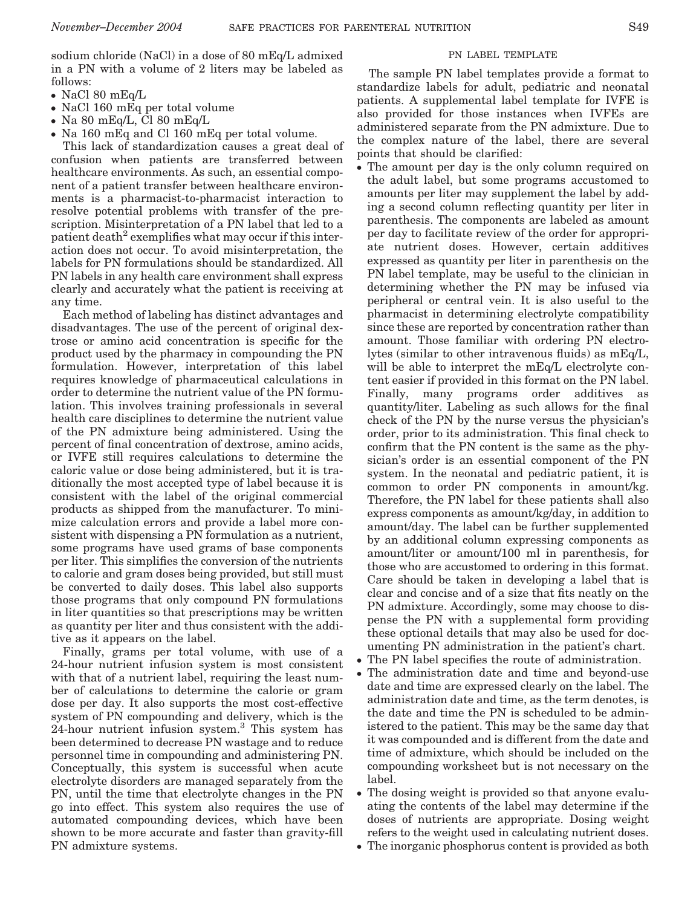sodium chloride (NaCl) in a dose of 80 mEq/L admixed in a PN with a volume of 2 liters may be labeled as follows:

- NaCl 80 mEq/L
- NaCl 160 mEq per total volume
- Na 80 mEq/L, Cl 80 mEq/L
- Na 160 mEq and Cl 160 mEq per total volume.

This lack of standardization causes a great deal of confusion when patients are transferred between healthcare environments. As such, an essential component of a patient transfer between healthcare environments is a pharmacist-to-pharmacist interaction to resolve potential problems with transfer of the prescription. Misinterpretation of a PN label that led to a patient death[2] exemplifies what may occur if this interaction does not occur. To avoid misinterpretation, the labels for PN formulations should be standardized. All PN labels in any health care environment shall express clearly and accurately what the patient is receiving at any time.

Each method of labeling has distinct advantages and disadvantages. The use of the percent of original dextrose or amino acid concentration is specific for the product used by the pharmacy in compounding the PN formulation. However, interpretation of this label requires knowledge of pharmaceutical calculations in order to determine the nutrient value of the PN formulation. This involves training professionals in several health care disciplines to determine the nutrient value of the PN admixture being administered. Using the percent of final concentration of dextrose, amino acids, or IVFE still requires calculations to determine the caloric value or dose being administered, but it is traditionally the most accepted type of label because it is consistent with the label of the original commercial products as shipped from the manufacturer. To minimize calculation errors and provide a label more consistent with dispensing a PN formulation as a nutrient, some programs have used grams of base components per liter. This simplifies the conversion of the nutrients to calorie and gram doses being provided, but still must be converted to daily doses. This label also supports those programs that only compound PN formulations in liter quantities so that prescriptions may be written as quantity per liter and thus consistent with the additive as it appears on the label.

Finally, grams per total volume, with use of a 24-hour nutrient infusion system is most consistent with that of a nutrient label, requiring the least number of calculations to determine the calorie or gram dose per day. It also supports the most cost-effective system of PN compounding and delivery, which is the 24-hour nutrient infusion system.[3] This system has been determined to decrease PN wastage and to reduce personnel time in compounding and administering PN. Conceptually, this system is successful when acute electrolyte disorders are managed separately from the PN, until the time that electrolyte changes in the PN go into effect. This system also requires the use of automated compounding devices, which have been shown to be more accurate and faster than gravity-fill PN admixture systems.

## PN LABEL TEMPLATE

The sample PN label templates provide a format to standardize labels for adult, pediatric and neonatal patients. A supplemental label template for IVFE is also provided for those instances when IVFEs are administered separate from the PN admixture. Due to the complex nature of the label, there are several points that should be clarified:

- The amount per day is the only column required on the adult label, but some programs accustomed to amounts per liter may supplement the label by adding a second column reflecting quantity per liter in parenthesis. The components are labeled as amount per day to facilitate review of the order for appropriate nutrient doses. However, certain additives expressed as quantity per liter in parenthesis on the PN label template, may be useful to the clinician in determining whether the PN may be infused via peripheral or central vein. It is also useful to the pharmacist in determining electrolyte compatibility since these are reported by concentration rather than amount. Those familiar with ordering PN electrolytes (similar to other intravenous fluids) as mEq/L, will be able to interpret the mEq/L electrolyte content easier if provided in this format on the PN label. Finally, many programs order additives as quantity/liter. Labeling as such allows for the final check of the PN by the nurse versus the physician's order, prior to its administration. This final check to confirm that the PN content is the same as the physician's order is an essential component of the PN system. In the neonatal and pediatric patient, it is common to order PN components in amount/kg. Therefore, the PN label for these patients shall also express components as amount/kg/day, in addition to amount/day. The label can be further supplemented by an additional column expressing components as amount/liter or amount/100 ml in parenthesis, for those who are accustomed to ordering in this format. Care should be taken in developing a label that is clear and concise and of a size that fits neatly on the PN admixture. Accordingly, some may choose to dispense the PN with a supplemental form providing these optional details that may also be used for documenting PN administration in the patient's chart.
- The PN label specifies the route of administration.
- The administration date and time and beyond-use date and time are expressed clearly on the label. The administration date and time, as the term denotes, is the date and time the PN is scheduled to be administered to the patient. This may be the same day that it was compounded and is different from the date and time of admixture, which should be included on the compounding worksheet but is not necessary on the label.
- The dosing weight is provided so that anyone evaluating the contents of the label may determine if the doses of nutrients are appropriate. Dosing weight refers to the weight used in calculating nutrient doses.
- The inorganic phosphorus content is provided as both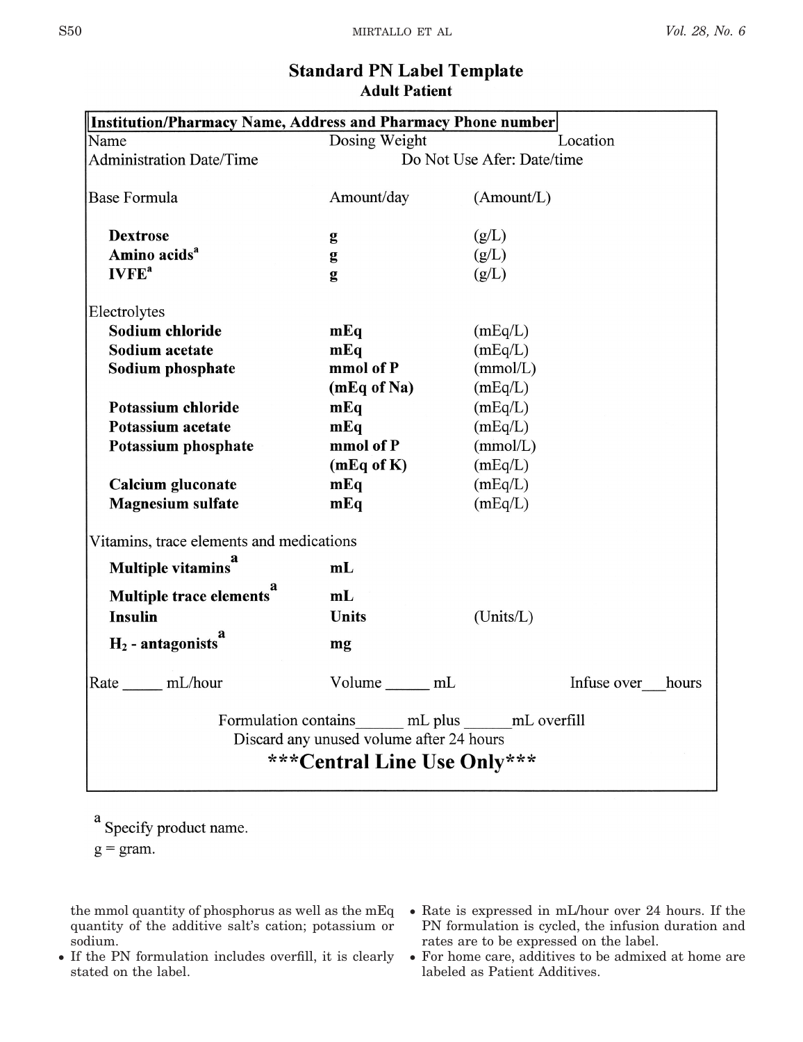## Standard PN Label Template
### Adult Patient

**Institution/Pharmacy Name, Address and Pharmacy Phone number**

| Name | Dosing Weight | Location |
|---|---|---|
| Administration Date/Time | Do Not Use Afer: Date/time | |
| | | |
| Base Formula | Amount/day | (Amount/L) |
| **Dextrose** | **g** | (g/L) |
| **Amino acids**[a] | **g** | (g/L) |
| **IVFE**[a] | **g** | (g/L) |
| Electrolytes | | |
| **Sodium chloride** | **mEq** | (mEq/L) |
| **Sodium acetate** | **mEq** | (mEq/L) |
| **Sodium phosphate** | **mmol of P** | (mmol/L) |
| | **(mEq of Na)** | (mEq/L) |
| **Potassium chloride** | **mEq** | (mEq/L) |
| **Potassium acetate** | **mEq** | (mEq/L) |
| **Potassium phosphate** | **mmol of P** | (mmol/L) |
| | **(mEq of K)** | (mEq/L) |
| **Calcium gluconate** | **mEq** | (mEq/L) |
| **Magnesium sulfate** | **mEq** | (mEq/L) |
| Vitamins, trace elements and medications | | |
| **Multiple vitamins**[a] | **mL** | |
| **Multiple trace elements**[a] | **mL** | |
| **Insulin** | **Units** | (Units/L) |
| **$H_2$ - antagonists**[a] | **mg** | |
| Rate _____ mL/hour | Volume _____ mL | Infuse over___hours |

Formulation contains______ mL plus ______mL overfill

Discard any unused volume after 24 hours

**\*\*\*Central Line Use Only\*\*\***

[a] Specify product name.

g = gram.

the mmol quantity of phosphorus as well as the mEq quantity of the additive salt's cation; potassium or sodium.

- If the PN formulation includes overfill, it is clearly stated on the label.
- Rate is expressed in mL/hour over 24 hours. If the PN formulation is cycled, the infusion duration and rates are to be expressed on the label.
- For home care, additives to be admixed at home are labeled as Patient Additives.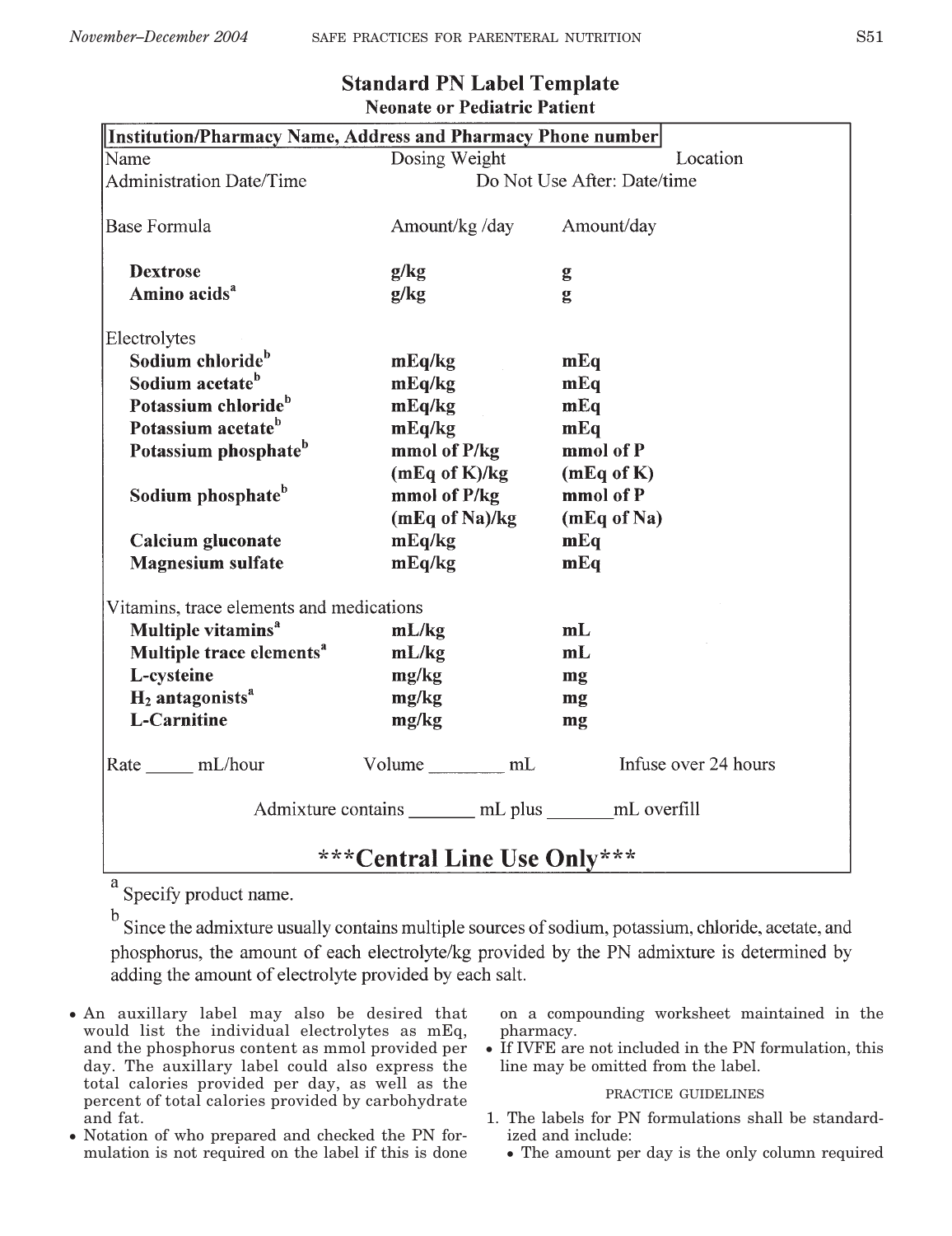## Standard PN Label Template

### Neonate or Pediatric Patient

| Institution/Pharmacy Name, Address and Pharmacy Phone number | | |
|---|---|---|
| Name | Dosing Weight | Location |
| Administration Date/Time | Do Not Use After: Date/time | |
| | | |
| Base Formula | Amount/kg /day | Amount/day |
| **Dextrose** | **g/kg** | **g** |
| **Amino acids**[a] | **g/kg** | **g** |
| | | |
| Electrolytes | | |
| **Sodium chloride**[b] | **mEq/kg** | **mEq** |
| **Sodium acetate**[b] | **mEq/kg** | **mEq** |
| **Potassium chloride**[b] | **mEq/kg** | **mEq** |
| **Potassium acetate**[b] | **mEq/kg** | **mEq** |
| **Potassium phosphate**[b] | **mmol of P/kg (mEq of K)/kg** | **mmol of P (mEq of K)** |
| **Sodium phosphate**[b] | **mmol of P/kg (mEq of Na)/kg** | **mmol of P (mEq of Na)** |
| **Calcium gluconate** | **mEq/kg** | **mEq** |
| **Magnesium sulfate** | **mEq/kg** | **mEq** |
| | | |
| Vitamins, trace elements and medications | | |
| **Multiple vitamins**[a] | **mL/kg** | **mL** |
| **Multiple trace elements**[a] | **mL/kg** | **mL** |
| **L-cysteine** | **mg/kg** | **mg** |
| **$H_2$ antagonists**[a] | **mg/kg** | **mg** |
| **L-Carnitine** | **mg/kg** | **mg** |
| | | |
| Rate _____ mL/hour | Volume ________ mL | Infuse over 24 hours |
| Admixture contains _______ mL plus _______mL overfill | | |
| **\*\*\*Central Line Use Only\*\*\*** | | |

[a] Specify product name.

[b] Since the admixture usually contains multiple sources of sodium, potassium, chloride, acetate, and phosphorus, the amount of each electrolyte/kg provided by the PN admixture is determined by adding the amount of electrolyte provided by each salt.

- An auxillary label may also be desired that would list the individual electrolytes as mEq, and the phosphorus content as mmol provided per day. The auxillary label could also express the total calories provided per day, as well as the percent of total calories provided by carbohydrate and fat.
- Notation of who prepared and checked the PN formulation is not required on the label if this is done on a compounding worksheet maintained in the pharmacy.
- If IVFE are not included in the PN formulation, this line may be omitted from the label.

PRACTICE GUIDELINES

1. The labels for PN formulations shall be standardized and include:
   - The amount per day is the only column required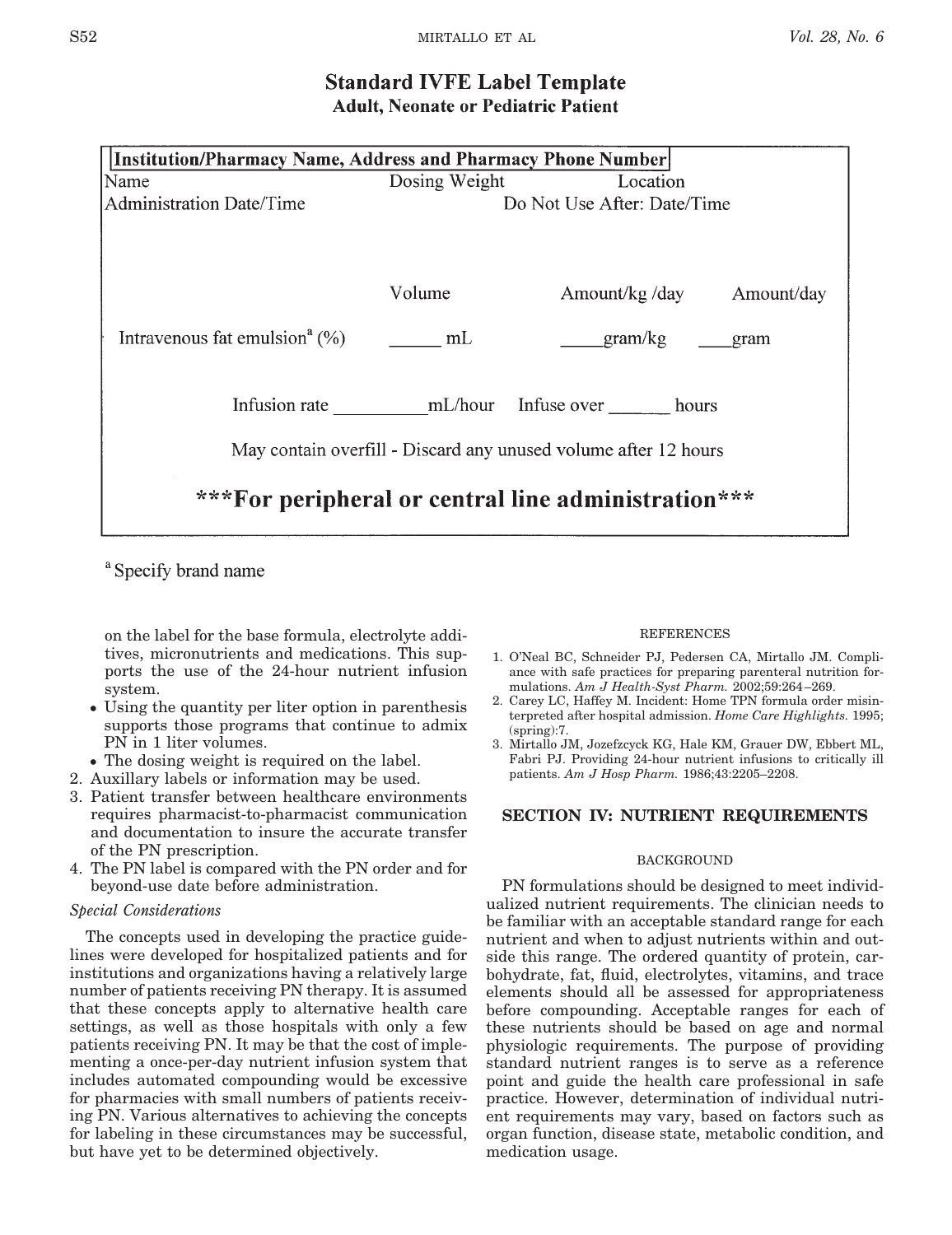## Standard IVFE Label Template

### Adult, Neonate or Pediatric Patient

**Institution/Pharmacy Name, Address and Pharmacy Phone Number**

Name Dosing Weight Location

Administration Date/Time Do Not Use After: Date/Time

| | Volume | Amount/kg /day | Amount/day |
|---|---|---|---|
| Intravenous fat emulsion[a] (%) | ______ mL | ____gram/kg | ___gram |

Infusion rate __________mL/hour Infuse over _______ hours

May contain overfill - Discard any unused volume after 12 hours

**\*\*\*For peripheral or central line administration\*\*\***

[a] Specify brand name

on the label for the base formula, electrolyte additives, micronutrients and medications. This supports the use of the 24-hour nutrient infusion system.
- Using the quantity per liter option in parenthesis supports those programs that continue to admix PN in 1 liter volumes.
- The dosing weight is required on the label.

2. Auxillary labels or information may be used.
3. Patient transfer between healthcare environments requires pharmacist-to-pharmacist communication and documentation to insure the accurate transfer of the PN prescription.
4. The PN label is compared with the PN order and for beyond-use date before administration.

*Special Considerations*

The concepts used in developing the practice guidelines were developed for hospitalized patients and for institutions and organizations having a relatively large number of patients receiving PN therapy. It is assumed that these concepts apply to alternative health care settings, as well as those hospitals with only a few patients receiving PN. It may be that the cost of implementing a once-per-day nutrient infusion system that includes automated compounding would be excessive for pharmacies with small numbers of patients receiving PN. Various alternatives to achieving the concepts for labeling in these circumstances may be successful, but have yet to be determined objectively.

REFERENCES

1. O'Neal BC, Schneider PJ, Pedersen CA, Mirtallo JM. Compliance with safe practices for preparing parenteral nutrition formulations. *Am J Health-Syst Pharm.* 2002;59:264–269.
2. Carey LC, Haffey M. Incident: Home TPN formula order misinterpreted after hospital admission. *Home Care Highlights.* 1995;(spring):7.
3. Mirtallo JM, Jozefzcyck KG, Hale KM, Grauer DW, Ebbert ML, Fabri PJ. Providing 24-hour nutrient infusions to critically ill patients. *Am J Hosp Pharm.* 1986;43:2205–2208.

## SECTION IV: NUTRIENT REQUIREMENTS

BACKGROUND

PN formulations should be designed to meet individualized nutrient requirements. The clinician needs to be familiar with an acceptable standard range for each nutrient and when to adjust nutrients within and outside this range. The ordered quantity of protein, carbohydrate, fat, fluid, electrolytes, vitamins, and trace elements should all be assessed for appropriateness before compounding. Acceptable ranges for each of these nutrients should be based on age and normal physiologic requirements. The purpose of providing standard nutrient ranges is to serve as a reference point and guide the health care professional in safe practice. However, determination of individual nutrient requirements may vary, based on factors such as organ function, disease state, metabolic condition, and medication usage.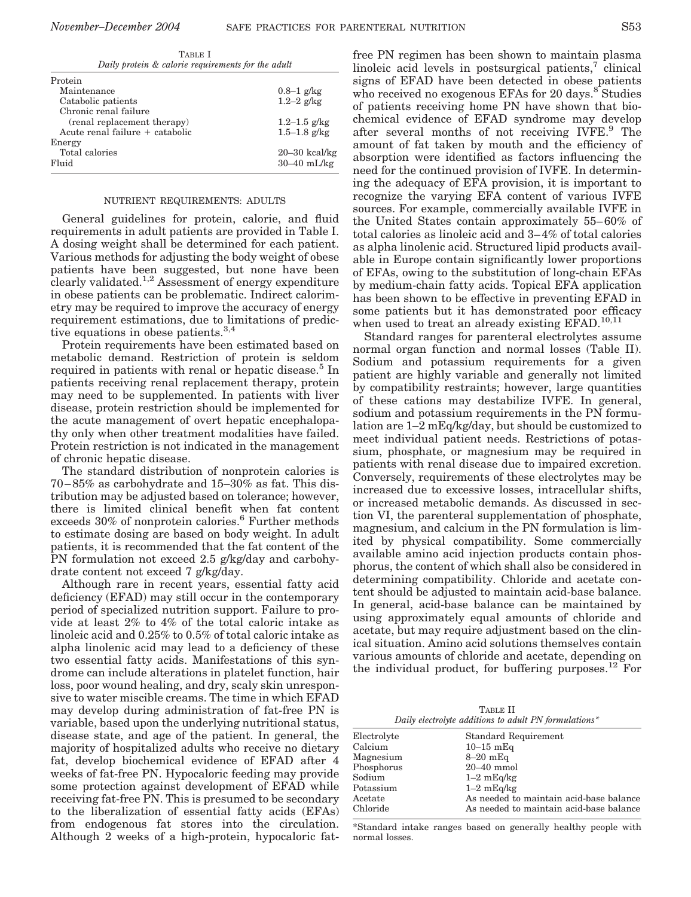Table I
*Daily protein & calorie requirements for the adult*

| | |
|---|---|
| Protein | |
| Maintenance | 0.8–1 g/kg |
| Catabolic patients | 1.2–2 g/kg |
| Chronic renal failure (renal replacement therapy) | 1.2–1.5 g/kg |
| Acute renal failure + catabolic | 1.5–1.8 g/kg |
| Energy | |
| Total calories | 20–30 kcal/kg |
| Fluid | 30–40 mL/kg |

## NUTRIENT REQUIREMENTS: ADULTS

General guidelines for protein, calorie, and fluid requirements in adult patients are provided in Table I. A dosing weight shall be determined for each patient. Various methods for adjusting the body weight of obese patients have been suggested, but none have been clearly validated.[1,2] Assessment of energy expenditure in obese patients can be problematic. Indirect calorimetry may be required to improve the accuracy of energy requirement estimations, due to limitations of predictive equations in obese patients.[3,4]

Protein requirements have been estimated based on metabolic demand. Restriction of protein is seldom required in patients with renal or hepatic disease.[5] In patients receiving renal replacement therapy, protein may need to be supplemented. In patients with liver disease, protein restriction should be implemented for the acute management of overt hepatic encephalopathy only when other treatment modalities have failed. Protein restriction is not indicated in the management of chronic hepatic disease.

The standard distribution of nonprotein calories is 70–85% as carbohydrate and 15–30% as fat. This distribution may be adjusted based on tolerance; however, there is limited clinical benefit when fat content exceeds 30% of nonprotein calories.[6] Further methods to estimate dosing are based on body weight. In adult patients, it is recommended that the fat content of the PN formulation not exceed 2.5 g/kg/day and carbohydrate content not exceed 7 g/kg/day.

Although rare in recent years, essential fatty acid deficiency (EFAD) may still occur in the contemporary period of specialized nutrition support. Failure to provide at least 2% to 4% of the total caloric intake as linoleic acid and 0.25% to 0.5% of total caloric intake as alpha linolenic acid may lead to a deficiency of these two essential fatty acids. Manifestations of this syndrome can include alterations in platelet function, hair loss, poor wound healing, and dry, scaly skin unresponsive to water miscible creams. The time in which EFAD may develop during administration of fat-free PN is variable, based upon the underlying nutritional status, disease state, and age of the patient. In general, the majority of hospitalized adults who receive no dietary fat, develop biochemical evidence of EFAD after 4 weeks of fat-free PN. Hypocaloric feeding may provide some protection against development of EFAD while receiving fat-free PN. This is presumed to be secondary to the liberalization of essential fatty acids (EFAs) from endogenous fat stores into the circulation. Although 2 weeks of a high-protein, hypocaloric fat-free PN regimen has been shown to maintain plasma linoleic acid levels in postsurgical patients,[7] clinical signs of EFAD have been detected in obese patients who received no exogenous EFAs for 20 days.[8] Studies of patients receiving home PN have shown that biochemical evidence of EFAD syndrome may develop after several months of not receiving IVFE.[9] The amount of fat taken by mouth and the efficiency of absorption were identified as factors influencing the need for the continued provision of IVFE. In determining the adequacy of EFA provision, it is important to recognize the varying EFA content of various IVFE sources. For example, commercially available IVFE in the United States contain approximately 55–60% of total calories as linoleic acid and 3–4% of total calories as alpha linolenic acid. Structured lipid products available in Europe contain significantly lower proportions of EFAs, owing to the substitution of long-chain EFAs by medium-chain fatty acids. Topical EFA application has been shown to be effective in preventing EFAD in some patients but it has demonstrated poor efficacy when used to treat an already existing EFAD.[10,11]

Standard ranges for parenteral electrolytes assume normal organ function and normal losses (Table II). Sodium and potassium requirements for a given patient are highly variable and generally not limited by compatibility restraints; however, large quantities of these cations may destabilize IVFE. In general, sodium and potassium requirements in the PN formulation are 1–2 mEq/kg/day, but should be customized to meet individual patient needs. Restrictions of potassium, phosphate, or magnesium may be required in patients with renal disease due to impaired excretion. Conversely, requirements of these electrolytes may be increased due to excessive losses, intracellular shifts, or increased metabolic demands. As discussed in section VI, the parenteral supplementation of phosphate, magnesium, and calcium in the PN formulation is limited by physical compatibility. Some commercially available amino acid injection products contain phosphorus, the content of which shall also be considered in determining compatibility. Chloride and acetate content should be adjusted to maintain acid-base balance. In general, acid-base balance can be maintained by using approximately equal amounts of chloride and acetate, but may require adjustment based on the clinical situation. Amino acid solutions themselves contain various amounts of chloride and acetate, depending on the individual product, for buffering purposes.[12] For

Table II
*Daily electrolyte additions to adult PN formulations\**

| Electrolyte | Standard Requirement |
|---|---|
| Calcium | 10–15 mEq |
| Magnesium | 8–20 mEq |
| Phosphorus | 20–40 mmol |
| Sodium | 1–2 mEq/kg |
| Potassium | 1–2 mEq/kg |
| Acetate | As needed to maintain acid-base balance |
| Chloride | As needed to maintain acid-base balance |

\*Standard intake ranges based on generally healthy people with normal losses.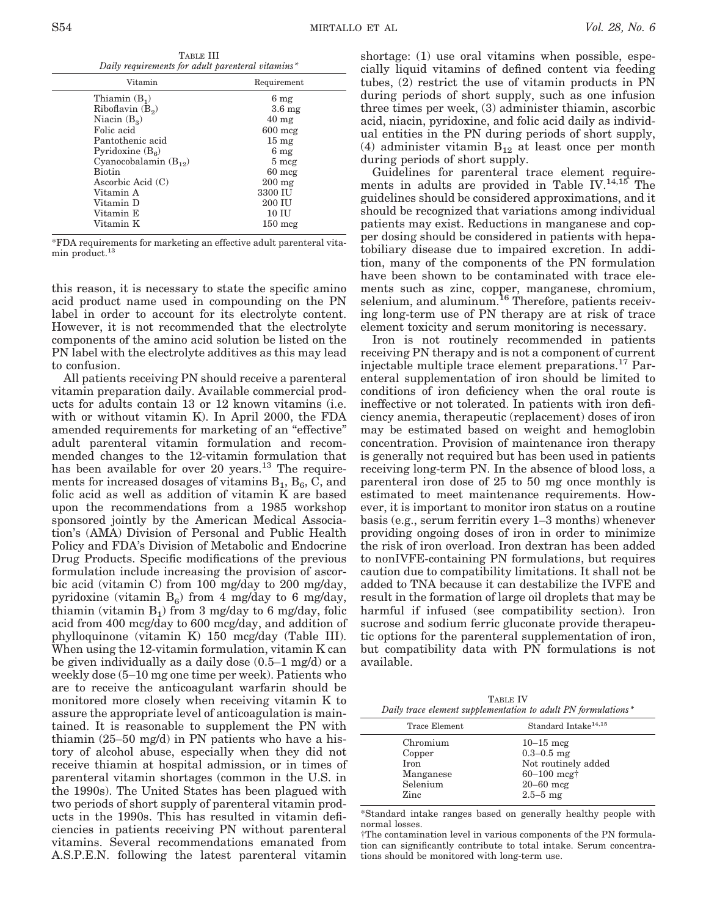TABLE III
*Daily requirements for adult parenteral vitamins\**

| Vitamin | Requirement |
|---|---|
| Thiamin ($B_1$) | 6 mg |
| Riboflavin ($B_2$) | 3.6 mg |
| Niacin ($B_3$) | 40 mg |
| Folic acid | 600 mcg |
| Pantothenic acid | 15 mg |
| Pyridoxine ($B_6$) | 6 mg |
| Cyanocobalamin ($B_{12}$) | 5 mcg |
| Biotin | 60 mcg |
| Ascorbic Acid (C) | 200 mg |
| Vitamin A | 3300 IU |
| Vitamin D | 200 IU |
| Vitamin E | 10 IU |
| Vitamin K | 150 mcg |

*FDA requirements for marketing an effective adult parenteral vitamin product.[13]

this reason, it is necessary to state the specific amino acid product name used in compounding on the PN label in order to account for its electrolyte content. However, it is not recommended that the electrolyte components of the amino acid solution be listed on the PN label with the electrolyte additives as this may lead to confusion.

All patients receiving PN should receive a parenteral vitamin preparation daily. Available commercial products for adults contain 13 or 12 known vitamins (i.e. with or without vitamin K). In April 2000, the FDA amended requirements for marketing of an "effective" adult parenteral vitamin formulation and recommended changes to the 12-vitamin formulation that has been available for over 20 years.[13] The requirements for increased dosages of vitamins $B_1$, $B_6$, C, and folic acid as well as addition of vitamin K are based upon the recommendations from a 1985 workshop sponsored jointly by the American Medical Association's (AMA) Division of Personal and Public Health Policy and FDA's Division of Metabolic and Endocrine Drug Products. Specific modifications of the previous formulation include increasing the provision of ascorbic acid (vitamin C) from 100 mg/day to 200 mg/day, pyridoxine (vitamin $B_6$) from 4 mg/day to 6 mg/day, thiamin (vitamin $B_1$) from 3 mg/day to 6 mg/day, folic acid from 400 mcg/day to 600 mcg/day, and addition of phylloquinone (vitamin K) 150 mcg/day (Table III). When using the 12-vitamin formulation, vitamin K can be given individually as a daily dose (0.5–1 mg/d) or a weekly dose (5–10 mg one time per week). Patients who are to receive the anticoagulant warfarin should be monitored more closely when receiving vitamin K to assure the appropriate level of anticoagulation is maintained. It is reasonable to supplement the PN with thiamin (25–50 mg/d) in PN patients who have a history of alcohol abuse, especially when they did not receive thiamin at hospital admission, or in times of parenteral vitamin shortages (common in the U.S. in the 1990s). The United States has been plagued with two periods of short supply of parenteral vitamin products in the 1990s. This has resulted in vitamin deficiencies in patients receiving PN without parenteral vitamins. Several recommendations emanated from A.S.P.E.N. following the latest parenteral vitamin shortage: (1) use oral vitamins when possible, especially liquid vitamins of defined content via feeding tubes, (2) restrict the use of vitamin products in PN during periods of short supply, such as one infusion three times per week, (3) administer thiamin, ascorbic acid, niacin, pyridoxine, and folic acid daily as individual entities in the PN during periods of short supply, (4) administer vitamin $B_{12}$ at least once per month during periods of short supply.

Guidelines for parenteral trace element requirements in adults are provided in Table IV.[14,15] The guidelines should be considered approximations, and it should be recognized that variations among individual patients may exist. Reductions in manganese and copper dosing should be considered in patients with hepatobiliary disease due to impaired excretion. In addition, many of the components of the PN formulation have been shown to be contaminated with trace elements such as zinc, copper, manganese, chromium, selenium, and aluminum.[16] Therefore, patients receiving long-term use of PN therapy are at risk of trace element toxicity and serum monitoring is necessary.

Iron is not routinely recommended in patients receiving PN therapy and is not a component of current injectable multiple trace element preparations.[17] Parenteral supplementation of iron should be limited to conditions of iron deficiency when the oral route is ineffective or not tolerated. In patients with iron deficiency anemia, therapeutic (replacement) doses of iron may be estimated based on weight and hemoglobin concentration. Provision of maintenance iron therapy is generally not required but has been used in patients receiving long-term PN. In the absence of blood loss, a parenteral iron dose of 25 to 50 mg once monthly is estimated to meet maintenance requirements. However, it is important to monitor iron status on a routine basis (e.g., serum ferritin every 1–3 months) whenever providing ongoing doses of iron in order to minimize the risk of iron overload. Iron dextran has been added to nonIVFE-containing PN formulations, but requires caution due to compatibility limitations. It shall not be added to TNA because it can destabilize the IVFE and result in the formation of large oil droplets that may be harmful if infused (see compatibility section). Iron sucrose and sodium ferric gluconate provide therapeutic options for the parenteral supplementation of iron, but compatibility data with PN formulations is not available.

TABLE IV
*Daily trace element supplementation to adult PN formulations\**

| Trace Element | Standard Intake[14,15] |
|---|---|
| Chromium | 10–15 mcg |
| Copper | 0.3–0.5 mg |
| Iron | Not routinely added |
| Manganese | 60–100 mcg† |
| Selenium | 20–60 mcg |
| Zinc | 2.5–5 mg |

*Standard intake ranges based on generally healthy people with normal losses.

†The contamination level in various components of the PN formulation can significantly contribute to total intake. Serum concentrations should be monitored with long-term use.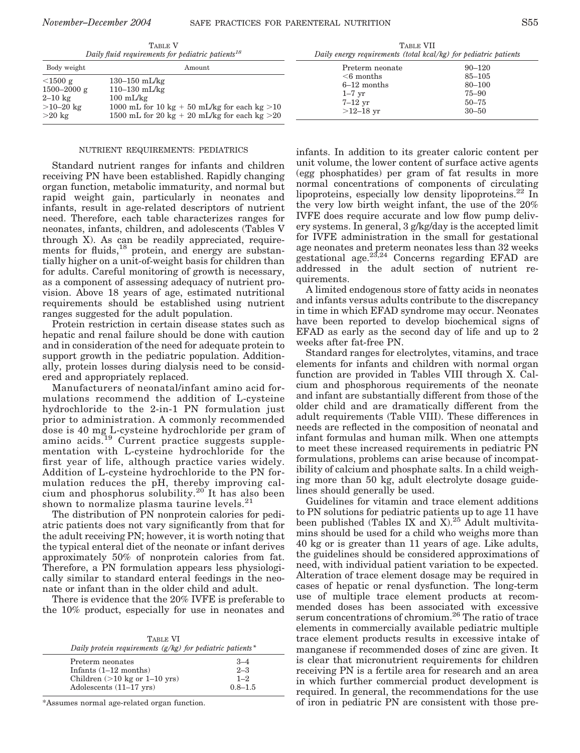TABLE V
*Daily fluid requirements for pediatric patients*[18]

| Body weight | Amount |
|---|---|
| <1500 g | 130–150 mL/kg |
| 1500–2000 g | 110–130 mL/kg |
| 2–10 kg | 100 mL/kg |
| >10–20 kg | 1000 mL for 10 kg + 50 mL/kg for each kg >10 |
| >20 kg | 1500 mL for 20 kg + 20 mL/kg for each kg >20 |

TABLE VII
*Daily energy requirements (total kcal/kg) for pediatric patients*

| | |
|---|---|
| Preterm neonate | 90–120 |
| <6 months | 85–105 |
| 6–12 months | 80–100 |
| 1–7 yr | 75–90 |
| 7–12 yr | 50–75 |
| >12–18 yr | 30–50 |

## NUTRIENT REQUIREMENTS: PEDIATRICS

Standard nutrient ranges for infants and children receiving PN have been established. Rapidly changing organ function, metabolic immaturity, and normal but rapid weight gain, particularly in neonates and infants, result in age-related descriptors of nutrient need. Therefore, each table characterizes ranges for neonates, infants, children, and adolescents (Tables V through X). As can be readily appreciated, requirements for fluids,[18] protein, and energy are substantially higher on a unit-of-weight basis for children than for adults. Careful monitoring of growth is necessary, as a component of assessing adequacy of nutrient provision. Above 18 years of age, estimated nutritional requirements should be established using nutrient ranges suggested for the adult population.

Protein restriction in certain disease states such as hepatic and renal failure should be done with caution and in consideration of the need for adequate protein to support growth in the pediatric population. Additionally, protein losses during dialysis need to be considered and appropriately replaced.

Manufacturers of neonatal/infant amino acid formulations recommend the addition of L-cysteine hydrochloride to the 2-in-1 PN formulation just prior to administration. A commonly recommended dose is 40 mg L-cysteine hydrochloride per gram of amino acids.[19] Current practice suggests supplementation with L-cysteine hydrochloride for the first year of life, although practice varies widely. Addition of L-cysteine hydrochloride to the PN formulation reduces the pH, thereby improving calcium and phosphorus solubility.[20] It has also been shown to normalize plasma taurine levels.[21]

The distribution of PN nonprotein calories for pediatric patients does not vary significantly from that for the adult receiving PN; however, it is worth noting that the typical enteral diet of the neonate or infant derives approximately 50% of nonprotein calories from fat. Therefore, a PN formulation appears less physiologically similar to standard enteral feedings in the neonate or infant than in the older child and adult.

There is evidence that the 20% IVFE is preferable to the 10% product, especially for use in neonates and infants. In addition to its greater caloric content per unit volume, the lower content of surface active agents (egg phosphatides) per gram of fat results in more normal concentrations of components of circulating lipoproteins, especially low density lipoproteins.[22] In the very low birth weight infant, the use of the 20% IVFE does require accurate and low flow pump delivery systems. In general, 3 g/kg/day is the accepted limit for IVFE administration in the small for gestational age neonates and preterm neonates less than 32 weeks gestational age.[23,24] Concerns regarding EFAD are addressed in the adult section of nutrient requirements.

TABLE VI
*Daily protein requirements (g/kg) for pediatric patients**

| | |
|---|---|
| Preterm neonates | 3–4 |
| Infants (1–12 months) | 2–3 |
| Children (>10 kg or 1–10 yrs) | 1–2 |
| Adolescents (11–17 yrs) | 0.8–1.5 |

*Assumes normal age-related organ function.

A limited endogenous store of fatty acids in neonates and infants versus adults contribute to the discrepancy in time in which EFAD syndrome may occur. Neonates have been reported to develop biochemical signs of EFAD as early as the second day of life and up to 2 weeks after fat-free PN.

Standard ranges for electrolytes, vitamins, and trace elements for infants and children with normal organ function are provided in Tables VIII through X. Calcium and phosphorous requirements of the neonate and infant are substantially different from those of the older child and are dramatically different from the adult requirements (Table VIII). These differences in needs are reflected in the composition of neonatal and infant formulas and human milk. When one attempts to meet these increased requirements in pediatric PN formulations, problems can arise because of incompatibility of calcium and phosphate salts. In a child weighing more than 50 kg, adult electrolyte dosage guidelines should generally be used.

Guidelines for vitamin and trace element additions to PN solutions for pediatric patients up to age 11 have been published (Tables IX and X).[25] Adult multivitamins should be used for a child who weighs more than 40 kg or is greater than 11 years of age. Like adults, the guidelines should be considered approximations of need, with individual patient variation to be expected. Alteration of trace element dosage may be required in cases of hepatic or renal dysfunction. The long-term use of multiple trace element products at recommended doses has been associated with excessive serum concentrations of chromium.[26] The ratio of trace elements in commercially available pediatric multiple trace element products results in excessive intake of manganese if recommended doses of zinc are given. It is clear that micronutrient requirements for children receiving PN is a fertile area for research and an area in which further commercial product development is required. In general, the recommendations for the use of iron in pediatric PN are consistent with those pre-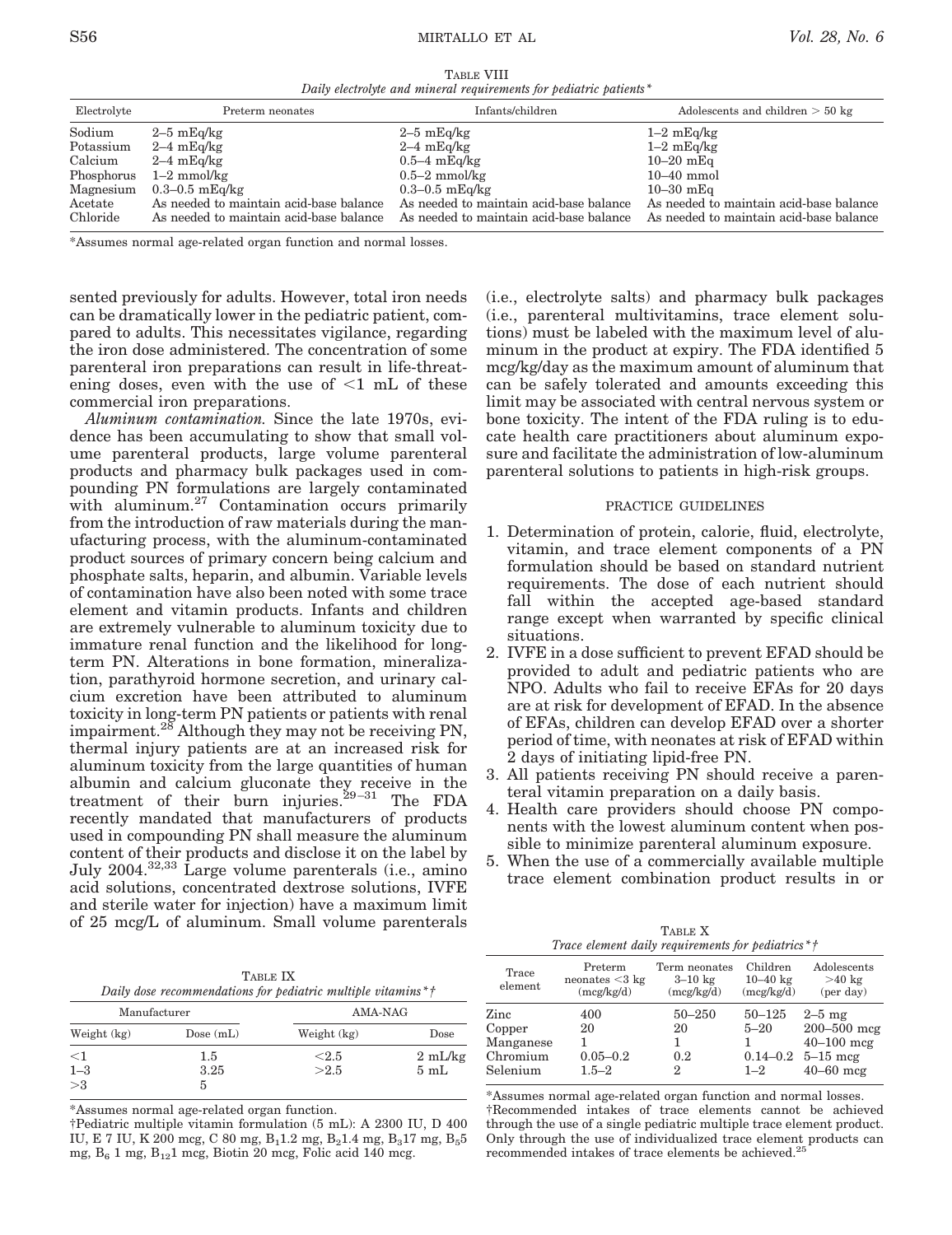TABLE VIII
*Daily electrolyte and mineral requirements for pediatric patients**

| Electrolyte | Preterm neonates | Infants/children | Adolescents and children > 50 kg |
|---|---|---|---|
| Sodium | 2–5 mEq/kg | 2–5 mEq/kg | 1–2 mEq/kg |
| Potassium | 2–4 mEq/kg | 2–4 mEq/kg | 1–2 mEq/kg |
| Calcium | 2–4 mEq/kg | 0.5–4 mEq/kg | 10–20 mEq |
| Phosphorus | 1–2 mmol/kg | 0.5–2 mmol/kg | 10–40 mmol |
| Magnesium | 0.3–0.5 mEq/kg | 0.3–0.5 mEq/kg | 10–30 mEq |
| Acetate | As needed to maintain acid-base balance | As needed to maintain acid-base balance | As needed to maintain acid-base balance |
| Chloride | As needed to maintain acid-base balance | As needed to maintain acid-base balance | As needed to maintain acid-base balance |

*Assumes normal age-related organ function and normal losses.

sented previously for adults. However, total iron needs can be dramatically lower in the pediatric patient, compared to adults. This necessitates vigilance, regarding the iron dose administered. The concentration of some parenteral iron preparations can result in life-threatening doses, even with the use of <1 mL of these commercial iron preparations.

*Aluminum contamination.* Since the late 1970s, evidence has been accumulating to show that small volume parenteral products, large volume parenteral products and pharmacy bulk packages used in compounding PN formulations are largely contaminated with aluminum.[27] Contamination occurs primarily from the introduction of raw materials during the manufacturing process, with the aluminum-contaminated product sources of primary concern being calcium and phosphate salts, heparin, and albumin. Variable levels of contamination have also been noted with some trace element and vitamin products. Infants and children are extremely vulnerable to aluminum toxicity due to immature renal function and the likelihood for long-term PN. Alterations in bone formation, mineralization, parathyroid hormone secretion, and urinary calcium excretion have been attributed to aluminum toxicity in long-term PN patients or patients with renal impairment.[28] Although they may not be receiving PN, thermal injury patients are at an increased risk for aluminum toxicity from the large quantities of human albumin and calcium gluconate they receive in the treatment of their burn injuries.[29–31] The FDA recently mandated that manufacturers of products used in compounding PN shall measure the aluminum content of their products and disclose it on the label by July 2004.[32,33] Large volume parenterals (i.e., amino acid solutions, concentrated dextrose solutions, IVFE and sterile water for injection) have a maximum limit of 25 mcg/L of aluminum. Small volume parenterals (i.e., electrolyte salts) and pharmacy bulk packages (i.e., parenteral multivitamins, trace element solutions) must be labeled with the maximum level of aluminum in the product at expiry. The FDA identified 5 mcg/kg/day as the maximum amount of aluminum that can be safely tolerated and amounts exceeding this limit may be associated with central nervous system or bone toxicity. The intent of the FDA ruling is to educate health care practitioners about aluminum exposure and facilitate the administration of low-aluminum parenteral solutions to patients in high-risk groups.

## PRACTICE GUIDELINES

1. Determination of protein, calorie, fluid, electrolyte, vitamin, and trace element components of a PN formulation should be based on standard nutrient requirements. The dose of each nutrient should fall within the accepted age-based standard range except when warranted by specific clinical situations.
2. IVFE in a dose sufficient to prevent EFAD should be provided to adult and pediatric patients who are NPO. Adults who fail to receive EFAs for 20 days are at risk for development of EFAD. In the absence of EFAs, children can develop EFAD over a shorter period of time, with neonates at risk of EFAD within 2 days of initiating lipid-free PN.
3. All patients receiving PN should receive a parenteral vitamin preparation on a daily basis.
4. Health care providers should choose PN components with the lowest aluminum content when possible to minimize parenteral aluminum exposure.
5. When the use of a commercially available multiple trace element combination product results in or

TABLE IX
*Daily dose recommendations for pediatric multiple vitamins*\*†

| Manufacturer | | AMA-NAG | |
|---|---|---|---|
| Weight (kg) | Dose (mL) | Weight (kg) | Dose |
| <1 | 1.5 | <2.5 | 2 mL/kg |
| 1–3 | 3.25 | >2.5 | 5 mL |
| >3 | 5 | | |

*Assumes normal age-related organ function.
†Pediatric multiple vitamin formulation (5 mL): A 2300 IU, D 400 IU, E 7 IU, K 200 mcg, C 80 mg, $B_1$ 1.2 mg, $B_2$ 1.4 mg, $B_3$ 17 mg, $B_5$ 5 mg, $B_6$ 1 mg, $B_{12}$ 1 mcg, Biotin 20 mcg, Folic acid 140 mcg.

TABLE X
*Trace element daily requirements for pediatrics*\*†

| Trace element | Preterm neonates <3 kg (mcg/kg/d) | Term neonates 3–10 kg (mcg/kg/d) | Children 10–40 kg (mcg/kg/d) | Adolescents >40 kg (per day) |
|---|---|---|---|---|
| Zinc | 400 | 50–250 | 50–125 | 2–5 mg |
| Copper | 20 | 20 | 5–20 | 200–500 mcg |
| Manganese | 1 | 1 | 1 | 40–100 mcg |
| Chromium | 0.05–0.2 | 0.2 | 0.14–0.2 | 5–15 mcg |
| Selenium | 1.5–2 | 2 | 1–2 | 40–60 mcg |

*Assumes normal age-related organ function and normal losses.
†Recommended intakes of trace elements cannot be achieved through the use of a single pediatric multiple trace element product. Only through the use of individualized trace element products can recommended intakes of trace elements be achieved.[25]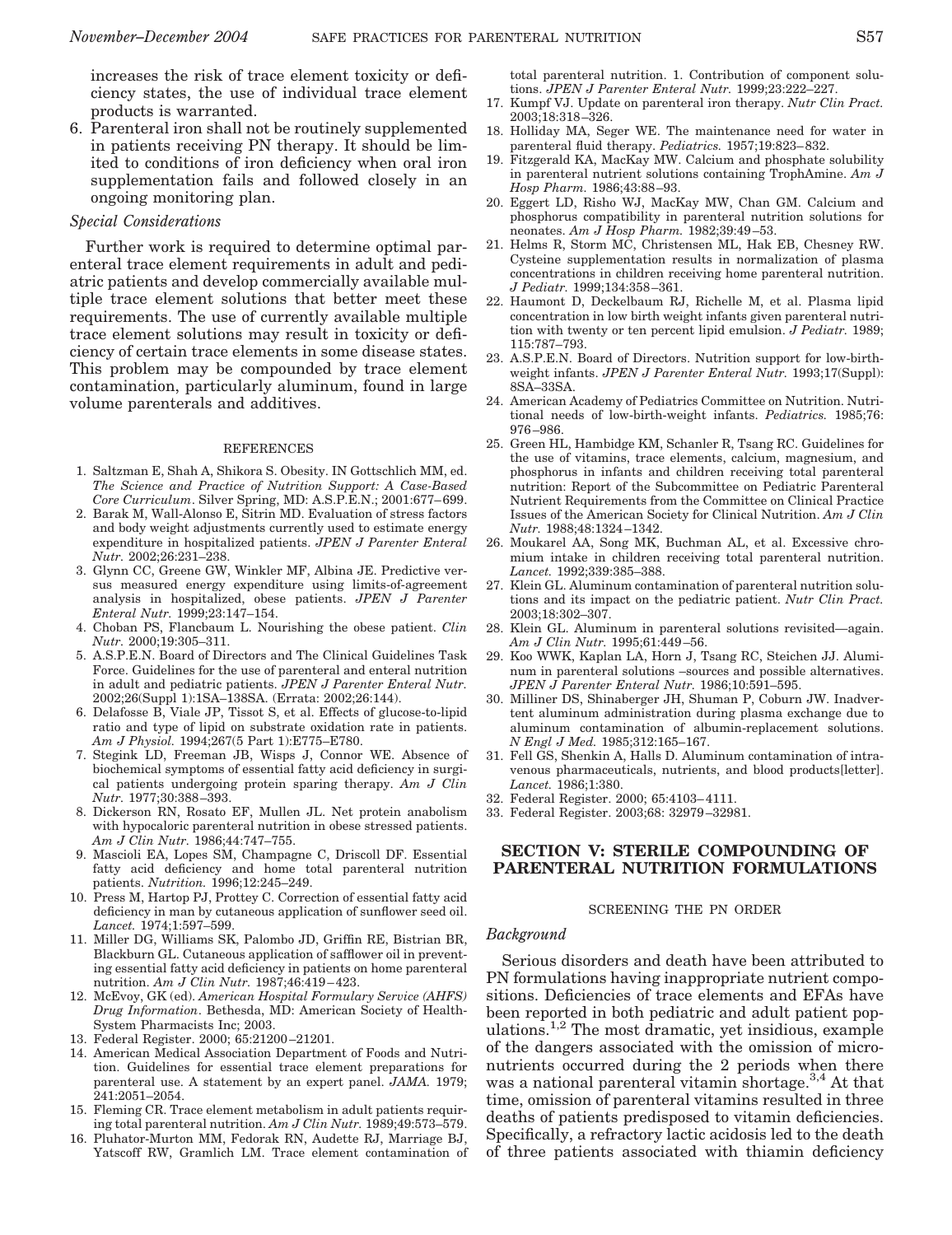increases the risk of trace element toxicity or deficiency states, the use of individual trace element products is warranted.

6. Parenteral iron shall not be routinely supplemented in patients receiving PN therapy. It should be limited to conditions of iron deficiency when oral iron supplementation fails and followed closely in an ongoing monitoring plan.

*Special Considerations*

Further work is required to determine optimal parenteral trace element requirements in adult and pediatric patients and develop commercially available multiple trace element solutions that better meet these requirements. The use of currently available multiple trace element solutions may result in toxicity or deficiency of certain trace elements in some disease states. This problem may be compounded by trace element contamination, particularly aluminum, found in large volume parenterals and additives.

REFERENCES

1. Saltzman E, Shah A, Shikora S. Obesity. IN Gottschlich MM, ed. *The Science and Practice of Nutrition Support: A Case-Based Core Curriculum*. Silver Spring, MD: A.S.P.E.N.; 2001:677–699.
2. Barak M, Wall-Alonso E, Sitrin MD. Evaluation of stress factors and body weight adjustments currently used to estimate energy expenditure in hospitalized patients. *JPEN J Parenter Enteral Nutr.* 2002;26:231–238.
3. Glynn CC, Greene GW, Winkler MF, Albina JE. Predictive versus measured energy expenditure using limits-of-agreement analysis in hospitalized, obese patients. *JPEN J Parenter Enteral Nutr.* 1999;23:147–154.
4. Choban PS, Flancbaum L. Nourishing the obese patient. *Clin Nutr.* 2000;19:305–311.
5. A.S.P.E.N. Board of Directors and The Clinical Guidelines Task Force. Guidelines for the use of parenteral and enteral nutrition in adult and pediatric patients. *JPEN J Parenter Enteral Nutr.* 2002;26(Suppl 1):1SA–138SA. (Errata: 2002;26:144).
6. Delafosse B, Viale JP, Tissot S, et al. Effects of glucose-to-lipid ratio and type of lipid on substrate oxidation rate in patients. *Am J Physiol.* 1994;267(5 Part 1):E775–E780.
7. Stegink LD, Freeman JB, Wisps J, Connor WE. Absence of biochemical symptoms of essential fatty acid deficiency in surgical patients undergoing protein sparing therapy. *Am J Clin Nutr.* 1977;30:388–393.
8. Dickerson RN, Rosato EF, Mullen JL. Net protein anabolism with hypocaloric parenteral nutrition in obese stressed patients. *Am J Clin Nutr.* 1986;44:747–755.
9. Mascioli EA, Lopes SM, Champagne C, Driscoll DF. Essential fatty acid deficiency and home total parenteral nutrition patients. *Nutrition.* 1996;12:245–249.
10. Press M, Hartop PJ, Prottey C. Correction of essential fatty acid deficiency in man by cutaneous application of sunflower seed oil. *Lancet.* 1974;1:597–599.
11. Miller DG, Williams SK, Palombo JD, Griffin RE, Bistrian BR, Blackburn GL. Cutaneous application of safflower oil in preventing essential fatty acid deficiency in patients on home parenteral nutrition. *Am J Clin Nutr.* 1987;46:419–423.
12. McEvoy, GK (ed). *American Hospital Formulary Service (AHFS) Drug Information*. Bethesda, MD: American Society of Health-System Pharmacists Inc; 2003.
13. Federal Register. 2000; 65:21200–21201.
14. American Medical Association Department of Foods and Nutrition. Guidelines for essential trace element preparations for parenteral use. A statement by an expert panel. *JAMA.* 1979; 241:2051–2054.
15. Fleming CR. Trace element metabolism in adult patients requiring total parenteral nutrition. *Am J Clin Nutr.* 1989;49:573–579.
16. Pluhator-Murton MM, Fedorak RN, Audette RJ, Marriage BJ, Yatscoff RW, Gramlich LM. Trace element contamination of total parenteral nutrition. 1. Contribution of component solutions. *JPEN J Parenter Enteral Nutr.* 1999;23:222–227.
17. Kumpf VJ. Update on parenteral iron therapy. *Nutr Clin Pract.* 2003;18:318–326.
18. Holliday MA, Seger WE. The maintenance need for water in parenteral fluid therapy. *Pediatrics.* 1957;19:823–832.
19. Fitzgerald KA, MacKay MW. Calcium and phosphate solubility in parenteral nutrient solutions containing TrophAmine. *Am J Hosp Pharm.* 1986;43:88–93.
20. Eggert LD, Risho WJ, MacKay MW, Chan GM. Calcium and phosphorus compatibility in parenteral nutrition solutions for neonates. *Am J Hosp Pharm.* 1982;39:49–53.
21. Helms R, Storm MC, Christensen ML, Hak EB, Chesney RW. Cysteine supplementation results in normalization of plasma concentrations in children receiving home parenteral nutrition. *J Pediatr.* 1999;134:358–361.
22. Haumont D, Deckelbaum RJ, Richelle M, et al. Plasma lipid concentration in low birth weight infants given parenteral nutrition with twenty or ten percent lipid emulsion. *J Pediatr.* 1989; 115:787–793.
23. A.S.P.E.N. Board of Directors. Nutrition support for low-birth-weight infants. *JPEN J Parenter Enteral Nutr.* 1993;17(Suppl): 8SA–33SA.
24. American Academy of Pediatrics Committee on Nutrition. Nutritional needs of low-birth-weight infants. *Pediatrics.* 1985;76: 976–986.
25. Green HL, Hambidge KM, Schanler R, Tsang RC. Guidelines for the use of vitamins, trace elements, calcium, magnesium, and phosphorus in infants and children receiving total parenteral nutrition: Report of the Subcommittee on Pediatric Parenteral Nutrient Requirements from the Committee on Clinical Practice Issues of the American Society for Clinical Nutrition. *Am J Clin Nutr.* 1988;48:1324–1342.
26. Moukarel AA, Song MK, Buchman AL, et al. Excessive chromium intake in children receiving total parenteral nutrition. *Lancet.* 1992;339:385–388.
27. Klein GL. Aluminum contamination of parenteral nutrition solutions and its impact on the pediatric patient. *Nutr Clin Pract.* 2003;18:302–307.
28. Klein GL. Aluminum in parenteral solutions revisited—again. *Am J Clin Nutr.* 1995;61:449–56.
29. Koo WWK, Kaplan LA, Horn J, Tsang RC, Steichen JJ. Aluminum in parenteral solutions –sources and possible alternatives. *JPEN J Parenter Enteral Nutr.* 1986;10:591–595.
30. Milliner DS, Shinaberger JH, Shuman P, Coburn JW. Inadvertent aluminum administration during plasma exchange due to aluminum contamination of albumin-replacement solutions. *N Engl J Med.* 1985;312:165–167.
31. Fell GS, Shenkin A, Halls D. Aluminum contamination of intravenous pharmaceuticals, nutrients, and blood products[letter]. *Lancet.* 1986;1:380.
32. Federal Register. 2000; 65:4103–4111.
33. Federal Register. 2003;68: 32979–32981.

## SECTION V: STERILE COMPOUNDING OF PARENTERAL NUTRITION FORMULATIONS

### SCREENING THE PN ORDER

*Background*

Serious disorders and death have been attributed to PN formulations having inappropriate nutrient compositions. Deficiencies of trace elements and EFAs have been reported in both pediatric and adult patient populations.[1,2] The most dramatic, yet insidious, example of the dangers associated with the omission of micronutrients occurred during the 2 periods when there was a national parenteral vitamin shortage.[3,4] At that time, omission of parenteral vitamins resulted in three deaths of patients predisposed to vitamin deficiencies. Specifically, a refractory lactic acidosis led to the death of three patients associated with thiamin deficiency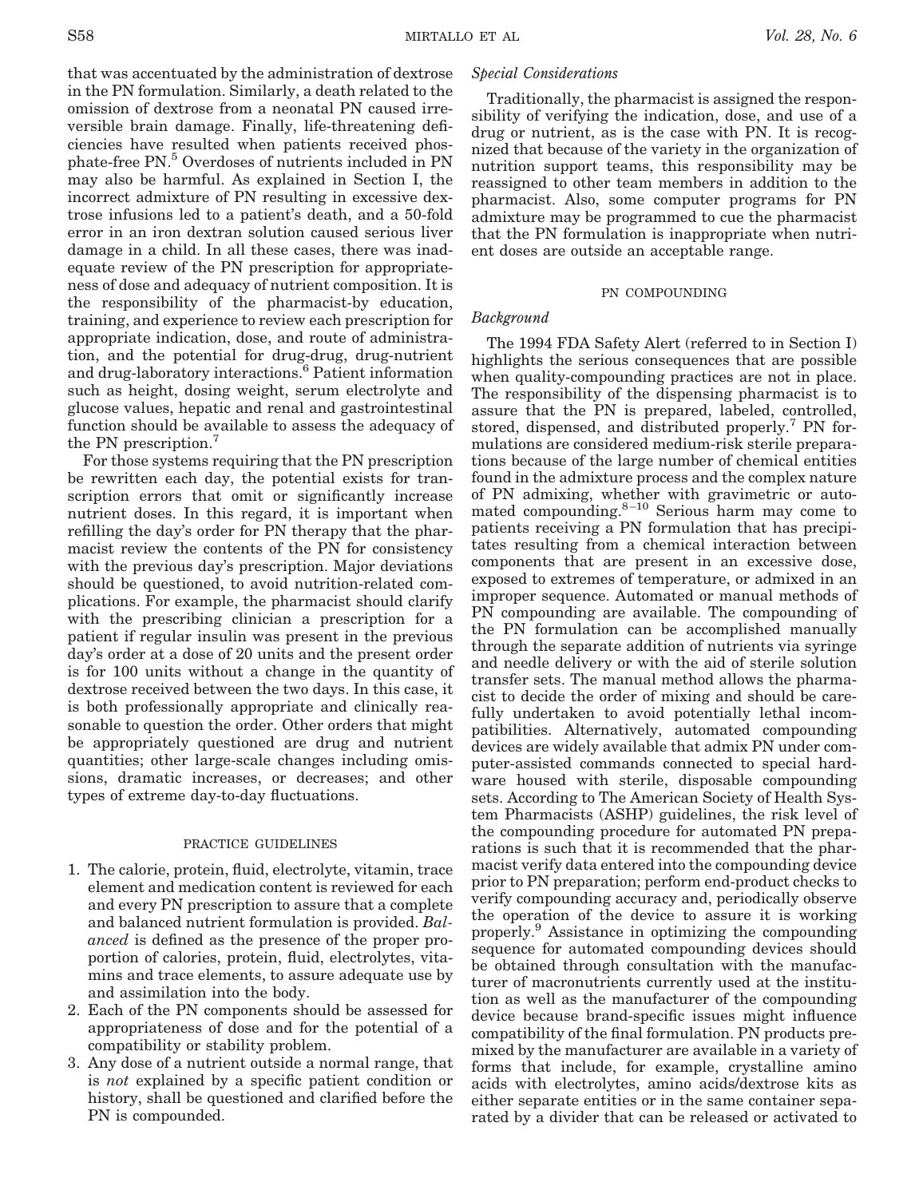that was accentuated by the administration of dextrose in the PN formulation. Similarly, a death related to the omission of dextrose from a neonatal PN caused irreversible brain damage. Finally, life-threatening deficiencies have resulted when patients received phosphate-free PN.[5] Overdoses of nutrients included in PN may also be harmful. As explained in Section I, the incorrect admixture of PN resulting in excessive dextrose infusions led to a patient's death, and a 50-fold error in an iron dextran solution caused serious liver damage in a child. In all these cases, there was inadequate review of the PN prescription for appropriateness of dose and adequacy of nutrient composition. It is the responsibility of the pharmacist-by education, training, and experience to review each prescription for appropriate indication, dose, and route of administration, and the potential for drug-drug, drug-nutrient and drug-laboratory interactions.[6] Patient information such as height, dosing weight, serum electrolyte and glucose values, hepatic and renal and gastrointestinal function should be available to assess the adequacy of the PN prescription.[7]

For those systems requiring that the PN prescription be rewritten each day, the potential exists for transcription errors that omit or significantly increase nutrient doses. In this regard, it is important when refilling the day's order for PN therapy that the pharmacist review the contents of the PN for consistency with the previous day's prescription. Major deviations should be questioned, to avoid nutrition-related complications. For example, the pharmacist should clarify with the prescribing clinician a prescription for a patient if regular insulin was present in the previous day's order at a dose of 20 units and the present order is for 100 units without a change in the quantity of dextrose received between the two days. In this case, it is both professionally appropriate and clinically reasonable to question the order. Other orders that might be appropriately questioned are drug and nutrient quantities; other large-scale changes including omissions, dramatic increases, or decreases; and other types of extreme day-to-day fluctuations.

## PRACTICE GUIDELINES

1. The calorie, protein, fluid, electrolyte, vitamin, trace element and medication content is reviewed for each and every PN prescription to assure that a complete and balanced nutrient formulation is provided. *Balanced* is defined as the presence of the proper proportion of calories, protein, fluid, electrolytes, vitamins and trace elements, to assure adequate use by and assimilation into the body.
2. Each of the PN components should be assessed for appropriateness of dose and for the potential of a compatibility or stability problem.
3. Any dose of a nutrient outside a normal range, that is *not* explained by a specific patient condition or history, shall be questioned and clarified before the PN is compounded.

### *Special Considerations*

Traditionally, the pharmacist is assigned the responsibility of verifying the indication, dose, and use of a drug or nutrient, as is the case with PN. It is recognized that because of the variety in the organization of nutrition support teams, this responsibility may be reassigned to other team members in addition to the pharmacist. Also, some computer programs for PN admixture may be programmed to cue the pharmacist that the PN formulation is inappropriate when nutrient doses are outside an acceptable range.

## PN COMPOUNDING

### *Background*

The 1994 FDA Safety Alert (referred to in Section I) highlights the serious consequences that are possible when quality-compounding practices are not in place. The responsibility of the dispensing pharmacist is to assure that the PN is prepared, labeled, controlled, stored, dispensed, and distributed properly.[7] PN formulations are considered medium-risk sterile preparations because of the large number of chemical entities found in the admixture process and the complex nature of PN admixing, whether with gravimetric or automated compounding.[8–10] Serious harm may come to patients receiving a PN formulation that has precipitates resulting from a chemical interaction between components that are present in an excessive dose, exposed to extremes of temperature, or admixed in an improper sequence. Automated or manual methods of PN compounding are available. The compounding of the PN formulation can be accomplished manually through the separate addition of nutrients via syringe and needle delivery or with the aid of sterile solution transfer sets. The manual method allows the pharmacist to decide the order of mixing and should be carefully undertaken to avoid potentially lethal incompatibilities. Alternatively, automated compounding devices are widely available that admix PN under computer-assisted commands connected to special hardware housed with sterile, disposable compounding sets. According to The American Society of Health System Pharmacists (ASHP) guidelines, the risk level of the compounding procedure for automated PN preparations is such that it is recommended that the pharmacist verify data entered into the compounding device prior to PN preparation; perform end-product checks to verify compounding accuracy and, periodically observe the operation of the device to assure it is working properly.[9] Assistance in optimizing the compounding sequence for automated compounding devices should be obtained through consultation with the manufacturer of macronutrients currently used at the institution as well as the manufacturer of the compounding device because brand-specific issues might influence compatibility of the final formulation. PN products premixed by the manufacturer are available in a variety of forms that include, for example, crystalline amino acids with electrolytes, amino acids/dextrose kits as either separate entities or in the same container separated by a divider that can be released or activated to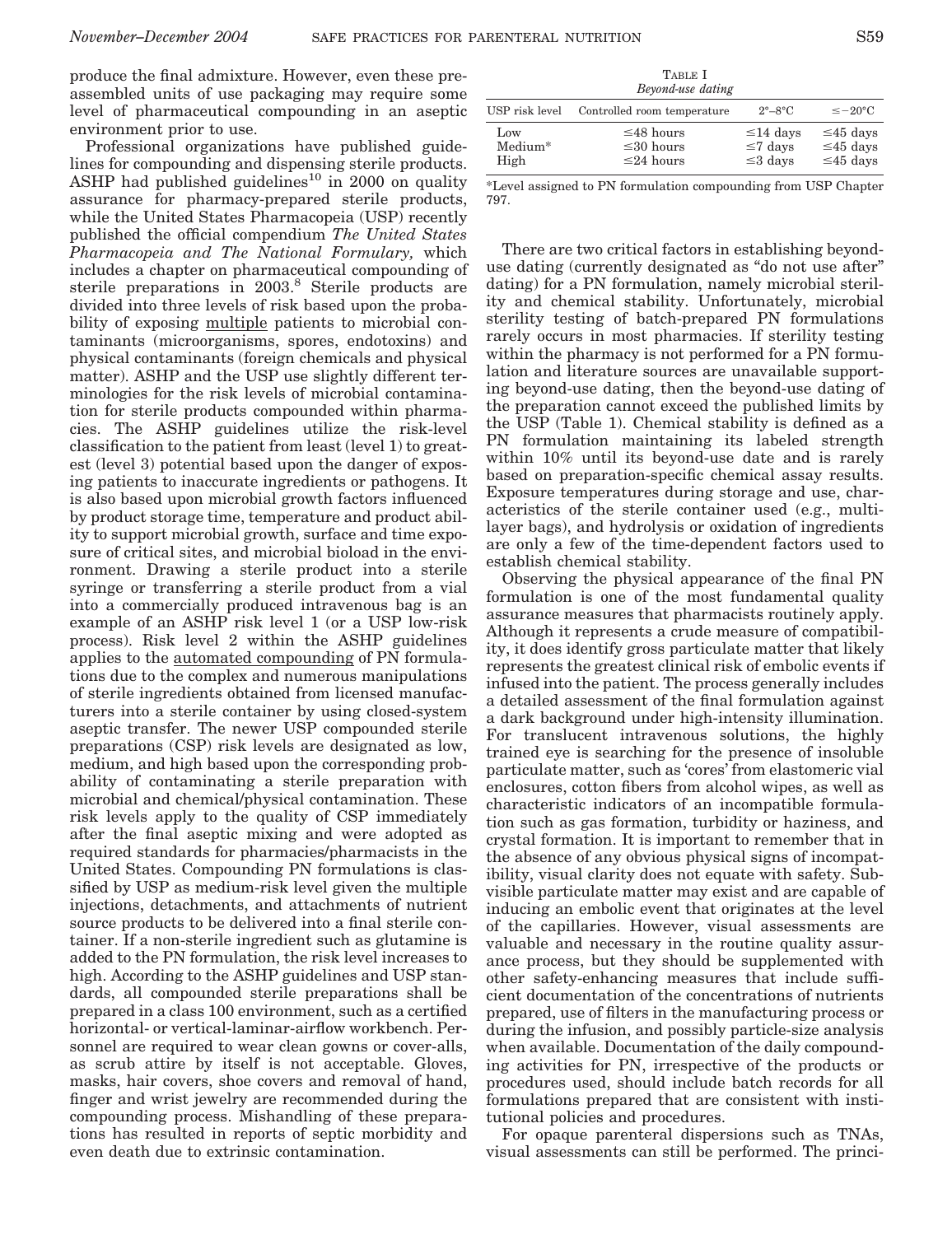produce the final admixture. However, even these preassembled units of use packaging may require some level of pharmaceutical compounding in an aseptic environment prior to use.

Professional organizations have published guidelines for compounding and dispensing sterile products. ASHP had published guidelines[10] in 2000 on quality assurance for pharmacy-prepared sterile products, while the United States Pharmacopeia (USP) recently published the official compendium *The United States Pharmacopeia and The National Formulary,* which includes a chapter on pharmaceutical compounding of sterile preparations in 2003.[8] Sterile products are divided into three levels of risk based upon the probability of exposing multiple patients to microbial contaminants (microorganisms, spores, endotoxins) and physical contaminants (foreign chemicals and physical matter). ASHP and the USP use slightly different terminologies for the risk levels of microbial contamination for sterile products compounded within pharmacies. The ASHP guidelines utilize the risk-level classification to the patient from least (level 1) to greatest (level 3) potential based upon the danger of exposing patients to inaccurate ingredients or pathogens. It is also based upon microbial growth factors influenced by product storage time, temperature and product ability to support microbial growth, surface and time exposure of critical sites, and microbial bioload in the environment. Drawing a sterile product into a sterile syringe or transferring a sterile product from a vial into a commercially produced intravenous bag is an example of an ASHP risk level 1 (or a USP low-risk process). Risk level 2 within the ASHP guidelines applies to the automated compounding of PN formulations due to the complex and numerous manipulations of sterile ingredients obtained from licensed manufacturers into a sterile container by using closed-system aseptic transfer. The newer USP compounded sterile preparations (CSP) risk levels are designated as low, medium, and high based upon the corresponding probability of contaminating a sterile preparation with microbial and chemical/physical contamination. These risk levels apply to the quality of CSP immediately after the final aseptic mixing and were adopted as required standards for pharmacies/pharmacists in the United States. Compounding PN formulations is classified by USP as medium-risk level given the multiple injections, detachments, and attachments of nutrient source products to be delivered into a final sterile container. If a non-sterile ingredient such as glutamine is added to the PN formulation, the risk level increases to high. According to the ASHP guidelines and USP standards, all compounded sterile preparations shall be prepared in a class 100 environment, such as a certified horizontal- or vertical-laminar-airflow workbench. Personnel are required to wear clean gowns or cover-alls, as scrub attire by itself is not acceptable. Gloves, masks, hair covers, shoe covers and removal of hand, finger and wrist jewelry are recommended during the compounding process. Mishandling of these preparations has resulted in reports of septic morbidity and even death due to extrinsic contamination.

TABLE I
*Beyond-use dating*

| USP risk level | Controlled room temperature | 2°–8°C | ≤−20°C |
|---|---|---|---|
| Low | ≤48 hours | ≤14 days | ≤45 days |
| Medium* | ≤30 hours | ≤7 days | ≤45 days |
| High | ≤24 hours | ≤3 days | ≤45 days |

*Level assigned to PN formulation compounding from USP Chapter 797.

There are two critical factors in establishing beyond-use dating (currently designated as "do not use after" dating) for a PN formulation, namely microbial sterility and chemical stability. Unfortunately, microbial sterility testing of batch-prepared PN formulations rarely occurs in most pharmacies. If sterility testing within the pharmacy is not performed for a PN formulation and literature sources are unavailable supporting beyond-use dating, then the beyond-use dating of the preparation cannot exceed the published limits by the USP (Table 1). Chemical stability is defined as a PN formulation maintaining its labeled strength within 10% until its beyond-use date and is rarely based on preparation-specific chemical assay results. Exposure temperatures during storage and use, characteristics of the sterile container used (e.g., multilayer bags), and hydrolysis or oxidation of ingredients are only a few of the time-dependent factors used to establish chemical stability.

Observing the physical appearance of the final PN formulation is one of the most fundamental quality assurance measures that pharmacists routinely apply. Although it represents a crude measure of compatibility, it does identify gross particulate matter that likely represents the greatest clinical risk of embolic events if infused into the patient. The process generally includes a detailed assessment of the final formulation against a dark background under high-intensity illumination. For translucent intravenous solutions, the highly trained eye is searching for the presence of insoluble particulate matter, such as 'cores' from elastomeric vial enclosures, cotton fibers from alcohol wipes, as well as characteristic indicators of an incompatible formulation such as gas formation, turbidity or haziness, and crystal formation. It is important to remember that in the absence of any obvious physical signs of incompatibility, visual clarity does not equate with safety. Subvisible particulate matter may exist and are capable of inducing an embolic event that originates at the level of the capillaries. However, visual assessments are valuable and necessary in the routine quality assurance process, but they should be supplemented with other safety-enhancing measures that include sufficient documentation of the concentrations of nutrients prepared, use of filters in the manufacturing process or during the infusion, and possibly particle-size analysis when available. Documentation of the daily compounding activities for PN, irrespective of the products or procedures used, should include batch records for all formulations prepared that are consistent with institutional policies and procedures.

For opaque parenteral dispersions such as TNAs, visual assessments can still be performed. The princi-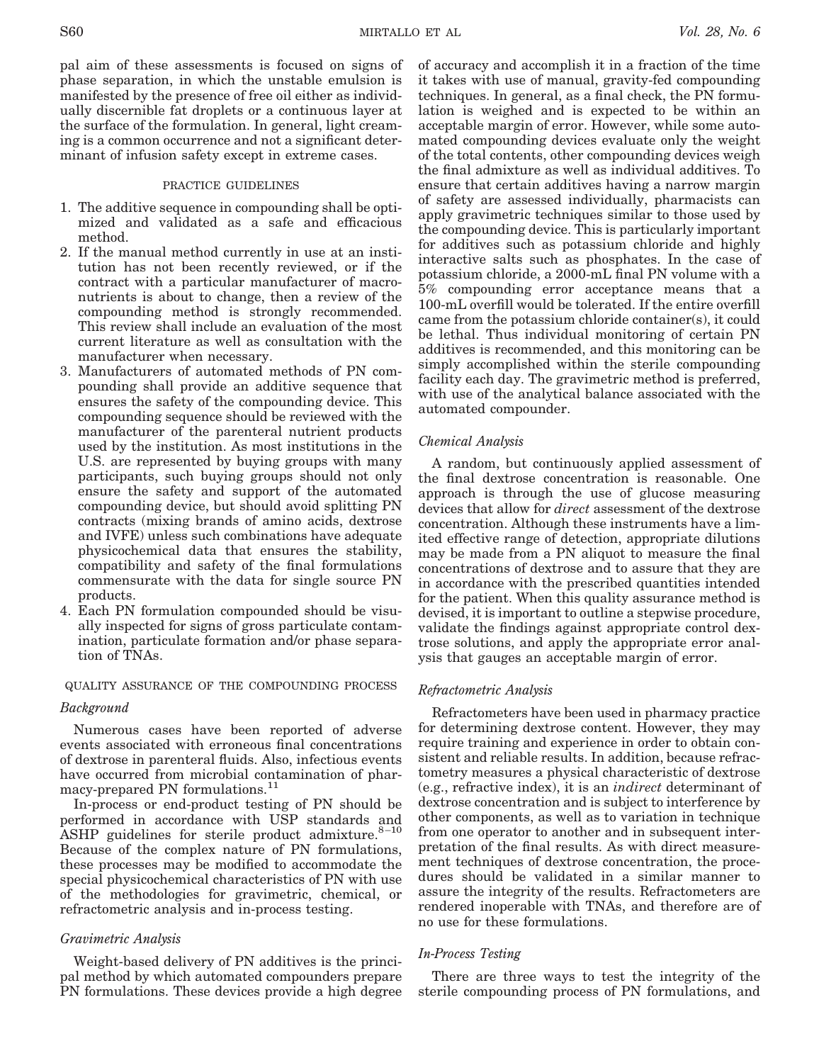pal aim of these assessments is focused on signs of phase separation, in which the unstable emulsion is manifested by the presence of free oil either as individually discernible fat droplets or a continuous layer at the surface of the formulation. In general, light creaming is a common occurrence and not a significant determinant of infusion safety except in extreme cases.

#### PRACTICE GUIDELINES

1. The additive sequence in compounding shall be optimized and validated as a safe and efficacious method.
2. If the manual method currently in use at an institution has not been recently reviewed, or if the contract with a particular manufacturer of macronutrients is about to change, then a review of the compounding method is strongly recommended. This review shall include an evaluation of the most current literature as well as consultation with the manufacturer when necessary.
3. Manufacturers of automated methods of PN compounding shall provide an additive sequence that ensures the safety of the compounding device. This compounding sequence should be reviewed with the manufacturer of the parenteral nutrient products used by the institution. As most institutions in the U.S. are represented by buying groups with many participants, such buying groups should not only ensure the safety and support of the automated compounding device, but should avoid splitting PN contracts (mixing brands of amino acids, dextrose and IVFE) unless such combinations have adequate physicochemical data that ensures the stability, compatibility and safety of the final formulations commensurate with the data for single source PN products.
4. Each PN formulation compounded should be visually inspected for signs of gross particulate contamination, particulate formation and/or phase separation of TNAs.

## QUALITY ASSURANCE OF THE COMPOUNDING PROCESS

### *Background*

Numerous cases have been reported of adverse events associated with erroneous final concentrations of dextrose in parenteral fluids. Also, infectious events have occurred from microbial contamination of pharmacy-prepared PN formulations.[11]

In-process or end-product testing of PN should be performed in accordance with USP standards and ASHP guidelines for sterile product admixture.[8–10] Because of the complex nature of PN formulations, these processes may be modified to accommodate the special physicochemical characteristics of PN with use of the methodologies for gravimetric, chemical, or refractometric analysis and in-process testing.

### *Gravimetric Analysis*

Weight-based delivery of PN additives is the principal method by which automated compounders prepare PN formulations. These devices provide a high degree of accuracy and accomplish it in a fraction of the time it takes with use of manual, gravity-fed compounding techniques. In general, as a final check, the PN formulation is weighed and is expected to be within an acceptable margin of error. However, while some automated compounding devices evaluate only the weight of the total contents, other compounding devices weigh the final admixture as well as individual additives. To ensure that certain additives having a narrow margin of safety are assessed individually, pharmacists can apply gravimetric techniques similar to those used by the compounding device. This is particularly important for additives such as potassium chloride and highly interactive salts such as phosphates. In the case of potassium chloride, a 2000-mL final PN volume with a 5% compounding error acceptance means that a 100-mL overfill would be tolerated. If the entire overfill came from the potassium chloride container(s), it could be lethal. Thus individual monitoring of certain PN additives is recommended, and this monitoring can be simply accomplished within the sterile compounding facility each day. The gravimetric method is preferred, with use of the analytical balance associated with the automated compounder.

### *Chemical Analysis*

A random, but continuously applied assessment of the final dextrose concentration is reasonable. One approach is through the use of glucose measuring devices that allow for *direct* assessment of the dextrose concentration. Although these instruments have a limited effective range of detection, appropriate dilutions may be made from a PN aliquot to measure the final concentrations of dextrose and to assure that they are in accordance with the prescribed quantities intended for the patient. When this quality assurance method is devised, it is important to outline a stepwise procedure, validate the findings against appropriate control dextrose solutions, and apply the appropriate error analysis that gauges an acceptable margin of error.

### *Refractometric Analysis*

Refractometers have been used in pharmacy practice for determining dextrose content. However, they may require training and experience in order to obtain consistent and reliable results. In addition, because refractometry measures a physical characteristic of dextrose (e.g., refractive index), it is an *indirect* determinant of dextrose concentration and is subject to interference by other components, as well as to variation in technique from one operator to another and in subsequent interpretation of the final results. As with direct measurement techniques of dextrose concentration, the procedures should be validated in a similar manner to assure the integrity of the results. Refractometers are rendered inoperable with TNAs, and therefore are of no use for these formulations.

### *In-Process Testing*

There are three ways to test the integrity of the sterile compounding process of PN formulations, and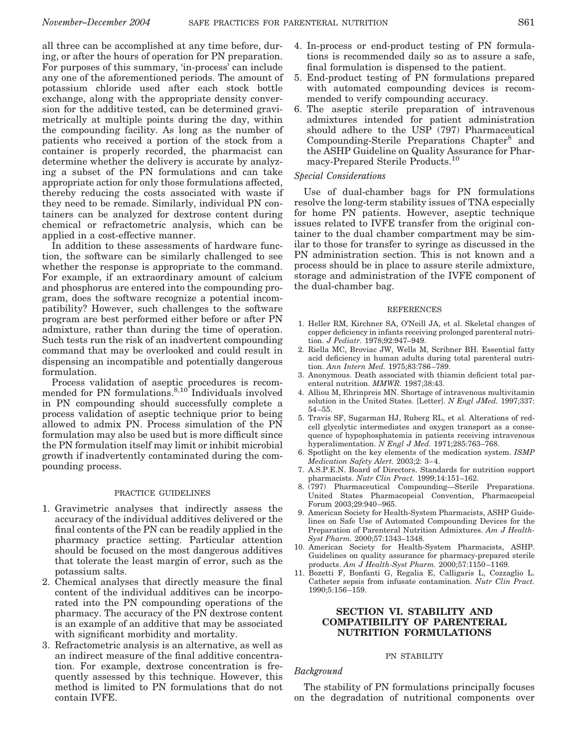all three can be accomplished at any time before, during, or after the hours of operation for PN preparation. For purposes of this summary, 'in-process' can include any one of the aforementioned periods. The amount of potassium chloride used after each stock bottle exchange, along with the appropriate density conversion for the additive tested, can be determined gravimetrically at multiple points during the day, within the compounding facility. As long as the number of patients who received a portion of the stock from a container is properly recorded, the pharmacist can determine whether the delivery is accurate by analyzing a subset of the PN formulations and can take appropriate action for only those formulations affected, thereby reducing the costs associated with waste if they need to be remade. Similarly, individual PN containers can be analyzed for dextrose content during chemical or refractometric analysis, which can be applied in a cost-effective manner.

In addition to these assessments of hardware function, the software can be similarly challenged to see whether the response is appropriate to the command. For example, if an extraordinary amount of calcium and phosphorus are entered into the compounding program, does the software recognize a potential incompatibility? However, such challenges to the software program are best performed either before or after PN admixture, rather than during the time of operation. Such tests run the risk of an inadvertent compounding command that may be overlooked and could result in dispensing an incompatible and potentially dangerous formulation.

Process validation of aseptic procedures is recommended for PN formulations.[8,10] Individuals involved in PN compounding should successfully complete a process validation of aseptic technique prior to being allowed to admix PN. Process simulation of the PN formulation may also be used but is more difficult since the PN formulation itself may limit or inhibit microbial growth if inadvertently contaminated during the compounding process.

### PRACTICE GUIDELINES

1. Gravimetric analyses that indirectly assess the accuracy of the individual additives delivered or the final contents of the PN can be readily applied in the pharmacy practice setting. Particular attention should be focused on the most dangerous additives that tolerate the least margin of error, such as the potassium salts.
2. Chemical analyses that directly measure the final content of the individual additives can be incorporated into the PN compounding operations of the pharmacy. The accuracy of the PN dextrose content is an example of an additive that may be associated with significant morbidity and mortality.
3. Refractometric analysis is an alternative, as well as an indirect measure of the final additive concentration. For example, dextrose concentration is frequently assessed by this technique. However, this method is limited to PN formulations that do not contain IVFE.
4. In-process or end-product testing of PN formulations is recommended daily so as to assure a safe, final formulation is dispensed to the patient.
5. End-product testing of PN formulations prepared with automated compounding devices is recommended to verify compounding accuracy.
6. The aseptic sterile preparation of intravenous admixtures intended for patient administration should adhere to the USP (797) Pharmaceutical Compounding-Sterile Preparations Chapter[8] and the ASHP Guideline on Quality Assurance for Pharmacy-Prepared Sterile Products.[10]

### *Special Considerations*

Use of dual-chamber bags for PN formulations resolve the long-term stability issues of TNA especially for home PN patients. However, aseptic technique issues related to IVFE transfer from the original container to the dual chamber compartment may be similar to those for transfer to syringe as discussed in the PN administration section. This is not known and a process should be in place to assure sterile admixture, storage and administration of the IVFE component of the dual-chamber bag.

### REFERENCES

1. Heller RM, Kirchner SA, O'Neill JA, et al. Skeletal changes of copper deficiency in infants receiving prolonged parenteral nutrition. *J Pediatr.* 1978;92:947–949.
2. Riella MC, Broviac JW, Wells M, Scribner BH. Essential fatty acid deficiency in human adults during total parenteral nutrition. *Ann Intern Med.* 1975;83:786–789.
3. Anonymous. Death associated with thiamin deficient total parenteral nutrition. *MMWR.* 1987;38:43.
4. Alliou M, Ehrinpreis MN. Shortage of intravenous multivitamin solution in the United States. [Letter]. *N Engl JMed.* 1997;337: 54–55.
5. Travis SF, Sugarman HJ, Ruberg RL, et al. Alterations of red-cell glycolytic intermediates and oxygen transport as a consequence of hypophosphatemia in patients receiving intravenous hyperalimentation. *N Engl J Med.* 1971;285:763–768.
6. Spotlight on the key elements of the medication system. *ISMP Medication Safety Alert.* 2003;2: 3–4.
7. A.S.P.E.N. Board of Directors. Standards for nutrition support pharmacists. *Nutr Clin Pract.* 1999;14:151–162.
8. (797) Pharmaceutical Compounding—Sterile Preparations. United States Pharmacopeial Convention, Pharmacopeial Forum 2003;29:940–965.
9. American Society for Health-System Pharmacists, ASHP Guidelines on Safe Use of Automated Compounding Devices for the Preparation of Parenteral Nutrition Admixtures. *Am J Health-Syst Pharm.* 2000;57:1343–1348.
10. American Society for Health-System Pharmacists, ASHP. Guidelines on quality assurance for pharmacy-prepared sterile products. *Am J Health-Syst Pharm.* 2000;57:1150–1169.
11. Bozetti F, Bonfanti G, Regalia E, Calligaris L, Cozzaglio L. Catheter sepsis from infusate contamination. *Nutr Clin Pract.* 1990;5:156–159.

## SECTION VI. STABILITY AND COMPATIBILITY OF PARENTERAL NUTRITION FORMULATIONS

### PN STABILITY

### *Background*

The stability of PN formulations principally focuses on the degradation of nutritional components over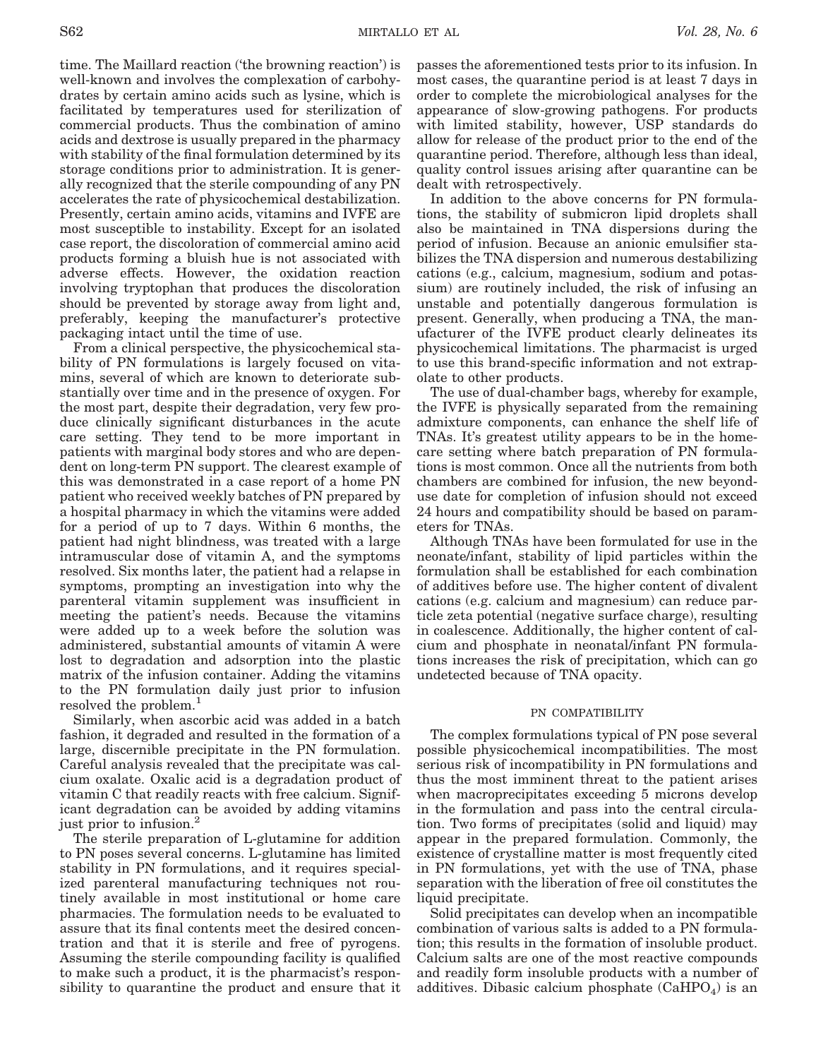time. The Maillard reaction ('the browning reaction') is well-known and involves the complexation of carbohydrates by certain amino acids such as lysine, which is facilitated by temperatures used for sterilization of commercial products. Thus the combination of amino acids and dextrose is usually prepared in the pharmacy with stability of the final formulation determined by its storage conditions prior to administration. It is generally recognized that the sterile compounding of any PN accelerates the rate of physicochemical destabilization. Presently, certain amino acids, vitamins and IVFE are most susceptible to instability. Except for an isolated case report, the discoloration of commercial amino acid products forming a bluish hue is not associated with adverse effects. However, the oxidation reaction involving tryptophan that produces the discoloration should be prevented by storage away from light and, preferably, keeping the manufacturer's protective packaging intact until the time of use.

From a clinical perspective, the physicochemical stability of PN formulations is largely focused on vitamins, several of which are known to deteriorate substantially over time and in the presence of oxygen. For the most part, despite their degradation, very few produce clinically significant disturbances in the acute care setting. They tend to be more important in patients with marginal body stores and who are dependent on long-term PN support. The clearest example of this was demonstrated in a case report of a home PN patient who received weekly batches of PN prepared by a hospital pharmacy in which the vitamins were added for a period of up to 7 days. Within 6 months, the patient had night blindness, was treated with a large intramuscular dose of vitamin A, and the symptoms resolved. Six months later, the patient had a relapse in symptoms, prompting an investigation into why the parenteral vitamin supplement was insufficient in meeting the patient's needs. Because the vitamins were added up to a week before the solution was administered, substantial amounts of vitamin A were lost to degradation and adsorption into the plastic matrix of the infusion container. Adding the vitamins to the PN formulation daily just prior to infusion resolved the problem.[1]

Similarly, when ascorbic acid was added in a batch fashion, it degraded and resulted in the formation of a large, discernible precipitate in the PN formulation. Careful analysis revealed that the precipitate was calcium oxalate. Oxalic acid is a degradation product of vitamin C that readily reacts with free calcium. Significant degradation can be avoided by adding vitamins just prior to infusion.[2]

The sterile preparation of L-glutamine for addition to PN poses several concerns. L-glutamine has limited stability in PN formulations, and it requires specialized parenteral manufacturing techniques not routinely available in most institutional or home care pharmacies. The formulation needs to be evaluated to assure that its final contents meet the desired concentration and that it is sterile and free of pyrogens. Assuming the sterile compounding facility is qualified to make such a product, it is the pharmacist's responsibility to quarantine the product and ensure that it passes the aforementioned tests prior to its infusion. In most cases, the quarantine period is at least 7 days in order to complete the microbiological analyses for the appearance of slow-growing pathogens. For products with limited stability, however, USP standards do allow for release of the product prior to the end of the quarantine period. Therefore, although less than ideal, quality control issues arising after quarantine can be dealt with retrospectively.

In addition to the above concerns for PN formulations, the stability of submicron lipid droplets shall also be maintained in TNA dispersions during the period of infusion. Because an anionic emulsifier stabilizes the TNA dispersion and numerous destabilizing cations (e.g., calcium, magnesium, sodium and potassium) are routinely included, the risk of infusing an unstable and potentially dangerous formulation is present. Generally, when producing a TNA, the manufacturer of the IVFE product clearly delineates its physicochemical limitations. The pharmacist is urged to use this brand-specific information and not extrapolate to other products.

The use of dual-chamber bags, whereby for example, the IVFE is physically separated from the remaining admixture components, can enhance the shelf life of TNAs. It's greatest utility appears to be in the home-care setting where batch preparation of PN formulations is most common. Once all the nutrients from both chambers are combined for infusion, the new beyond-use date for completion of infusion should not exceed 24 hours and compatibility should be based on parameters for TNAs.

Although TNAs have been formulated for use in the neonate/infant, stability of lipid particles within the formulation shall be established for each combination of additives before use. The higher content of divalent cations (e.g. calcium and magnesium) can reduce particle zeta potential (negative surface charge), resulting in coalescence. Additionally, the higher content of calcium and phosphate in neonatal/infant PN formulations increases the risk of precipitation, which can go undetected because of TNA opacity.

## PN COMPATIBILITY

The complex formulations typical of PN pose several possible physicochemical incompatibilities. The most serious risk of incompatibility in PN formulations and thus the most imminent threat to the patient arises when macroprecipitates exceeding 5 microns develop in the formulation and pass into the central circulation. Two forms of precipitates (solid and liquid) may appear in the prepared formulation. Commonly, the existence of crystalline matter is most frequently cited in PN formulations, yet with the use of TNA, phase separation with the liberation of free oil constitutes the liquid precipitate.

Solid precipitates can develop when an incompatible combination of various salts is added to a PN formulation; this results in the formation of insoluble product. Calcium salts are one of the most reactive compounds and readily form insoluble products with a number of additives. Dibasic calcium phosphate ($CaHPO_4$) is an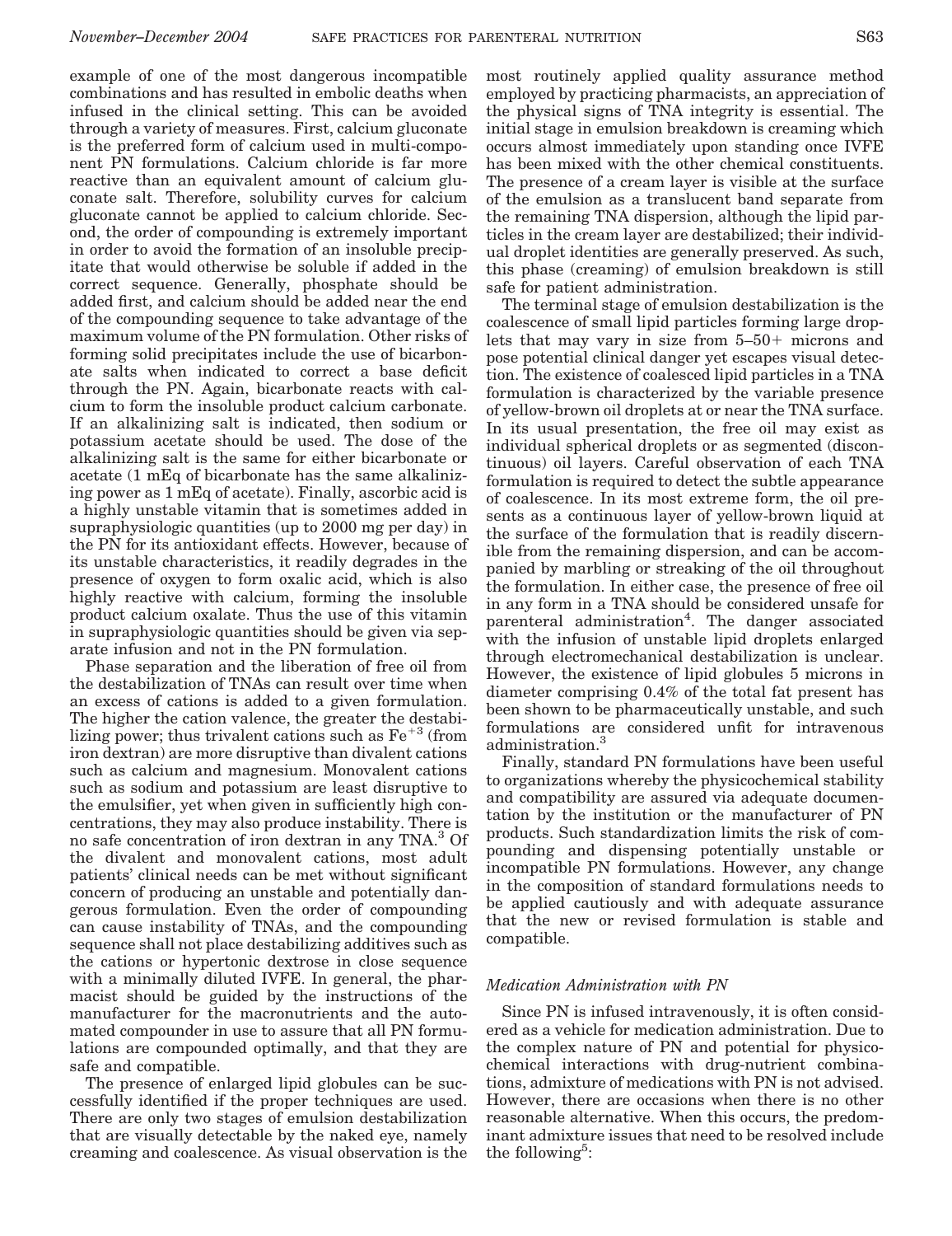example of one of the most dangerous incompatible combinations and has resulted in embolic deaths when infused in the clinical setting. This can be avoided through a variety of measures. First, calcium gluconate is the preferred form of calcium used in multi-component PN formulations. Calcium chloride is far more reactive than an equivalent amount of calcium gluconate salt. Therefore, solubility curves for calcium gluconate cannot be applied to calcium chloride. Second, the order of compounding is extremely important in order to avoid the formation of an insoluble precipitate that would otherwise be soluble if added in the correct sequence. Generally, phosphate should be added first, and calcium should be added near the end of the compounding sequence to take advantage of the maximum volume of the PN formulation. Other risks of forming solid precipitates include the use of bicarbonate salts when indicated to correct a base deficit through the PN. Again, bicarbonate reacts with calcium to form the insoluble product calcium carbonate. If an alkalinizing salt is indicated, then sodium or potassium acetate should be used. The dose of the alkalinizing salt is the same for either bicarbonate or acetate (1 mEq of bicarbonate has the same alkalinizing power as 1 mEq of acetate). Finally, ascorbic acid is a highly unstable vitamin that is sometimes added in supraphysiologic quantities (up to 2000 mg per day) in the PN for its antioxidant effects. However, because of its unstable characteristics, it readily degrades in the presence of oxygen to form oxalic acid, which is also highly reactive with calcium, forming the insoluble product calcium oxalate. Thus the use of this vitamin in supraphysiologic quantities should be given via separate infusion and not in the PN formulation.

Phase separation and the liberation of free oil from the destabilization of TNAs can result over time when an excess of cations is added to a given formulation. The higher the cation valence, the greater the destabilizing power; thus trivalent cations such as $Fe^{+3}$ (from iron dextran) are more disruptive than divalent cations such as calcium and magnesium. Monovalent cations such as sodium and potassium are least disruptive to the emulsifier, yet when given in sufficiently high concentrations, they may also produce instability. There is no safe concentration of iron dextran in any TNA.[3] Of the divalent and monovalent cations, most adult patients' clinical needs can be met without significant concern of producing an unstable and potentially dangerous formulation. Even the order of compounding can cause instability of TNAs, and the compounding sequence shall not place destabilizing additives such as the cations or hypertonic dextrose in close sequence with a minimally diluted IVFE. In general, the pharmacist should be guided by the instructions of the manufacturer for the macronutrients and the automated compounder in use to assure that all PN formulations are compounded optimally, and that they are safe and compatible.

The presence of enlarged lipid globules can be successfully identified if the proper techniques are used. There are only two stages of emulsion destabilization that are visually detectable by the naked eye, namely creaming and coalescence. As visual observation is the most routinely applied quality assurance method employed by practicing pharmacists, an appreciation of the physical signs of TNA integrity is essential. The initial stage in emulsion breakdown is creaming which occurs almost immediately upon standing once IVFE has been mixed with the other chemical constituents. The presence of a cream layer is visible at the surface of the emulsion as a translucent band separate from the remaining TNA dispersion, although the lipid particles in the cream layer are destabilized; their individual droplet identities are generally preserved. As such, this phase (creaming) of emulsion breakdown is still safe for patient administration.

The terminal stage of emulsion destabilization is the coalescence of small lipid particles forming large droplets that may vary in size from 5–50+ microns and pose potential clinical danger yet escapes visual detection. The existence of coalesced lipid particles in a TNA formulation is characterized by the variable presence of yellow-brown oil droplets at or near the TNA surface. In its usual presentation, the free oil may exist as individual spherical droplets or as segmented (discontinuous) oil layers. Careful observation of each TNA formulation is required to detect the subtle appearance of coalescence. In its most extreme form, the oil presents as a continuous layer of yellow-brown liquid at the surface of the formulation that is readily discernible from the remaining dispersion, and can be accompanied by marbling or streaking of the oil throughout the formulation. In either case, the presence of free oil in any form in a TNA should be considered unsafe for parenteral administration[4]. The danger associated with the infusion of unstable lipid droplets enlarged through electromechanical destabilization is unclear. However, the existence of lipid globules 5 microns in diameter comprising 0.4% of the total fat present has been shown to be pharmaceutically unstable, and such formulations are considered unfit for intravenous administration.[3]

Finally, standard PN formulations have been useful to organizations whereby the physicochemical stability and compatibility are assured via adequate documentation by the institution or the manufacturer of PN products. Such standardization limits the risk of compounding and dispensing potentially unstable or incompatible PN formulations. However, any change in the composition of standard formulations needs to be applied cautiously and with adequate assurance that the new or revised formulation is stable and compatible.

### *Medication Administration with PN*

Since PN is infused intravenously, it is often considered as a vehicle for medication administration. Due to the complex nature of PN and potential for physicochemical interactions with drug-nutrient combinations, admixture of medications with PN is not advised. However, there are occasions when there is no other reasonable alternative. When this occurs, the predominant admixture issues that need to be resolved include the following[5]: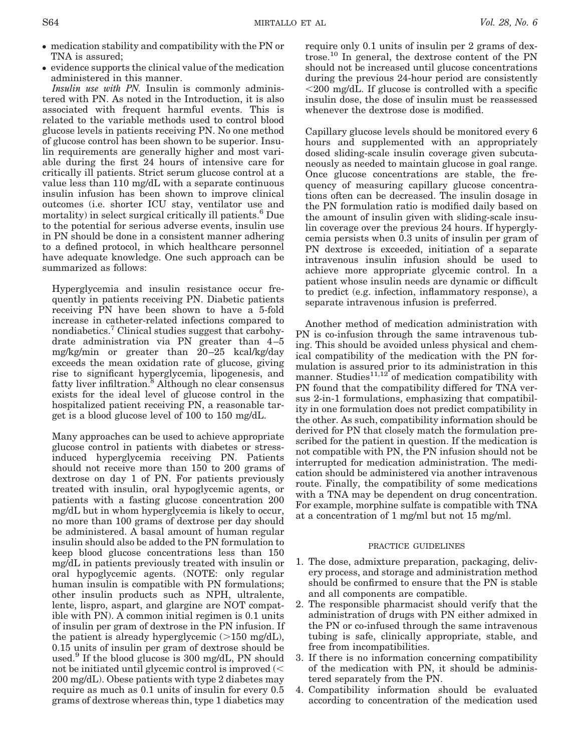- medication stability and compatibility with the PN or TNA is assured;
- evidence supports the clinical value of the medication administered in this manner.

*Insulin use with PN.* Insulin is commonly administered with PN. As noted in the Introduction, it is also associated with frequent harmful events. This is related to the variable methods used to control blood glucose levels in patients receiving PN. No one method of glucose control has been shown to be superior. Insulin requirements are generally higher and most variable during the first 24 hours of intensive care for critically ill patients. Strict serum glucose control at a value less than 110 mg/dL with a separate continuous insulin infusion has been shown to improve clinical outcomes (i.e. shorter ICU stay, ventilator use and mortality) in select surgical critically ill patients.[6] Due to the potential for serious adverse events, insulin use in PN should be done in a consistent manner adhering to a defined protocol, in which healthcare personnel have adequate knowledge. One such approach can be summarized as follows:

> Hyperglycemia and insulin resistance occur frequently in patients receiving PN. Diabetic patients receiving PN have been shown to have a 5-fold increase in catheter-related infections compared to nondiabetics.[7] Clinical studies suggest that carbohydrate administration via PN greater than 4–5 mg/kg/min or greater than 20–25 kcal/kg/day exceeds the mean oxidation rate of glucose, giving rise to significant hyperglycemia, lipogenesis, and fatty liver infiltration.[8] Although no clear consensus exists for the ideal level of glucose control in the hospitalized patient receiving PN, a reasonable target is a blood glucose level of 100 to 150 mg/dL.
>
> Many approaches can be used to achieve appropriate glucose control in patients with diabetes or stress-induced hyperglycemia receiving PN. Patients should not receive more than 150 to 200 grams of dextrose on day 1 of PN. For patients previously treated with insulin, oral hypoglycemic agents, or patients with a fasting glucose concentration 200 mg/dL but in whom hyperglycemia is likely to occur, no more than 100 grams of dextrose per day should be administered. A basal amount of human regular insulin should also be added to the PN formulation to keep blood glucose concentrations less than 150 mg/dL in patients previously treated with insulin or oral hypoglycemic agents. (NOTE: only regular human insulin is compatible with PN formulations; other insulin products such as NPH, ultralente, lente, lispro, aspart, and glargine are NOT compatible with PN). A common initial regimen is 0.1 units of insulin per gram of dextrose in the PN infusion. If the patient is already hyperglycemic (>150 mg/dL), 0.15 units of insulin per gram of dextrose should be used.[9] If the blood glucose is 300 mg/dL, PN should not be initiated until glycemic control is improved (< 200 mg/dL). Obese patients with type 2 diabetes may require as much as 0.1 units of insulin for every 0.5 grams of dextrose whereas thin, type 1 diabetics may require only 0.1 units of insulin per 2 grams of dextrose.[10] In general, the dextrose content of the PN should not be increased until glucose concentrations during the previous 24-hour period are consistently <200 mg/dL. If glucose is controlled with a specific insulin dose, the dose of insulin must be reassessed whenever the dextrose dose is modified.
>
> Capillary glucose levels should be monitored every 6 hours and supplemented with an appropriately dosed sliding-scale insulin coverage given subcutaneously as needed to maintain glucose in goal range. Once glucose concentrations are stable, the frequency of measuring capillary glucose concentrations often can be decreased. The insulin dosage in the PN formulation ratio is modified daily based on the amount of insulin given with sliding-scale insulin coverage over the previous 24 hours. If hyperglycemia persists when 0.3 units of insulin per gram of PN dextrose is exceeded, initiation of a separate intravenous insulin infusion should be used to achieve more appropriate glycemic control. In a patient whose insulin needs are dynamic or difficult to predict (e.g. infection, inflammatory response), a separate intravenous infusion is preferred.

Another method of medication administration with PN is co-infusion through the same intravenous tubing. This should be avoided unless physical and chemical compatibility of the medication with the PN formulation is assured prior to its administration in this manner. Studies[11,12] of medication compatibility with PN found that the compatibility differed for TNA versus 2-in-1 formulations, emphasizing that compatibility in one formulation does not predict compatibility in the other. As such, compatibility information should be derived for PN that closely match the formulation prescribed for the patient in question. If the medication is not compatible with PN, the PN infusion should not be interrupted for medication administration. The medication should be administered via another intravenous route. Finally, the compatibility of some medications with a TNA may be dependent on drug concentration. For example, morphine sulfate is compatible with TNA at a concentration of 1 mg/ml but not 15 mg/ml.

## PRACTICE GUIDELINES

1. The dose, admixture preparation, packaging, delivery process, and storage and administration method should be confirmed to ensure that the PN is stable and all components are compatible.
2. The responsible pharmacist should verify that the administration of drugs with PN either admixed in the PN or co-infused through the same intravenous tubing is safe, clinically appropriate, stable, and free from incompatibilities.
3. If there is no information concerning compatibility of the medication with PN, it should be administered separately from the PN.
4. Compatibility information should be evaluated according to concentration of the medication used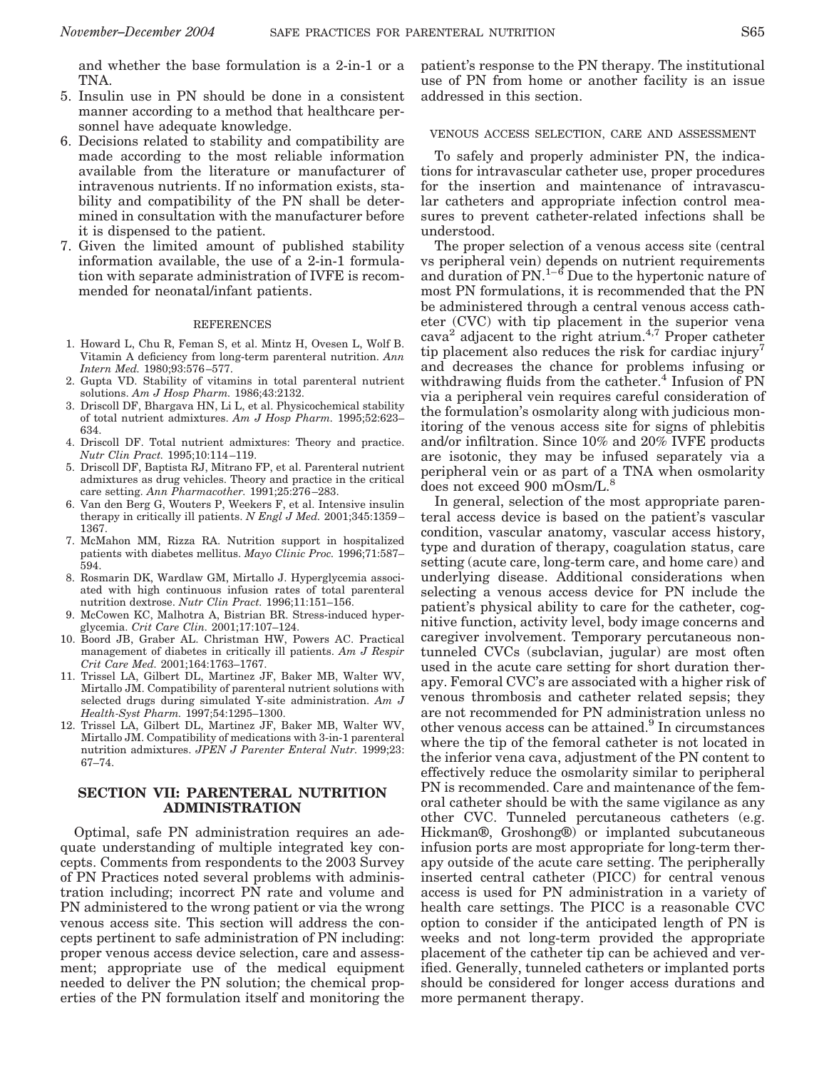and whether the base formulation is a 2-in-1 or a TNA.

5. Insulin use in PN should be done in a consistent manner according to a method that healthcare personnel have adequate knowledge.
6. Decisions related to stability and compatibility are made according to the most reliable information available from the literature or manufacturer of intravenous nutrients. If no information exists, stability and compatibility of the PN shall be determined in consultation with the manufacturer before it is dispensed to the patient.
7. Given the limited amount of published stability information available, the use of a 2-in-1 formulation with separate administration of IVFE is recommended for neonatal/infant patients.

#### REFERENCES

1. Howard L, Chu R, Feman S, et al. Mintz H, Ovesen L, Wolf B. Vitamin A deficiency from long-term parenteral nutrition. *Ann Intern Med.* 1980;93:576–577.
2. Gupta VD. Stability of vitamins in total parenteral nutrient solutions. *Am J Hosp Pharm.* 1986;43:2132.
3. Driscoll DF, Bhargava HN, Li L, et al. Physicochemical stability of total nutrient admixtures. *Am J Hosp Pharm.* 1995;52:623–634.
4. Driscoll DF. Total nutrient admixtures: Theory and practice. *Nutr Clin Pract.* 1995;10:114–119.
5. Driscoll DF, Baptista RJ, Mitrano FP, et al. Parenteral nutrient admixtures as drug vehicles. Theory and practice in the critical care setting. *Ann Pharmacother.* 1991;25:276–283.
6. Van den Berg G, Wouters P, Weekers F, et al. Intensive insulin therapy in critically ill patients. *N Engl J Med.* 2001;345:1359–1367.
7. McMahon MM, Rizza RA. Nutrition support in hospitalized patients with diabetes mellitus. *Mayo Clinic Proc.* 1996;71:587–594.
8. Rosmarin DK, Wardlaw GM, Mirtallo J. Hyperglycemia associated with high continuous infusion rates of total parenteral nutrition dextrose. *Nutr Clin Pract.* 1996;11:151–156.
9. McCowen KC, Malhotra A, Bistrian BR. Stress-induced hyperglycemia. *Crit Care Clin.* 2001;17:107–124.
10. Boord JB, Graber AL. Christman HW, Powers AC. Practical management of diabetes in critically ill patients. *Am J Respir Crit Care Med.* 2001;164:1763–1767.
11. Trissel LA, Gilbert DL, Martinez JF, Baker MB, Walter WV, Mirtallo JM. Compatibility of parenteral nutrient solutions with selected drugs during simulated Y-site administration. *Am J Health-Syst Pharm.* 1997;54:1295–1300.
12. Trissel LA, Gilbert DL, Martinez JF, Baker MB, Walter WV, Mirtallo JM. Compatibility of medications with 3-in-1 parenteral nutrition admixtures. *JPEN J Parenter Enteral Nutr.* 1999;23:67–74.

## SECTION VII: PARENTERAL NUTRITION ADMINISTRATION

Optimal, safe PN administration requires an adequate understanding of multiple integrated key concepts. Comments from respondents to the 2003 Survey of PN Practices noted several problems with administration including; incorrect PN rate and volume and PN administered to the wrong patient or via the wrong venous access site. This section will address the concepts pertinent to safe administration of PN including: proper venous access device selection, care and assessment; appropriate use of the medical equipment needed to deliver the PN solution; the chemical properties of the PN formulation itself and monitoring the patient's response to the PN therapy. The institutional use of PN from home or another facility is an issue addressed in this section.

#### VENOUS ACCESS SELECTION, CARE AND ASSESSMENT

To safely and properly administer PN, the indications for intravascular catheter use, proper procedures for the insertion and maintenance of intravascular catheters and appropriate infection control measures to prevent catheter-related infections shall be understood.

The proper selection of a venous access site (central vs peripheral vein) depends on nutrient requirements and duration of PN.[1–6] Due to the hypertonic nature of most PN formulations, it is recommended that the PN be administered through a central venous access catheter (CVC) with tip placement in the superior vena cava[2] adjacent to the right atrium.[4,7] Proper catheter tip placement also reduces the risk for cardiac injury[7] and decreases the chance for problems infusing or withdrawing fluids from the catheter.[4] Infusion of PN via a peripheral vein requires careful consideration of the formulation's osmolarity along with judicious monitoring of the venous access site for signs of phlebitis and/or infiltration. Since 10% and 20% IVFE products are isotonic, they may be infused separately via a peripheral vein or as part of a TNA when osmolarity does not exceed 900 mOsm/L.[8]

In general, selection of the most appropriate parenteral access device is based on the patient's vascular condition, vascular anatomy, vascular access history, type and duration of therapy, coagulation status, care setting (acute care, long-term care, and home care) and underlying disease. Additional considerations when selecting a venous access device for PN include the patient's physical ability to care for the catheter, cognitive function, activity level, body image concerns and caregiver involvement. Temporary percutaneous nontunneled CVCs (subclavian, jugular) are most often used in the acute care setting for short duration therapy. Femoral CVC's are associated with a higher risk of venous thrombosis and catheter related sepsis; they are not recommended for PN administration unless no other venous access can be attained.[9] In circumstances where the tip of the femoral catheter is not located in the inferior vena cava, adjustment of the PN content to effectively reduce the osmolarity similar to peripheral PN is recommended. Care and maintenance of the femoral catheter should be with the same vigilance as any other CVC. Tunneled percutaneous catheters (e.g. Hickman®, Groshong®) or implanted subcutaneous infusion ports are most appropriate for long-term therapy outside of the acute care setting. The peripherally inserted central catheter (PICC) for central venous access is used for PN administration in a variety of health care settings. The PICC is a reasonable CVC option to consider if the anticipated length of PN is weeks and not long-term provided the appropriate placement of the catheter tip can be achieved and verified. Generally, tunneled catheters or implanted ports should be considered for longer access durations and more permanent therapy.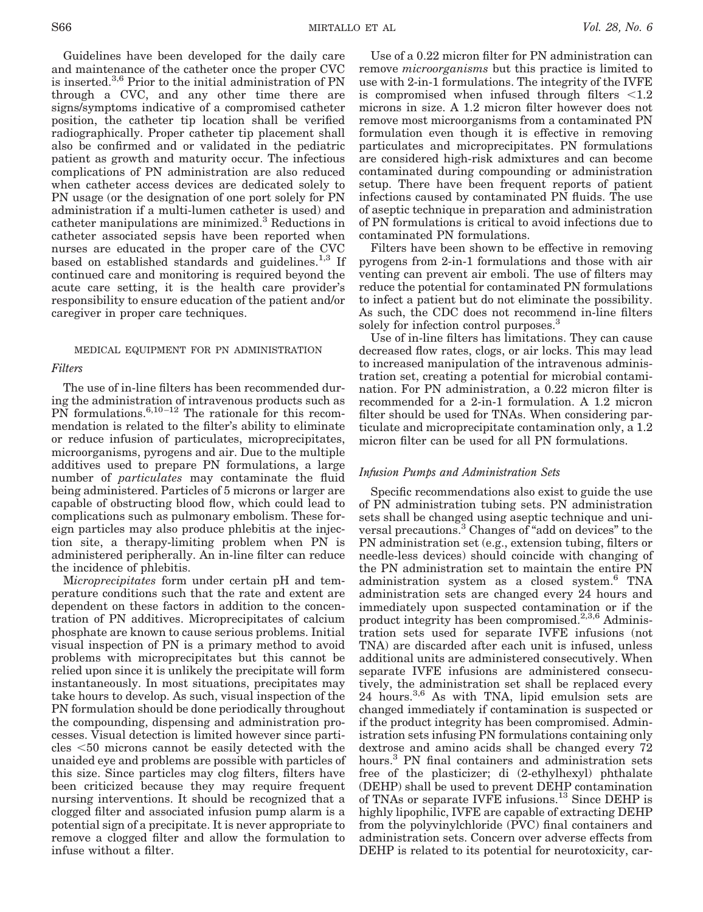Guidelines have been developed for the daily care and maintenance of the catheter once the proper CVC is inserted.[3,6] Prior to the initial administration of PN through a CVC, and any other time there are signs/symptoms indicative of a compromised catheter position, the catheter tip location shall be verified radiographically. Proper catheter tip placement shall also be confirmed and or validated in the pediatric patient as growth and maturity occur. The infectious complications of PN administration are also reduced when catheter access devices are dedicated solely to PN usage (or the designation of one port solely for PN administration if a multi-lumen catheter is used) and catheter manipulations are minimized.[3] Reductions in catheter associated sepsis have been reported when nurses are educated in the proper care of the CVC based on established standards and guidelines.[1,3] If continued care and monitoring is required beyond the acute care setting, it is the health care provider's responsibility to ensure education of the patient and/or caregiver in proper care techniques.

## MEDICAL EQUIPMENT FOR PN ADMINISTRATION

### *Filters*

The use of in-line filters has been recommended during the administration of intravenous products such as PN formulations.[6,10–12] The rationale for this recommendation is related to the filter's ability to eliminate or reduce infusion of particulates, microprecipitates, microorganisms, pyrogens and air. Due to the multiple additives used to prepare PN formulations, a large number of *particulates* may contaminate the fluid being administered. Particles of 5 microns or larger are capable of obstructing blood flow, which could lead to complications such as pulmonary embolism. These foreign particles may also produce phlebitis at the injection site, a therapy-limiting problem when PN is administered peripherally. An in-line filter can reduce the incidence of phlebitis.

*Microprecipitates* form under certain pH and temperature conditions such that the rate and extent are dependent on these factors in addition to the concentration of PN additives. Microprecipitates of calcium phosphate are known to cause serious problems. Initial visual inspection of PN is a primary method to avoid problems with microprecipitates but this cannot be relied upon since it is unlikely the precipitate will form instantaneously. In most situations, precipitates may take hours to develop. As such, visual inspection of the PN formulation should be done periodically throughout the compounding, dispensing and administration processes. Visual detection is limited however since particles <50 microns cannot be easily detected with the unaided eye and problems are possible with particles of this size. Since particles may clog filters, filters have been criticized because they may require frequent nursing interventions. It should be recognized that a clogged filter and associated infusion pump alarm is a potential sign of a precipitate. It is never appropriate to remove a clogged filter and allow the formulation to infuse without a filter.

Use of a 0.22 micron filter for PN administration can remove *microorganisms* but this practice is limited to use with 2-in-1 formulations. The integrity of the IVFE is compromised when infused through filters <1.2 microns in size. A 1.2 micron filter however does not remove most microorganisms from a contaminated PN formulation even though it is effective in removing particulates and microprecipitates. PN formulations are considered high-risk admixtures and can become contaminated during compounding or administration setup. There have been frequent reports of patient infections caused by contaminated PN fluids. The use of aseptic technique in preparation and administration of PN formulations is critical to avoid infections due to contaminated PN formulations.

Filters have been shown to be effective in removing pyrogens from 2-in-1 formulations and those with air venting can prevent air emboli. The use of filters may reduce the potential for contaminated PN formulations to infect a patient but do not eliminate the possibility. As such, the CDC does not recommend in-line filters solely for infection control purposes.[3]

Use of in-line filters has limitations. They can cause decreased flow rates, clogs, or air locks. This may lead to increased manipulation of the intravenous administration set, creating a potential for microbial contamination. For PN administration, a 0.22 micron filter is recommended for a 2-in-1 formulation. A 1.2 micron filter should be used for TNAs. When considering particulate and microprecipitate contamination only, a 1.2 micron filter can be used for all PN formulations.

### *Infusion Pumps and Administration Sets*

Specific recommendations also exist to guide the use of PN administration tubing sets. PN administration sets shall be changed using aseptic technique and universal precautions.[3] Changes of "add on devices" to the PN administration set (e.g., extension tubing, filters or needle-less devices) should coincide with changing of the PN administration set to maintain the entire PN administration system as a closed system.[6] TNA administration sets are changed every 24 hours and immediately upon suspected contamination or if the product integrity has been compromised.[2,3,6] Administration sets used for separate IVFE infusions (not TNA) are discarded after each unit is infused, unless additional units are administered consecutively. When separate IVFE infusions are administered consecutively, the administration set shall be replaced every 24 hours.[3,6] As with TNA, lipid emulsion sets are changed immediately if contamination is suspected or if the product integrity has been compromised. Administration sets infusing PN formulations containing only dextrose and amino acids shall be changed every 72 hours.[3] PN final containers and administration sets free of the plasticizer; di (2-ethylhexyl) phthalate (DEHP) shall be used to prevent DEHP contamination of TNAs or separate IVFE infusions.[13] Since DEHP is highly lipophilic, IVFE are capable of extracting DEHP from the polyvinylchloride (PVC) final containers and administration sets. Concern over adverse effects from DEHP is related to its potential for neurotoxicity, car-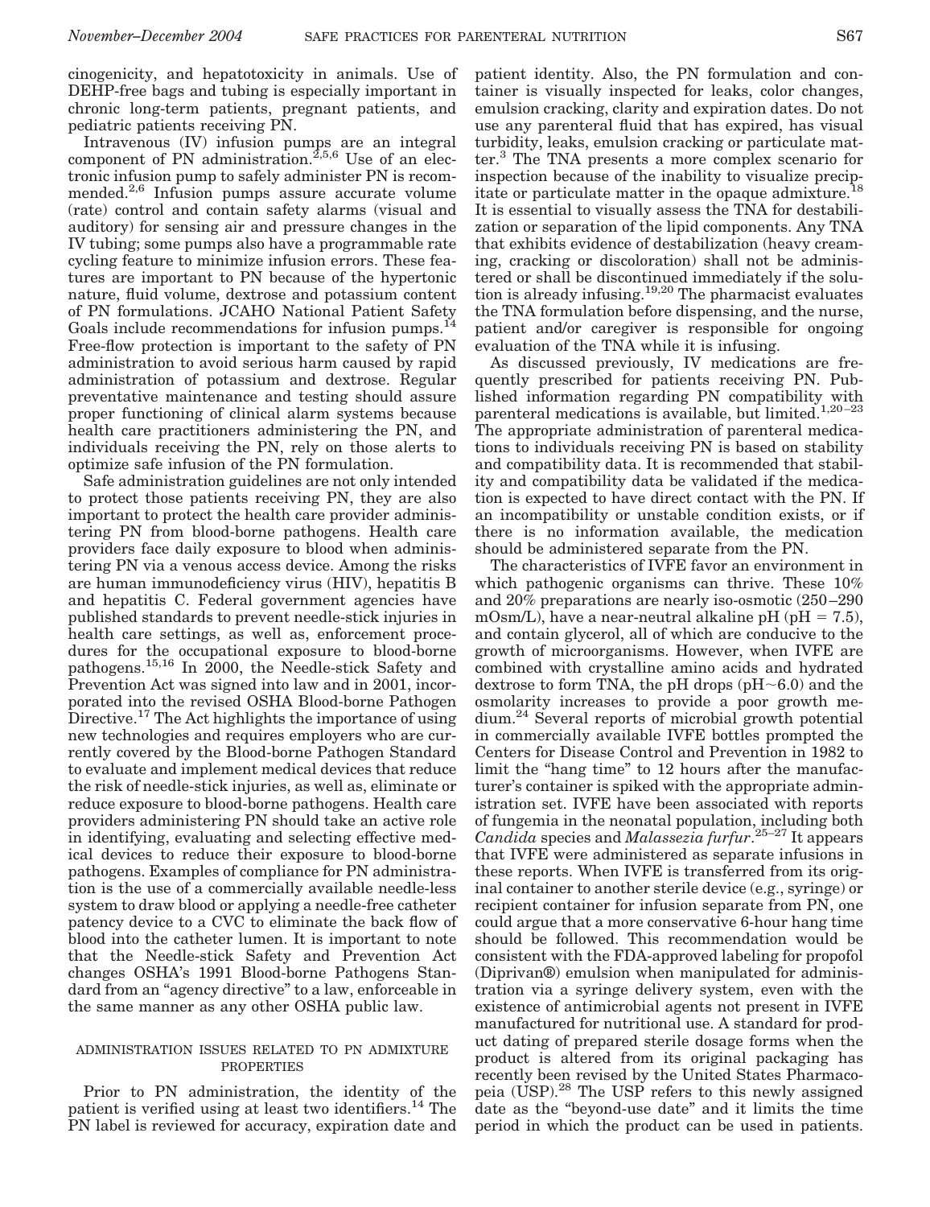cinogenicity, and hepatotoxicity in animals. Use of DEHP-free bags and tubing is especially important in chronic long-term patients, pregnant patients, and pediatric patients receiving PN.

Intravenous (IV) infusion pumps are an integral component of PN administration.[2,5,6] Use of an electronic infusion pump to safely administer PN is recommended.[2,6] Infusion pumps assure accurate volume (rate) control and contain safety alarms (visual and auditory) for sensing air and pressure changes in the IV tubing; some pumps also have a programmable rate cycling feature to minimize infusion errors. These features are important to PN because of the hypertonic nature, fluid volume, dextrose and potassium content of PN formulations. JCAHO National Patient Safety Goals include recommendations for infusion pumps.[14] Free-flow protection is important to the safety of PN administration to avoid serious harm caused by rapid administration of potassium and dextrose. Regular preventative maintenance and testing should assure proper functioning of clinical alarm systems because health care practitioners administering the PN, and individuals receiving the PN, rely on those alerts to optimize safe infusion of the PN formulation.

Safe administration guidelines are not only intended to protect those patients receiving PN, they are also important to protect the health care provider administering PN from blood-borne pathogens. Health care providers face daily exposure to blood when administering PN via a venous access device. Among the risks are human immunodeficiency virus (HIV), hepatitis B and hepatitis C. Federal government agencies have published standards to prevent needle-stick injuries in health care settings, as well as, enforcement procedures for the occupational exposure to blood-borne pathogens.[15,16] In 2000, the Needle-stick Safety and Prevention Act was signed into law and in 2001, incorporated into the revised OSHA Blood-borne Pathogen Directive.[17] The Act highlights the importance of using new technologies and requires employers who are currently covered by the Blood-borne Pathogen Standard to evaluate and implement medical devices that reduce the risk of needle-stick injuries, as well as, eliminate or reduce exposure to blood-borne pathogens. Health care providers administering PN should take an active role in identifying, evaluating and selecting effective medical devices to reduce their exposure to blood-borne pathogens. Examples of compliance for PN administration is the use of a commercially available needle-less system to draw blood or applying a needle-free catheter patency device to a CVC to eliminate the back flow of blood into the catheter lumen. It is important to note that the Needle-stick Safety and Prevention Act changes OSHA's 1991 Blood-borne Pathogens Standard from an "agency directive" to a law, enforceable in the same manner as any other OSHA public law.

## ADMINISTRATION ISSUES RELATED TO PN ADMIXTURE PROPERTIES

Prior to PN administration, the identity of the patient is verified using at least two identifiers.[14] The PN label is reviewed for accuracy, expiration date and patient identity. Also, the PN formulation and container is visually inspected for leaks, color changes, emulsion cracking, clarity and expiration dates. Do not use any parenteral fluid that has expired, has visual turbidity, leaks, emulsion cracking or particulate matter.[3] The TNA presents a more complex scenario for inspection because of the inability to visualize precipitate or particulate matter in the opaque admixture.[18] It is essential to visually assess the TNA for destabilization or separation of the lipid components. Any TNA that exhibits evidence of destabilization (heavy creaming, cracking or discoloration) shall not be administered or shall be discontinued immediately if the solution is already infusing.[19,20] The pharmacist evaluates the TNA formulation before dispensing, and the nurse, patient and/or caregiver is responsible for ongoing evaluation of the TNA while it is infusing.

As discussed previously, IV medications are frequently prescribed for patients receiving PN. Published information regarding PN compatibility with parenteral medications is available, but limited.[1,20–23] The appropriate administration of parenteral medications to individuals receiving PN is based on stability and compatibility data. It is recommended that stability and compatibility data be validated if the medication is expected to have direct contact with the PN. If an incompatibility or unstable condition exists, or if there is no information available, the medication should be administered separate from the PN.

The characteristics of IVFE favor an environment in which pathogenic organisms can thrive. These 10% and 20% preparations are nearly iso-osmotic (250–290 mOsm/L), have a near-neutral alkaline pH (pH = 7.5), and contain glycerol, all of which are conducive to the growth of microorganisms. However, when IVFE are combined with crystalline amino acids and hydrated dextrose to form TNA, the pH drops (pH~6.0) and the osmolarity increases to provide a poor growth medium.[24] Several reports of microbial growth potential in commercially available IVFE bottles prompted the Centers for Disease Control and Prevention in 1982 to limit the "hang time" to 12 hours after the manufacturer's container is spiked with the appropriate administration set. IVFE have been associated with reports of fungemia in the neonatal population, including both *Candida* species and *Malassezia furfur*.[25–27] It appears that IVFE were administered as separate infusions in these reports. When IVFE is transferred from its original container to another sterile device (e.g., syringe) or recipient container for infusion separate from PN, one could argue that a more conservative 6-hour hang time should be followed. This recommendation would be consistent with the FDA-approved labeling for propofol (Diprivan®) emulsion when manipulated for administration via a syringe delivery system, even with the existence of antimicrobial agents not present in IVFE manufactured for nutritional use. A standard for product dating of prepared sterile dosage forms when the product is altered from its original packaging has recently been revised by the United States Pharmacopeia (USP).[28] The USP refers to this newly assigned date as the "beyond-use date" and it limits the time period in which the product can be used in patients.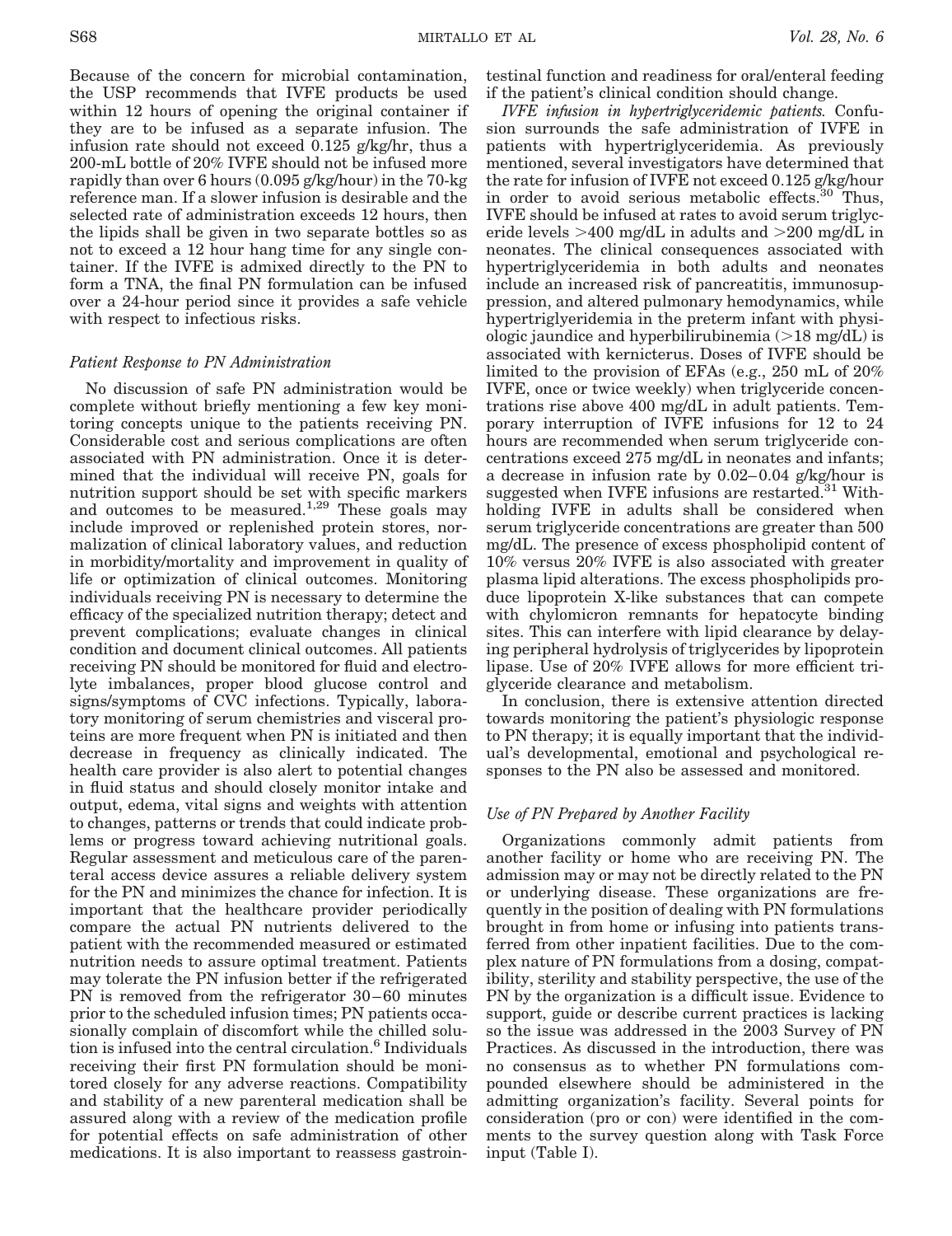Because of the concern for microbial contamination, the USP recommends that IVFE products be used within 12 hours of opening the original container if they are to be infused as a separate infusion. The infusion rate should not exceed 0.125 g/kg/hr, thus a 200-mL bottle of 20% IVFE should not be infused more rapidly than over 6 hours (0.095 g/kg/hour) in the 70-kg reference man. If a slower infusion is desirable and the selected rate of administration exceeds 12 hours, then the lipids shall be given in two separate bottles so as not to exceed a 12 hour hang time for any single container. If the IVFE is admixed directly to the PN to form a TNA, the final PN formulation can be infused over a 24-hour period since it provides a safe vehicle with respect to infectious risks.

### *Patient Response to PN Administration*

No discussion of safe PN administration would be complete without briefly mentioning a few key monitoring concepts unique to the patients receiving PN. Considerable cost and serious complications are often associated with PN administration. Once it is determined that the individual will receive PN, goals for nutrition support should be set with specific markers and outcomes to be measured.[1,29] These goals may include improved or replenished protein stores, normalization of clinical laboratory values, and reduction in morbidity/mortality and improvement in quality of life or optimization of clinical outcomes. Monitoring individuals receiving PN is necessary to determine the efficacy of the specialized nutrition therapy; detect and prevent complications; evaluate changes in clinical condition and document clinical outcomes. All patients receiving PN should be monitored for fluid and electrolyte imbalances, proper blood glucose control and signs/symptoms of CVC infections. Typically, laboratory monitoring of serum chemistries and visceral proteins are more frequent when PN is initiated and then decrease in frequency as clinically indicated. The health care provider is also alert to potential changes in fluid status and should closely monitor intake and output, edema, vital signs and weights with attention to changes, patterns or trends that could indicate problems or progress toward achieving nutritional goals. Regular assessment and meticulous care of the parenteral access device assures a reliable delivery system for the PN and minimizes the chance for infection. It is important that the healthcare provider periodically compare the actual PN nutrients delivered to the patient with the recommended measured or estimated nutrition needs to assure optimal treatment. Patients may tolerate the PN infusion better if the refrigerated PN is removed from the refrigerator 30–60 minutes prior to the scheduled infusion times; PN patients occasionally complain of discomfort while the chilled solution is infused into the central circulation.[6] Individuals receiving their first PN formulation should be monitored closely for any adverse reactions. Compatibility and stability of a new parenteral medication shall be assured along with a review of the medication profile for potential effects on safe administration of other medications. It is also important to reassess gastrointestinal function and readiness for oral/enteral feeding if the patient's clinical condition should change.

*IVFE infusion in hypertriglyceridemic patients.* Confusion surrounds the safe administration of IVFE in patients with hypertriglyceridemia. As previously mentioned, several investigators have determined that the rate for infusion of IVFE not exceed 0.125 g/kg/hour in order to avoid serious metabolic effects.[30] Thus, IVFE should be infused at rates to avoid serum triglyceride levels >400 mg/dL in adults and >200 mg/dL in neonates. The clinical consequences associated with hypertriglyceridemia in both adults and neonates include an increased risk of pancreatitis, immunosuppression, and altered pulmonary hemodynamics, while hypertriglyeridemia in the preterm infant with physiologic jaundice and hyperbilirubinemia (>18 mg/dL) is associated with kernicterus. Doses of IVFE should be limited to the provision of EFAs (e.g., 250 mL of 20% IVFE, once or twice weekly) when triglyceride concentrations rise above 400 mg/dL in adult patients. Temporary interruption of IVFE infusions for 12 to 24 hours are recommended when serum triglyceride concentrations exceed 275 mg/dL in neonates and infants; a decrease in infusion rate by 0.02–0.04 g/kg/hour is suggested when IVFE infusions are restarted.[31] Withholding IVFE in adults shall be considered when serum triglyceride concentrations are greater than 500 mg/dL. The presence of excess phospholipid content of 10% versus 20% IVFE is also associated with greater plasma lipid alterations. The excess phospholipids produce lipoprotein X-like substances that can compete with chylomicron remnants for hepatocyte binding sites. This can interfere with lipid clearance by delaying peripheral hydrolysis of triglycerides by lipoprotein lipase. Use of 20% IVFE allows for more efficient triglyceride clearance and metabolism.

In conclusion, there is extensive attention directed towards monitoring the patient's physiologic response to PN therapy; it is equally important that the individual's developmental, emotional and psychological responses to the PN also be assessed and monitored.

### *Use of PN Prepared by Another Facility*

Organizations commonly admit patients from another facility or home who are receiving PN. The admission may or may not be directly related to the PN or underlying disease. These organizations are frequently in the position of dealing with PN formulations brought in from home or infusing into patients transferred from other inpatient facilities. Due to the complex nature of PN formulations from a dosing, compatibility, sterility and stability perspective, the use of the PN by the organization is a difficult issue. Evidence to support, guide or describe current practices is lacking so the issue was addressed in the 2003 Survey of PN Practices. As discussed in the introduction, there was no consensus as to whether PN formulations compounded elsewhere should be administered in the admitting organization's facility. Several points for consideration (pro or con) were identified in the comments to the survey question along with Task Force input (Table I).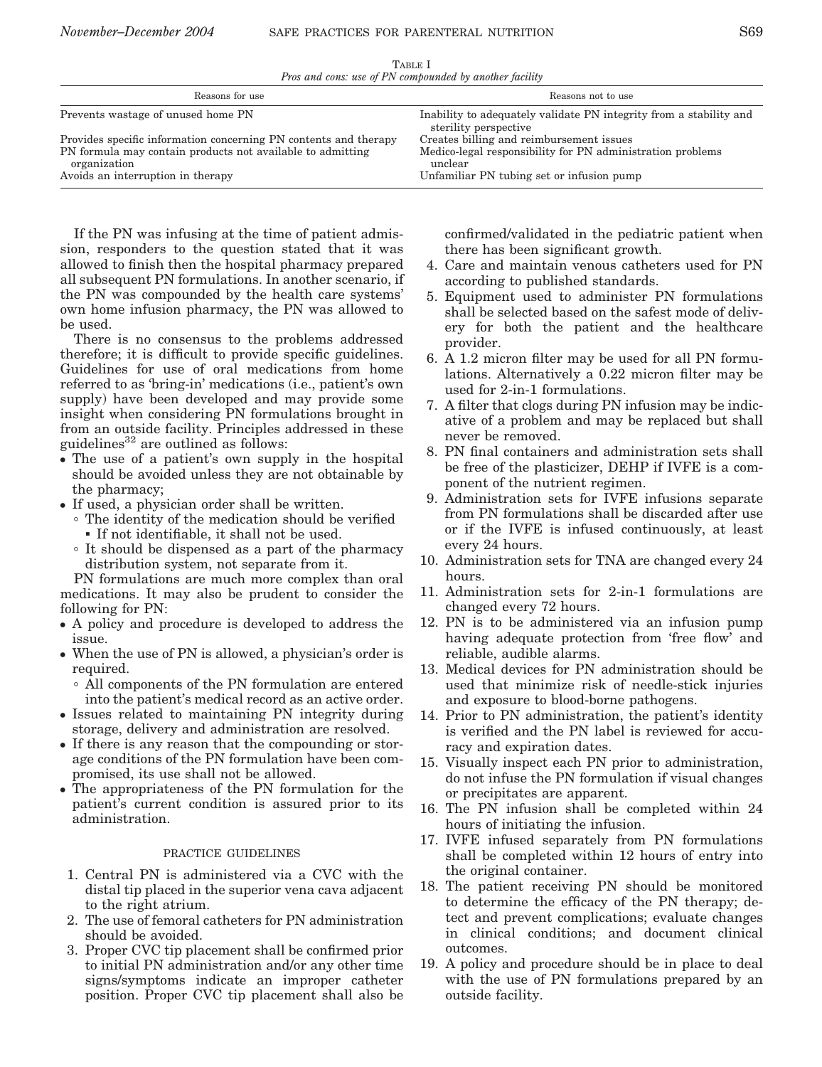TABLE I

*Pros and cons: use of PN compounded by another facility*

| Reasons for use | Reasons not to use |
| --- | --- |
| Prevents wastage of unused home PN | Inability to adequately validate PN integrity from a stability and sterility perspective |
| Provides specific information concerning PN contents and therapy | Creates billing and reimbursement issues |
| PN formula may contain products not available to admitting organization | Medico-legal responsibility for PN administration problems unclear |
| Avoids an interruption in therapy | Unfamiliar PN tubing set or infusion pump |

If the PN was infusing at the time of patient admission, responders to the question stated that it was allowed to finish then the hospital pharmacy prepared all subsequent PN formulations. In another scenario, if the PN was compounded by the health care systems' own home infusion pharmacy, the PN was allowed to be used.

There is no consensus to the problems addressed therefore; it is difficult to provide specific guidelines. Guidelines for use of oral medications from home referred to as 'bring-in' medications (i.e., patient's own supply) have been developed and may provide some insight when considering PN formulations brought in from an outside facility. Principles addressed in these guidelines[32] are outlined as follows:

- The use of a patient's own supply in the hospital should be avoided unless they are not obtainable by the pharmacy;
- If used, a physician order shall be written.
  - The identity of the medication should be verified
    - If not identifiable, it shall not be used.
  - It should be dispensed as a part of the pharmacy distribution system, not separate from it.

PN formulations are much more complex than oral medications. It may also be prudent to consider the following for PN:

- A policy and procedure is developed to address the issue.
- When the use of PN is allowed, a physician's order is required.
  - All components of the PN formulation are entered into the patient's medical record as an active order.
- Issues related to maintaining PN integrity during storage, delivery and administration are resolved.
- If there is any reason that the compounding or storage conditions of the PN formulation have been compromised, its use shall not be allowed.
- The appropriateness of the PN formulation for the patient's current condition is assured prior to its administration.

## PRACTICE GUIDELINES

1. Central PN is administered via a CVC with the distal tip placed in the superior vena cava adjacent to the right atrium.
2. The use of femoral catheters for PN administration should be avoided.
3. Proper CVC tip placement shall be confirmed prior to initial PN administration and/or any other time signs/symptoms indicate an improper catheter position. Proper CVC tip placement shall also be confirmed/validated in the pediatric patient when there has been significant growth.
4. Care and maintain venous catheters used for PN according to published standards.
5. Equipment used to administer PN formulations shall be selected based on the safest mode of delivery for both the patient and the healthcare provider.
6. A 1.2 micron filter may be used for all PN formulations. Alternatively a 0.22 micron filter may be used for 2-in-1 formulations.
7. A filter that clogs during PN infusion may be indicative of a problem and may be replaced but shall never be removed.
8. PN final containers and administration sets shall be free of the plasticizer, DEHP if IVFE is a component of the nutrient regimen.
9. Administration sets for IVFE infusions separate from PN formulations shall be discarded after use or if the IVFE is infused continuously, at least every 24 hours.
10. Administration sets for TNA are changed every 24 hours.
11. Administration sets for 2-in-1 formulations are changed every 72 hours.
12. PN is to be administered via an infusion pump having adequate protection from 'free flow' and reliable, audible alarms.
13. Medical devices for PN administration should be used that minimize risk of needle-stick injuries and exposure to blood-borne pathogens.
14. Prior to PN administration, the patient's identity is verified and the PN label is reviewed for accuracy and expiration dates.
15. Visually inspect each PN prior to administration, do not infuse the PN formulation if visual changes or precipitates are apparent.
16. The PN infusion shall be completed within 24 hours of initiating the infusion.
17. IVFE infused separately from PN formulations shall be completed within 12 hours of entry into the original container.
18. The patient receiving PN should be monitored to determine the efficacy of the PN therapy; detect and prevent complications; evaluate changes in clinical conditions; and document clinical outcomes.
19. A policy and procedure should be in place to deal with the use of PN formulations prepared by an outside facility.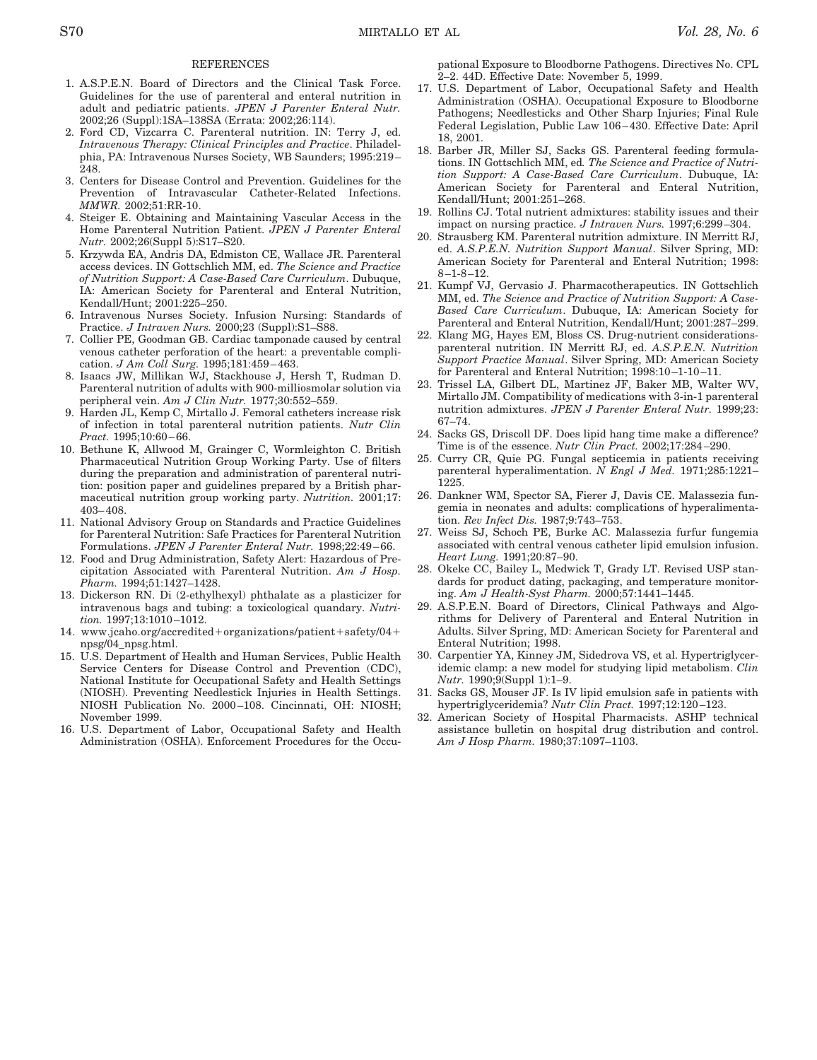## REFERENCES

1. A.S.P.E.N. Board of Directors and the Clinical Task Force. Guidelines for the use of parenteral and enteral nutrition in adult and pediatric patients. *JPEN J Parenter Enteral Nutr.* 2002;26 (Suppl):1SA–138SA (Errata: 2002;26:114).
2. Ford CD, Vizcarra C. Parenteral nutrition. IN: Terry J, ed. *Intravenous Therapy: Clinical Principles and Practice*. Philadelphia, PA: Intravenous Nurses Society, WB Saunders; 1995:219–248.
3. Centers for Disease Control and Prevention. Guidelines for the Prevention of Intravascular Catheter-Related Infections. *MMWR.* 2002;51:RR-10.
4. Steiger E. Obtaining and Maintaining Vascular Access in the Home Parenteral Nutrition Patient. *JPEN J Parenter Enteral Nutr.* 2002;26(Suppl 5):S17–S20.
5. Krzywda EA, Andris DA, Edmiston CE, Wallace JR. Parenteral access devices. IN Gottschlich MM, ed. *The Science and Practice of Nutrition Support: A Case-Based Care Curriculum*. Dubuque, IA: American Society for Parenteral and Enteral Nutrition, Kendall/Hunt; 2001:225–250.
6. Intravenous Nurses Society. Infusion Nursing: Standards of Practice. *J Intraven Nurs.* 2000;23 (Suppl):S1–S88.
7. Collier PE, Goodman GB. Cardiac tamponade caused by central venous catheter perforation of the heart: a preventable complication. *J Am Coll Surg.* 1995;181:459–463.
8. Isaacs JW, Millikan WJ, Stackhouse J, Hersh T, Rudman D. Parenteral nutrition of adults with 900-milliosmolar solution via peripheral vein. *Am J Clin Nutr.* 1977;30:552–559.
9. Harden JL, Kemp C, Mirtallo J. Femoral catheters increase risk of infection in total parenteral nutrition patients. *Nutr Clin Pract.* 1995;10:60–66.
10. Bethune K, Allwood M, Grainger C, Wormleighton C. British Pharmaceutical Nutrition Group Working Party. Use of filters during the preparation and administration of parenteral nutrition: position paper and guidelines prepared by a British pharmaceutical nutrition group working party. *Nutrition.* 2001;17: 403–408.
11. National Advisory Group on Standards and Practice Guidelines for Parenteral Nutrition: Safe Practices for Parenteral Nutrition Formulations. *JPEN J Parenter Enteral Nutr.* 1998;22:49–66.
12. Food and Drug Administration, Safety Alert: Hazardous of Precipitation Associated with Parenteral Nutrition. *Am J Hosp. Pharm.* 1994;51:1427–1428.
13. Dickerson RN. Di (2-ethylhexyl) phthalate as a plasticizer for intravenous bags and tubing: a toxicological quandary. *Nutrition.* 1997;13:1010–1012.
14. www.jcaho.org/accredited+organizations/patient+safety/04+npsg/04_npsg.html.
15. U.S. Department of Health and Human Services, Public Health Service Centers for Disease Control and Prevention (CDC), National Institute for Occupational Safety and Health Settings (NIOSH). Preventing Needlestick Injuries in Health Settings. NIOSH Publication No. 2000–108. Cincinnati, OH: NIOSH; November 1999.
16. U.S. Department of Labor, Occupational Safety and Health Administration (OSHA). Enforcement Procedures for the Occupational Exposure to Bloodborne Pathogens. Directives No. CPL 2–2. 44D. Effective Date: November 5, 1999.
17. U.S. Department of Labor, Occupational Safety and Health Administration (OSHA). Occupational Exposure to Bloodborne Pathogens; Needlesticks and Other Sharp Injuries; Final Rule Federal Legislation, Public Law 106–430. Effective Date: April 18, 2001.
18. Barber JR, Miller SJ, Sacks GS. Parenteral feeding formulations. IN Gottschlich MM, ed*. The Science and Practice of Nutrition Support: A Case-Based Care Curriculum*. Dubuque, IA: American Society for Parenteral and Enteral Nutrition, Kendall/Hunt; 2001:251–268.
19. Rollins CJ. Total nutrient admixtures: stability issues and their impact on nursing practice. *J Intraven Nurs.* 1997;6:299–304.
20. Strausberg KM. Parenteral nutrition admixture. IN Merritt RJ, ed. *A.S.P.E.N. Nutrition Support Manual*. Silver Spring, MD: American Society for Parenteral and Enteral Nutrition; 1998: 8–1-8–12.
21. Kumpf VJ, Gervasio J. Pharmacotherapeutics. IN Gottschlich MM, ed. *The Science and Practice of Nutrition Support: A Case-Based Care Curriculum*. Dubuque, IA: American Society for Parenteral and Enteral Nutrition, Kendall/Hunt; 2001:287–299.
22. Klang MG, Hayes EM, Bloss CS. Drug-nutrient considerations-parenteral nutrition. IN Merritt RJ, ed. *A.S.P.E.N. Nutrition Support Practice Manual*. Silver Spring, MD: American Society for Parenteral and Enteral Nutrition; 1998:10–1-10–11.
23. Trissel LA, Gilbert DL, Martinez JF, Baker MB, Walter WV, Mirtallo JM. Compatibility of medications with 3-in-1 parenteral nutrition admixtures. *JPEN J Parenter Enteral Nutr.* 1999;23: 67–74.
24. Sacks GS, Driscoll DF. Does lipid hang time make a difference? Time is of the essence. *Nutr Clin Pract.* 2002;17:284–290.
25. Curry CR, Quie PG. Fungal septicemia in patients receiving parenteral hyperalimentation. *N Engl J Med.* 1971;285:1221–1225.
26. Dankner WM, Spector SA, Fierer J, Davis CE. Malassezia fungemia in neonates and adults: complications of hyperalimentation. *Rev Infect Dis.* 1987;9:743–753.
27. Weiss SJ, Schoch PE, Burke AC. Malassezia furfur fungemia associated with central venous catheter lipid emulsion infusion. *Heart Lung.* 1991;20:87–90.
28. Okeke CC, Bailey L, Medwick T, Grady LT. Revised USP standards for product dating, packaging, and temperature monitoring. *Am J Health-Syst Pharm.* 2000;57:1441–1445.
29. A.S.P.E.N. Board of Directors, Clinical Pathways and Algorithms for Delivery of Parenteral and Enteral Nutrition in Adults. Silver Spring, MD: American Society for Parenteral and Enteral Nutrition; 1998.
30. Carpentier YA, Kinney JM, Sidedrova VS, et al. Hypertriglyceridemic clamp: a new model for studying lipid metabolism. *Clin Nutr.* 1990;9(Suppl 1):1–9.
31. Sacks GS, Mouser JF. Is IV lipid emulsion safe in patients with hypertriglyceridemia? *Nutr Clin Pract.* 1997;12:120–123.
32. American Society of Hospital Pharmacists. ASHP technical assistance bulletin on hospital drug distribution and control. *Am J Hosp Pharm.* 1980;37:1097–1103.